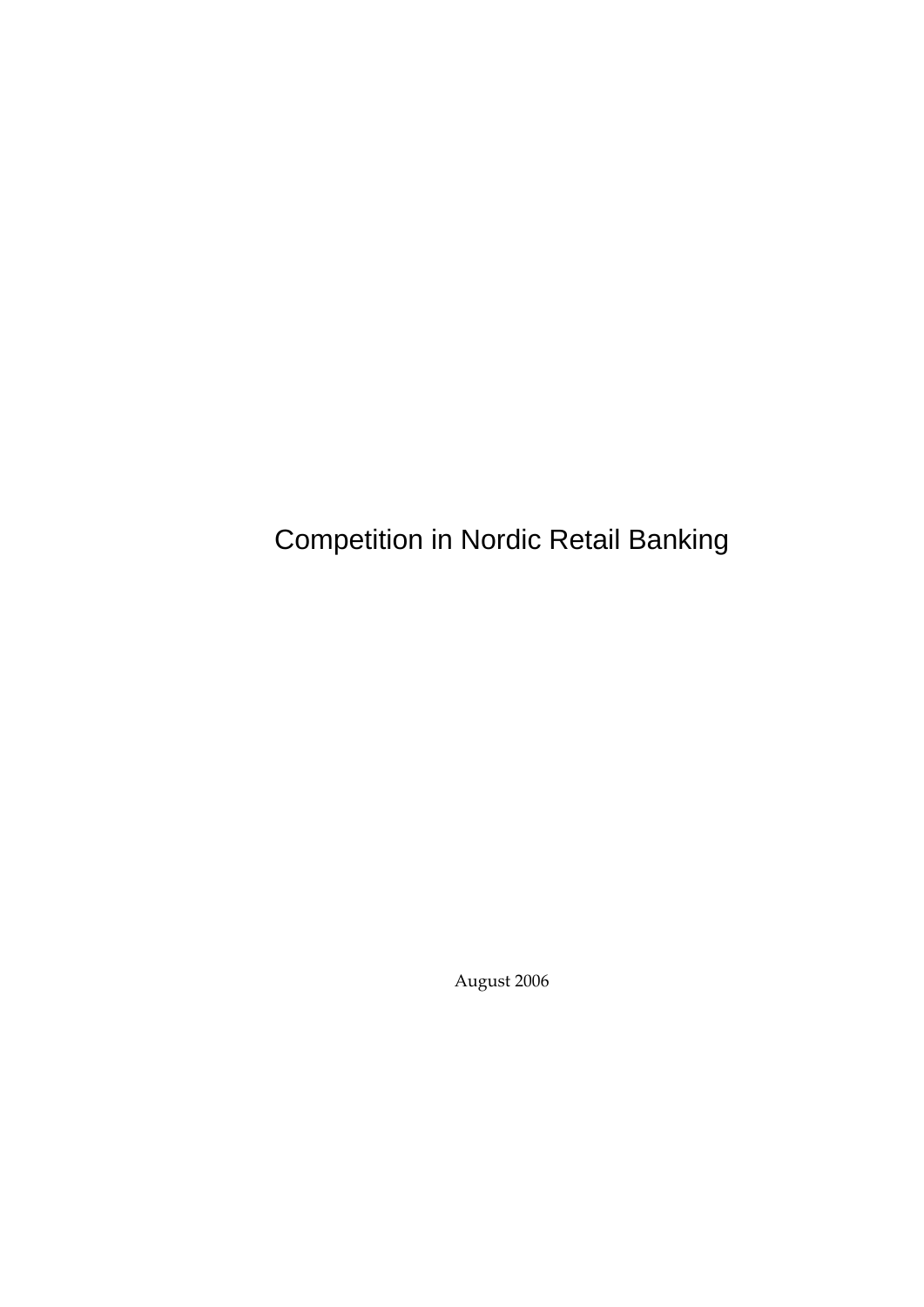# Competition in Nordic Retail Banking

August 2006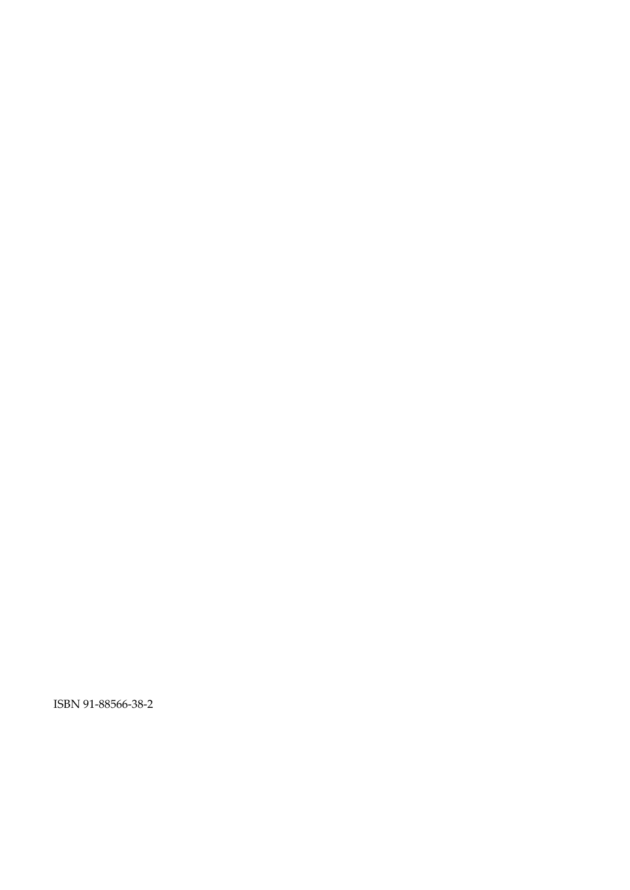ISBN 91-88566-38-2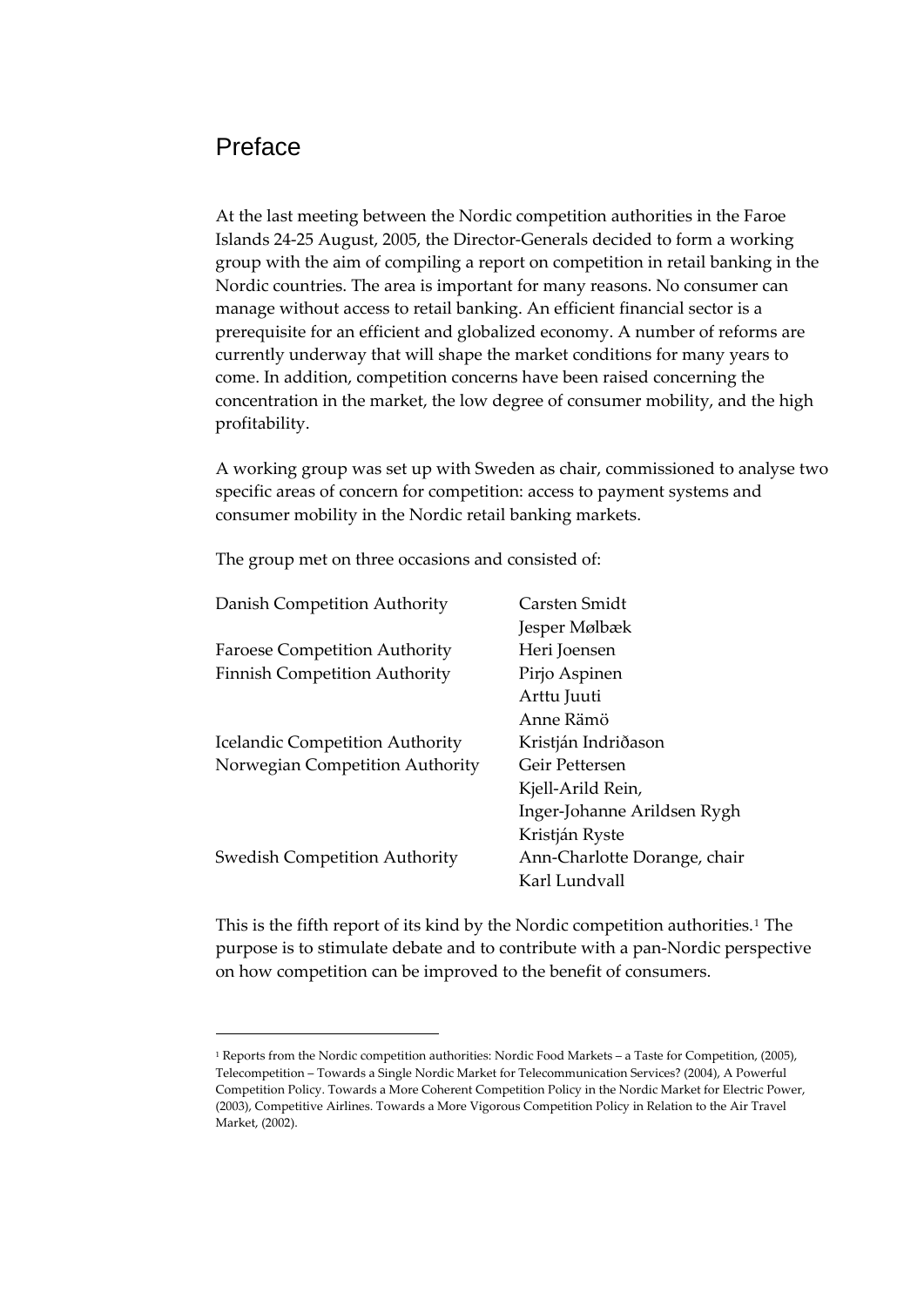# Preface

At the last meeting between the Nordic competition authorities in the Faroe Islands 24-25 August, 2005, the Director-Generals decided to form a working group with the aim of compiling a report on competition in retail banking in the Nordic countries. The area is important for many reasons. No consumer can manage without access to retail banking. An efficient financial sector is a prerequisite for an efficient and globalized economy. A number of reforms are currently underway that will shape the market conditions for many years to come. In addition, competition concerns have been raised concerning the concentration in the market, the low degree of consumer mobility, and the high profitability.

A working group was set up with Sweden as chair, commissioned to analyse two specific areas of concern for competition: access to payment systems and consumer mobility in the Nordic retail banking markets.

The group met on three occasions and consisted of:

| | |
|---|---|
| Danish Competition Authority | Carsten Smidt |
| | Jesper Mølbæk |
| Faroese Competition Authority | Heri Joensen |
| Finnish Competition Authority | Pirjo Aspinen |
| | Arttu Juuti |
| | Anne Rämö |
| Icelandic Competition Authority | Kristján Indriðason |
| Norwegian Competition Authority | Geir Pettersen |
| | Kjell-Arild Rein, |
| | Inger-Johanne Arildsen Rygh |
| | Kristján Ryste |
| Swedish Competition Authority | Ann-Charlotte Dorange, chair |
| | Karl Lundvall |

This is the fifth report of its kind by the Nordic competition authorities.[1] The purpose is to stimulate debate and to contribute with a pan-Nordic perspective on how competition can be improved to the benefit of consumers.

---

[1] Reports from the Nordic competition authorities: Nordic Food Markets – a Taste for Competition, (2005), Telecompetition – Towards a Single Nordic Market for Telecommunication Services? (2004), A Powerful Competition Policy. Towards a More Coherent Competition Policy in the Nordic Market for Electric Power, (2003), Competitive Airlines. Towards a More Vigorous Competition Policy in Relation to the Air Travel Market, (2002).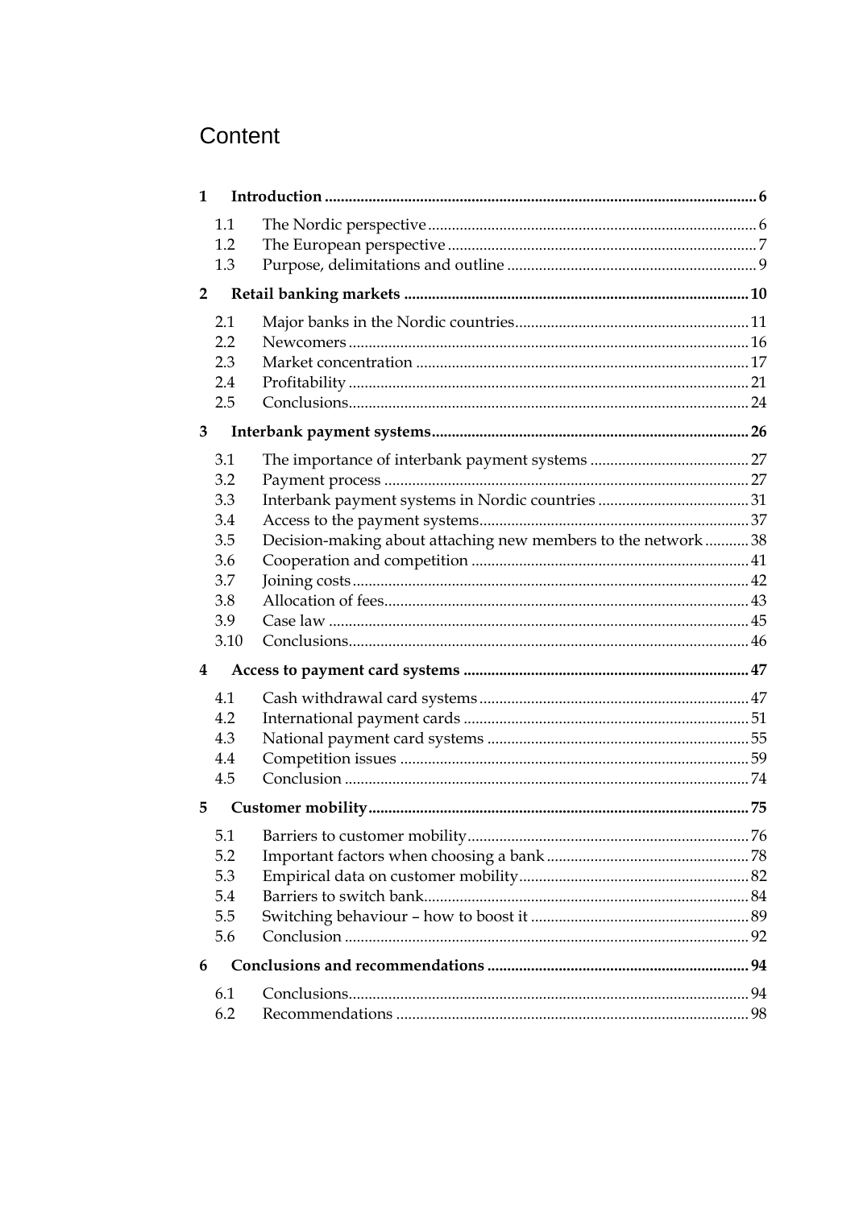# Content

**1 Introduction** ......................................................... 6

- 1.1 The Nordic perspective ......................................................... 6
- 1.2 The European perspective ......................................................... 7
- 1.3 Purpose, delimitations and outline ......................................................... 9

**2 Retail banking markets** ......................................................... 10

- 2.1 Major banks in the Nordic countries ......................................................... 11
- 2.2 Newcomers ......................................................... 16
- 2.3 Market concentration ......................................................... 17
- 2.4 Profitability ......................................................... 21
- 2.5 Conclusions ......................................................... 24

**3 Interbank payment systems** ......................................................... 26

- 3.1 The importance of interbank payment systems ......................................................... 27
- 3.2 Payment process ......................................................... 27
- 3.3 Interbank payment systems in Nordic countries ......................................................... 31
- 3.4 Access to the payment systems ......................................................... 37
- 3.5 Decision-making about attaching new members to the network ......................................................... 38
- 3.6 Cooperation and competition ......................................................... 41
- 3.7 Joining costs ......................................................... 42
- 3.8 Allocation of fees ......................................................... 43
- 3.9 Case law ......................................................... 45
- 3.10 Conclusions ......................................................... 46

**4 Access to payment card systems** ......................................................... 47

- 4.1 Cash withdrawal card systems ......................................................... 47
- 4.2 International payment cards ......................................................... 51
- 4.3 National payment card systems ......................................................... 55
- 4.4 Competition issues ......................................................... 59
- 4.5 Conclusion ......................................................... 74

**5 Customer mobility** ......................................................... 75

- 5.1 Barriers to customer mobility ......................................................... 76
- 5.2 Important factors when choosing a bank ......................................................... 78
- 5.3 Empirical data on customer mobility ......................................................... 82
- 5.4 Barriers to switch bank ......................................................... 84
- 5.5 Switching behaviour – how to boost it ......................................................... 89
- 5.6 Conclusion ......................................................... 92

**6 Conclusions and recommendations** ......................................................... 94

- 6.1 Conclusions ......................................................... 94
- 6.2 Recommendations ......................................................... 98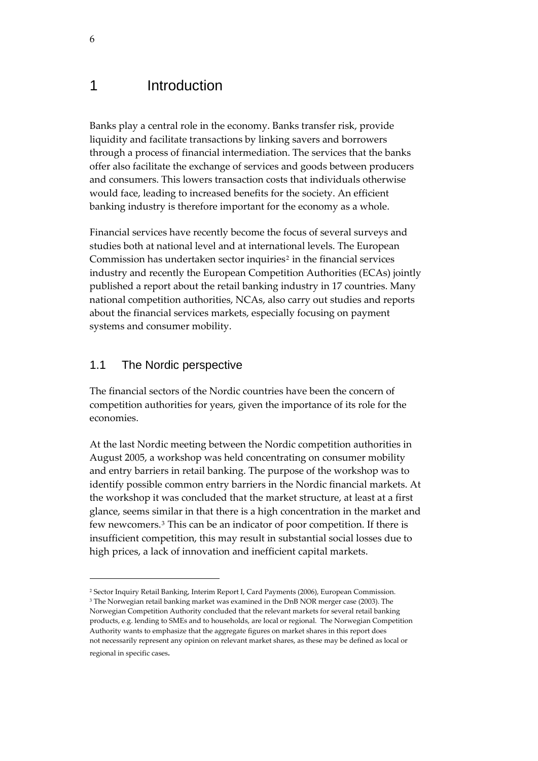# 1 Introduction

Banks play a central role in the economy. Banks transfer risk, provide liquidity and facilitate transactions by linking savers and borrowers through a process of financial intermediation. The services that the banks offer also facilitate the exchange of services and goods between producers and consumers. This lowers transaction costs that individuals otherwise would face, leading to increased benefits for the society. An efficient banking industry is therefore important for the economy as a whole.

Financial services have recently become the focus of several surveys and studies both at national level and at international levels. The European Commission has undertaken sector inquiries[2] in the financial services industry and recently the European Competition Authorities (ECAs) jointly published a report about the retail banking industry in 17 countries. Many national competition authorities, NCAs, also carry out studies and reports about the financial services markets, especially focusing on payment systems and consumer mobility.

## 1.1 The Nordic perspective

The financial sectors of the Nordic countries have been the concern of competition authorities for years, given the importance of its role for the economies.

At the last Nordic meeting between the Nordic competition authorities in August 2005, a workshop was held concentrating on consumer mobility and entry barriers in retail banking. The purpose of the workshop was to identify possible common entry barriers in the Nordic financial markets. At the workshop it was concluded that the market structure, at least at a first glance, seems similar in that there is a high concentration in the market and few newcomers.[3] This can be an indicator of poor competition. If there is insufficient competition, this may result in substantial social losses due to high prices, a lack of innovation and inefficient capital markets.

---

[2] Sector Inquiry Retail Banking, Interim Report I, Card Payments (2006), European Commission.

[3] The Norwegian retail banking market was examined in the DnB NOR merger case (2003). The Norwegian Competition Authority concluded that the relevant markets for several retail banking products, e.g. lending to SMEs and to households, are local or regional. The Norwegian Competition Authority wants to emphasize that the aggregate figures on market shares in this report does not necessarily represent any opinion on relevant market shares, as these may be defined as local or regional in specific cases.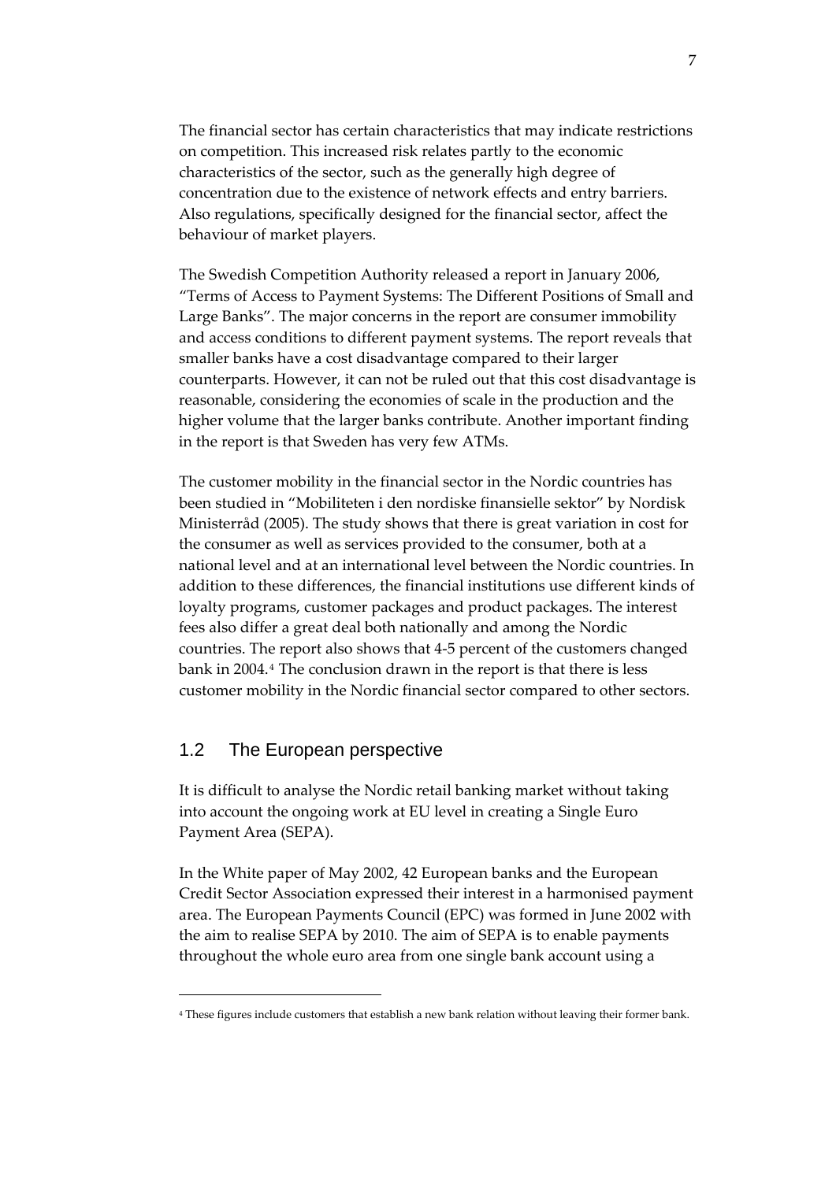The financial sector has certain characteristics that may indicate restrictions on competition. This increased risk relates partly to the economic characteristics of the sector, such as the generally high degree of concentration due to the existence of network effects and entry barriers. Also regulations, specifically designed for the financial sector, affect the behaviour of market players.

The Swedish Competition Authority released a report in January 2006, "Terms of Access to Payment Systems: The Different Positions of Small and Large Banks". The major concerns in the report are consumer immobility and access conditions to different payment systems. The report reveals that smaller banks have a cost disadvantage compared to their larger counterparts. However, it can not be ruled out that this cost disadvantage is reasonable, considering the economies of scale in the production and the higher volume that the larger banks contribute. Another important finding in the report is that Sweden has very few ATMs.

The customer mobility in the financial sector in the Nordic countries has been studied in "Mobiliteten i den nordiske finansielle sektor" by Nordisk Ministerråd (2005). The study shows that there is great variation in cost for the consumer as well as services provided to the consumer, both at a national level and at an international level between the Nordic countries. In addition to these differences, the financial institutions use different kinds of loyalty programs, customer packages and product packages. The interest fees also differ a great deal both nationally and among the Nordic countries. The report also shows that 4-5 percent of the customers changed bank in 2004.[4] The conclusion drawn in the report is that there is less customer mobility in the Nordic financial sector compared to other sectors.

## 1.2 The European perspective

It is difficult to analyse the Nordic retail banking market without taking into account the ongoing work at EU level in creating a Single Euro Payment Area (SEPA).

In the White paper of May 2002, 42 European banks and the European Credit Sector Association expressed their interest in a harmonised payment area. The European Payments Council (EPC) was formed in June 2002 with the aim to realise SEPA by 2010. The aim of SEPA is to enable payments throughout the whole euro area from one single bank account using a

[4] These figures include customers that establish a new bank relation without leaving their former bank.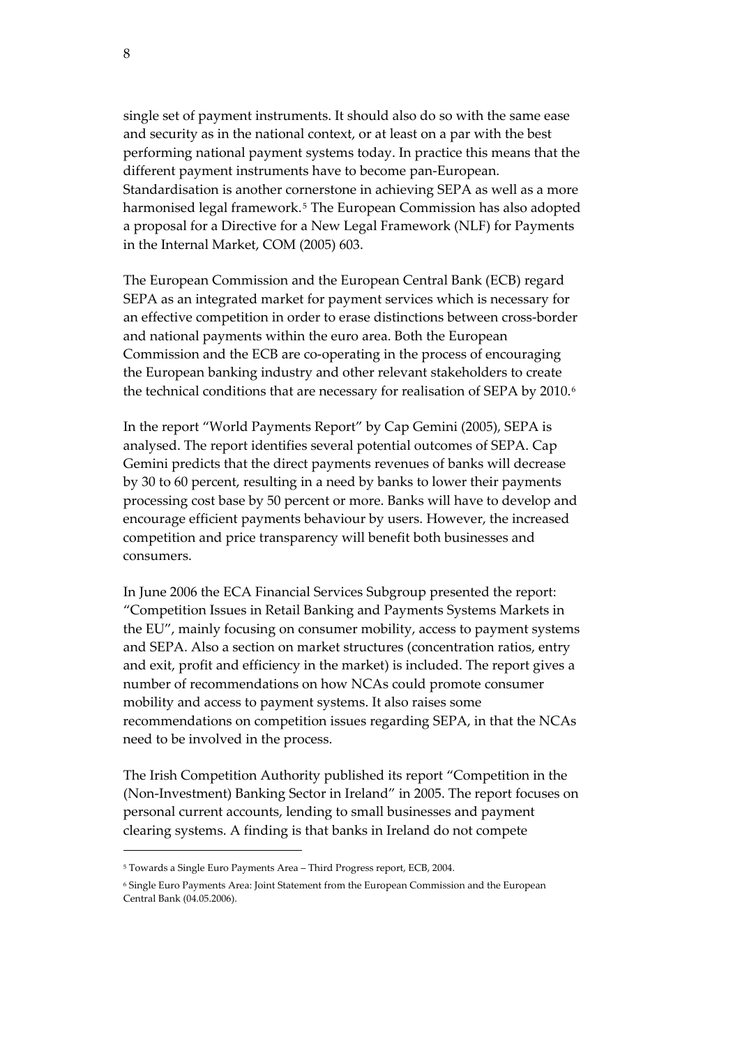single set of payment instruments. It should also do so with the same ease and security as in the national context, or at least on a par with the best performing national payment systems today. In practice this means that the different payment instruments have to become pan-European. Standardisation is another cornerstone in achieving SEPA as well as a more harmonised legal framework.[5] The European Commission has also adopted a proposal for a Directive for a New Legal Framework (NLF) for Payments in the Internal Market, COM (2005) 603.

The European Commission and the European Central Bank (ECB) regard SEPA as an integrated market for payment services which is necessary for an effective competition in order to erase distinctions between cross-border and national payments within the euro area. Both the European Commission and the ECB are co-operating in the process of encouraging the European banking industry and other relevant stakeholders to create the technical conditions that are necessary for realisation of SEPA by 2010.[6]

In the report "World Payments Report" by Cap Gemini (2005), SEPA is analysed. The report identifies several potential outcomes of SEPA. Cap Gemini predicts that the direct payments revenues of banks will decrease by 30 to 60 percent, resulting in a need by banks to lower their payments processing cost base by 50 percent or more. Banks will have to develop and encourage efficient payments behaviour by users. However, the increased competition and price transparency will benefit both businesses and consumers.

In June 2006 the ECA Financial Services Subgroup presented the report: "Competition Issues in Retail Banking and Payments Systems Markets in the EU", mainly focusing on consumer mobility, access to payment systems and SEPA. Also a section on market structures (concentration ratios, entry and exit, profit and efficiency in the market) is included. The report gives a number of recommendations on how NCAs could promote consumer mobility and access to payment systems. It also raises some recommendations on competition issues regarding SEPA, in that the NCAs need to be involved in the process.

The Irish Competition Authority published its report "Competition in the (Non-Investment) Banking Sector in Ireland" in 2005. The report focuses on personal current accounts, lending to small businesses and payment clearing systems. A finding is that banks in Ireland do not compete

---

[5] Towards a Single Euro Payments Area – Third Progress report, ECB, 2004.

[6] Single Euro Payments Area: Joint Statement from the European Commission and the European Central Bank (04.05.2006).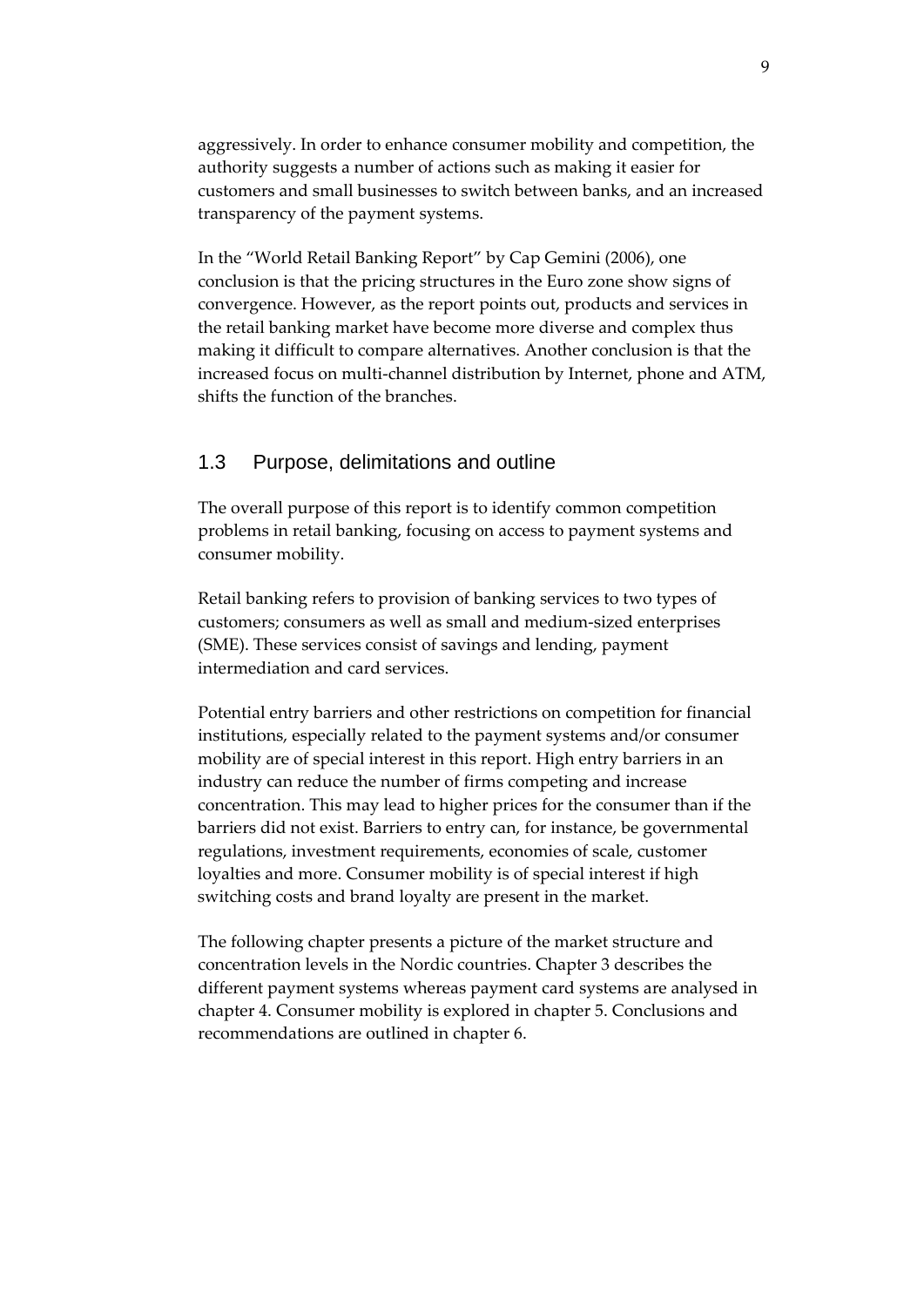aggressively. In order to enhance consumer mobility and competition, the authority suggests a number of actions such as making it easier for customers and small businesses to switch between banks, and an increased transparency of the payment systems.

In the "World Retail Banking Report" by Cap Gemini (2006), one conclusion is that the pricing structures in the Euro zone show signs of convergence. However, as the report points out, products and services in the retail banking market have become more diverse and complex thus making it difficult to compare alternatives. Another conclusion is that the increased focus on multi-channel distribution by Internet, phone and ATM, shifts the function of the branches.

## 1.3 Purpose, delimitations and outline

The overall purpose of this report is to identify common competition problems in retail banking, focusing on access to payment systems and consumer mobility.

Retail banking refers to provision of banking services to two types of customers; consumers as well as small and medium-sized enterprises (SME). These services consist of savings and lending, payment intermediation and card services.

Potential entry barriers and other restrictions on competition for financial institutions, especially related to the payment systems and/or consumer mobility are of special interest in this report. High entry barriers in an industry can reduce the number of firms competing and increase concentration. This may lead to higher prices for the consumer than if the barriers did not exist. Barriers to entry can, for instance, be governmental regulations, investment requirements, economies of scale, customer loyalties and more. Consumer mobility is of special interest if high switching costs and brand loyalty are present in the market.

The following chapter presents a picture of the market structure and concentration levels in the Nordic countries. Chapter 3 describes the different payment systems whereas payment card systems are analysed in chapter 4. Consumer mobility is explored in chapter 5. Conclusions and recommendations are outlined in chapter 6.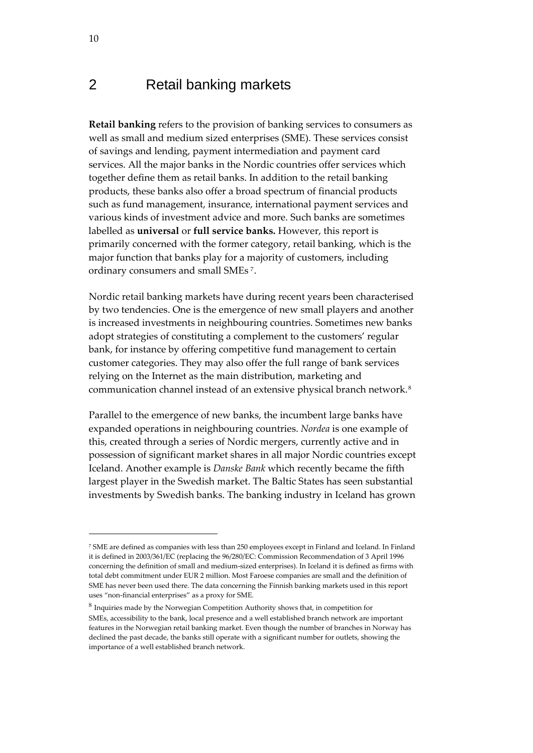# 2 Retail banking markets

**Retail banking** refers to the provision of banking services to consumers as well as small and medium sized enterprises (SME). These services consist of savings and lending, payment intermediation and payment card services. All the major banks in the Nordic countries offer services which together define them as retail banks. In addition to the retail banking products, these banks also offer a broad spectrum of financial products such as fund management, insurance, international payment services and various kinds of investment advice and more. Such banks are sometimes labelled as **universal** or **full service banks.** However, this report is primarily concerned with the former category, retail banking, which is the major function that banks play for a majority of customers, including ordinary consumers and small SMEs [7].

Nordic retail banking markets have during recent years been characterised by two tendencies. One is the emergence of new small players and another is increased investments in neighbouring countries. Sometimes new banks adopt strategies of constituting a complement to the customers' regular bank, for instance by offering competitive fund management to certain customer categories. They may also offer the full range of bank services relying on the Internet as the main distribution, marketing and communication channel instead of an extensive physical branch network.[8]

Parallel to the emergence of new banks, the incumbent large banks have expanded operations in neighbouring countries. *Nordea* is one example of this, created through a series of Nordic mergers, currently active and in possession of significant market shares in all major Nordic countries except Iceland. Another example is *Danske Bank* which recently became the fifth largest player in the Swedish market. The Baltic States has seen substantial investments by Swedish banks. The banking industry in Iceland has grown

---

[7] SME are defined as companies with less than 250 employees except in Finland and Iceland. In Finland it is defined in 2003/361/EC (replacing the 96/280/EC: Commission Recommendation of 3 April 1996 concerning the definition of small and medium-sized enterprises). In Iceland it is defined as firms with total debt commitment under EUR 2 million. Most Faroese companies are small and the definition of SME has never been used there. The data concerning the Finnish banking markets used in this report uses "non-financial enterprises" as a proxy for SME.

[8] Inquiries made by the Norwegian Competition Authority shows that, in competition for SMEs, accessibility to the bank, local presence and a well established branch network are important features in the Norwegian retail banking market. Even though the number of branches in Norway has declined the past decade, the banks still operate with a significant number for outlets, showing the importance of a well established branch network.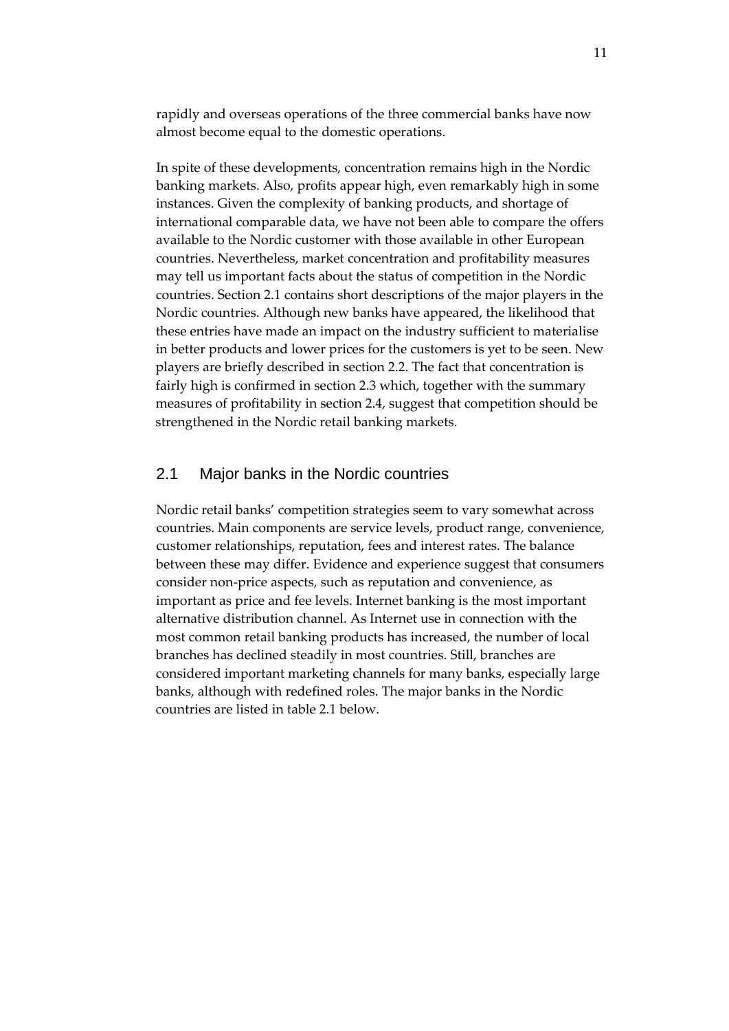rapidly and overseas operations of the three commercial banks have now almost become equal to the domestic operations.

In spite of these developments, concentration remains high in the Nordic banking markets. Also, profits appear high, even remarkably high in some instances. Given the complexity of banking products, and shortage of international comparable data, we have not been able to compare the offers available to the Nordic customer with those available in other European countries. Nevertheless, market concentration and profitability measures may tell us important facts about the status of competition in the Nordic countries. Section 2.1 contains short descriptions of the major players in the Nordic countries. Although new banks have appeared, the likelihood that these entries have made an impact on the industry sufficient to materialise in better products and lower prices for the customers is yet to be seen. New players are briefly described in section 2.2. The fact that concentration is fairly high is confirmed in section 2.3 which, together with the summary measures of profitability in section 2.4, suggest that competition should be strengthened in the Nordic retail banking markets.

## 2.1 Major banks in the Nordic countries

Nordic retail banks' competition strategies seem to vary somewhat across countries. Main components are service levels, product range, convenience, customer relationships, reputation, fees and interest rates. The balance between these may differ. Evidence and experience suggest that consumers consider non-price aspects, such as reputation and convenience, as important as price and fee levels. Internet banking is the most important alternative distribution channel. As Internet use in connection with the most common retail banking products has increased, the number of local branches has declined steadily in most countries. Still, branches are considered important marketing channels for many banks, especially large banks, although with redefined roles. The major banks in the Nordic countries are listed in table 2.1 below.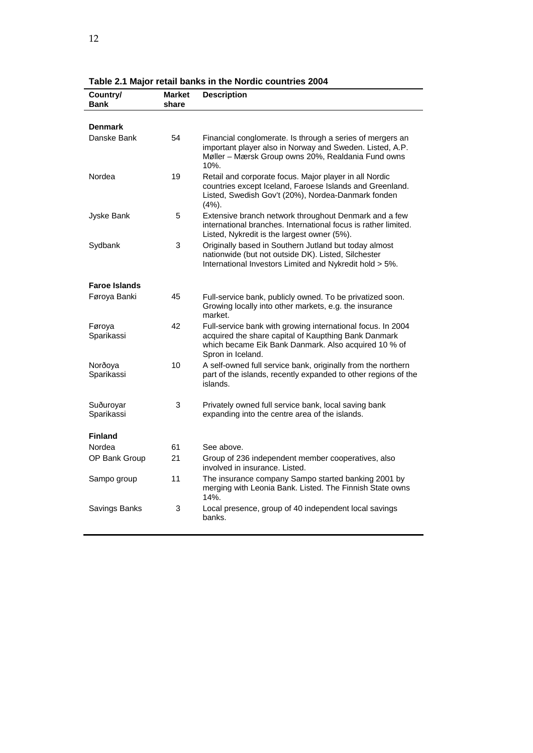**Table 2.1 Major retail banks in the Nordic countries 2004**

| Country/ Bank | Market share | Description |
|---|---|---|
| **Denmark** | | |
| Danske Bank | 54 | Financial conglomerate. Is through a series of mergers an important player also in Norway and Sweden. Listed, A.P. Møller – Mærsk Group owns 20%, Realdania Fund owns 10%. |
| Nordea | 19 | Retail and corporate focus. Major player in all Nordic countries except Iceland, Faroese Islands and Greenland. Listed, Swedish Gov't (20%), Nordea-Danmark fonden (4%). |
| Jyske Bank | 5 | Extensive branch network throughout Denmark and a few international branches. International focus is rather limited. Listed, Nykredit is the largest owner (5%). |
| Sydbank | 3 | Originally based in Southern Jutland but today almost nationwide (but not outside DK). Listed, Silchester International Investors Limited and Nykredit hold > 5%. |
| **Faroe Islands** | | |
| Føroya Banki | 45 | Full-service bank, publicly owned. To be privatized soon. Growing locally into other markets, e.g. the insurance market. |
| Føroya Sparikassi | 42 | Full-service bank with growing international focus. In 2004 acquired the share capital of Kaupthing Bank Danmark which became Eik Bank Danmark. Also acquired 10 % of Spron in Iceland. |
| Norðoya Sparikassi | 10 | A self-owned full service bank, originally from the northern part of the islands, recently expanded to other regions of the islands. |
| Suðuroyar Sparikassi | 3 | Privately owned full service bank, local saving bank expanding into the centre area of the islands. |
| **Finland** | | |
| Nordea | 61 | See above. |
| OP Bank Group | 21 | Group of 236 independent member cooperatives, also involved in insurance. Listed. |
| Sampo group | 11 | The insurance company Sampo started banking 2001 by merging with Leonia Bank. Listed. The Finnish State owns 14%. |
| Savings Banks | 3 | Local presence, group of 40 independent local savings banks. |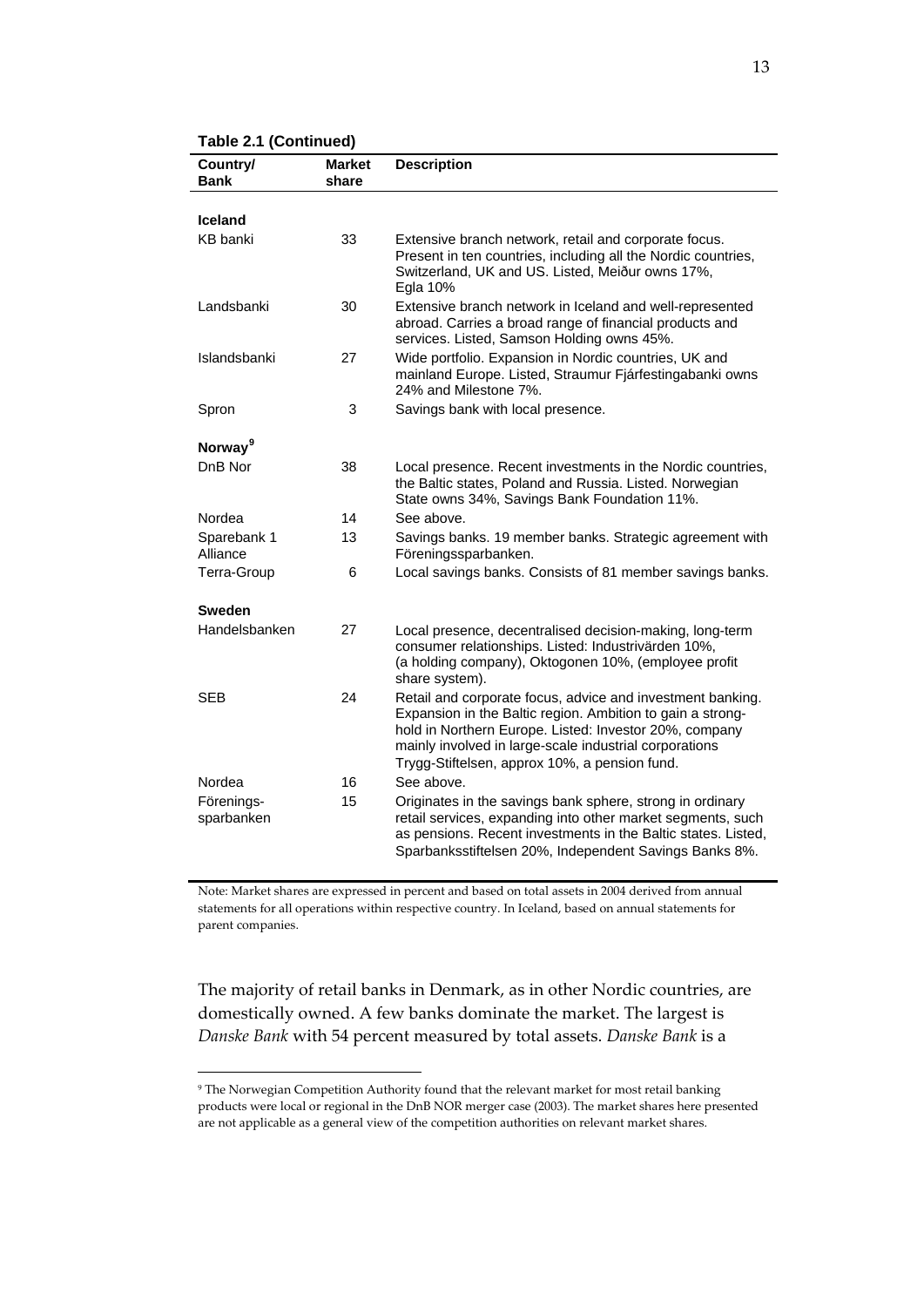**Table 2.1 (Continued)**

| Country/ Bank | Market share | Description |
|---|---|---|
| **Iceland** | | |
| KB banki | 33 | Extensive branch network, retail and corporate focus. Present in ten countries, including all the Nordic countries, Switzerland, UK and US. Listed, Meiður owns 17%, Egla 10% |
| Landsbanki | 30 | Extensive branch network in Iceland and well-represented abroad. Carries a broad range of financial products and services. Listed, Samson Holding owns 45%. |
| Islandsbanki | 27 | Wide portfolio. Expansion in Nordic countries, UK and mainland Europe. Listed, Straumur Fjárfestingabanki owns 24% and Milestone 7%. |
| Spron | 3 | Savings bank with local presence. |
| **Norway**[9] | | |
| DnB Nor | 38 | Local presence. Recent investments in the Nordic countries, the Baltic states, Poland and Russia. Listed. Norwegian State owns 34%, Savings Bank Foundation 11%. |
| Nordea | 14 | See above. |
| Sparebank 1 Alliance | 13 | Savings banks. 19 member banks. Strategic agreement with Föreningssparbanken. |
| Terra-Group | 6 | Local savings banks. Consists of 81 member savings banks. |
| **Sweden** | | |
| Handelsbanken | 27 | Local presence, decentralised decision-making, long-term consumer relationships. Listed: Industrivärden 10%, (a holding company), Oktogonen 10%, (employee profit share system). |
| SEB | 24 | Retail and corporate focus, advice and investment banking. Expansion in the Baltic region. Ambition to gain a strong-hold in Northern Europe. Listed: Investor 20%, company mainly involved in large-scale industrial corporations Trygg-Stiftelsen, approx 10%, a pension fund. |
| Nordea | 16 | See above. |
|Förenings-sparbanken | 15 | Originates in the savings bank sphere, strong in ordinary retail services, expanding into other market segments, such as pensions. Recent investments in the Baltic states. Listed, Sparbanksstiftelsen 20%, Independent Savings Banks 8%. |

Note: Market shares are expressed in percent and based on total assets in 2004 derived from annual statements for all operations within respective country. In Iceland, based on annual statements for parent companies.

The majority of retail banks in Denmark, as in other Nordic countries, are domestically owned. A few banks dominate the market. The largest is *Danske Bank* with 54 percent measured by total assets. *Danske Bank* is a

[9] The Norwegian Competition Authority found that the relevant market for most retail banking products were local or regional in the DnB NOR merger case (2003). The market shares here presented are not applicable as a general view of the competition authorities on relevant market shares.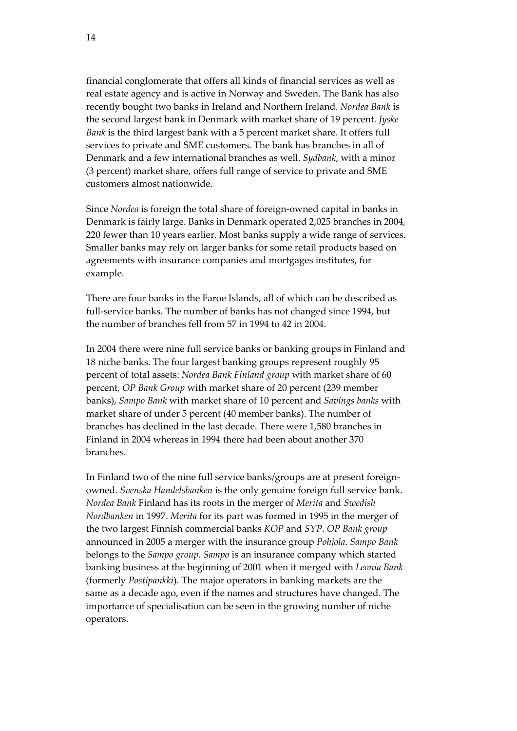financial conglomerate that offers all kinds of financial services as well as real estate agency and is active in Norway and Sweden. The Bank has also recently bought two banks in Ireland and Northern Ireland. *Nordea Bank* is the second largest bank in Denmark with market share of 19 percent. *Jyske Bank* is the third largest bank with a 5 percent market share. It offers full services to private and SME customers. The bank has branches in all of Denmark and a few international branches as well. *Sydbank*, with a minor (3 percent) market share, offers full range of service to private and SME customers almost nationwide.

Since *Nordea* is foreign the total share of foreign-owned capital in banks in Denmark is fairly large. Banks in Denmark operated 2,025 branches in 2004, 220 fewer than 10 years earlier. Most banks supply a wide range of services. Smaller banks may rely on larger banks for some retail products based on agreements with insurance companies and mortgages institutes, for example.

There are four banks in the Faroe Islands, all of which can be described as full-service banks. The number of banks has not changed since 1994, but the number of branches fell from 57 in 1994 to 42 in 2004.

In 2004 there were nine full service banks or banking groups in Finland and 18 niche banks. The four largest banking groups represent roughly 95 percent of total assets: *Nordea Bank Finland group* with market share of 60 percent, *OP Bank Group* with market share of 20 percent (239 member banks), *Sampo Bank* with market share of 10 percent and *Savings banks* with market share of under 5 percent (40 member banks). The number of branches has declined in the last decade. There were 1,580 branches in Finland in 2004 whereas in 1994 there had been about another 370 branches.

In Finland two of the nine full service banks/groups are at present foreign-owned. *Svenska Handelsbanken* is the only genuine foreign full service bank. *Nordea Bank* Finland has its roots in the merger of *Merita* and *Swedish Nordbanken* in 1997. *Merita* for its part was formed in 1995 in the merger of the two largest Finnish commercial banks *KOP* and *SYP*. *OP Bank group* announced in 2005 a merger with the insurance group *Pohjola*. *Sampo Bank* belongs to the *Sampo group*. *Sampo* is an insurance company which started banking business at the beginning of 2001 when it merged with *Leonia Bank* (formerly *Postipankki*). The major operators in banking markets are the same as a decade ago, even if the names and structures have changed. The importance of specialisation can be seen in the growing number of niche operators.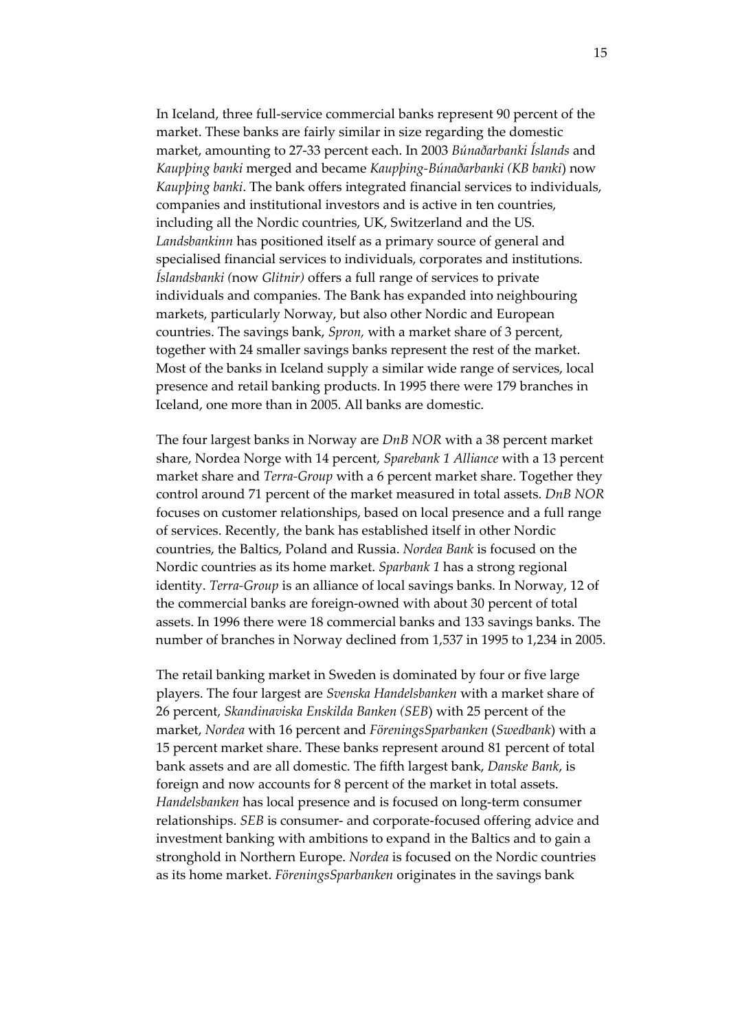In Iceland, three full-service commercial banks represent 90 percent of the market. These banks are fairly similar in size regarding the domestic market, amounting to 27-33 percent each. In 2003 *Búnaðarbanki Íslands* and *Kaupþing banki* merged and became *Kaupþing-Búnaðarbanki (KB banki*) now *Kaupþing banki*. The bank offers integrated financial services to individuals, companies and institutional investors and is active in ten countries, including all the Nordic countries, UK, Switzerland and the US. *Landsbankinn* has positioned itself as a primary source of general and specialised financial services to individuals, corporates and institutions. *Íslandsbanki (*now *Glitnir)* offers a full range of services to private individuals and companies. The Bank has expanded into neighbouring markets, particularly Norway, but also other Nordic and European countries. The savings bank, *Spron,* with a market share of 3 percent, together with 24 smaller savings banks represent the rest of the market. Most of the banks in Iceland supply a similar wide range of services, local presence and retail banking products. In 1995 there were 179 branches in Iceland, one more than in 2005. All banks are domestic.

The four largest banks in Norway are *DnB NOR* with a 38 percent market share, Nordea Norge with 14 percent, *Sparebank 1 Alliance* with a 13 percent market share and *Terra-Group* with a 6 percent market share. Together they control around 71 percent of the market measured in total assets. *DnB NOR* focuses on customer relationships, based on local presence and a full range of services. Recently, the bank has established itself in other Nordic countries, the Baltics, Poland and Russia. *Nordea Bank* is focused on the Nordic countries as its home market. *Sparbank 1* has a strong regional identity. *Terra-Group* is an alliance of local savings banks. In Norway, 12 of the commercial banks are foreign-owned with about 30 percent of total assets. In 1996 there were 18 commercial banks and 133 savings banks. The number of branches in Norway declined from 1,537 in 1995 to 1,234 in 2005.

The retail banking market in Sweden is dominated by four or five large players. The four largest are *Svenska Handelsbanken* with a market share of 26 percent, *Skandinaviska Enskilda Banken (SEB*) with 25 percent of the market, *Nordea* with 16 percent and *FöreningsSparbanken* (*Swedbank*) with a 15 percent market share. These banks represent around 81 percent of total bank assets and are all domestic. The fifth largest bank, *Danske Bank*, is foreign and now accounts for 8 percent of the market in total assets. *Handelsbanken* has local presence and is focused on long-term consumer relationships. *SEB* is consumer- and corporate-focused offering advice and investment banking with ambitions to expand in the Baltics and to gain a stronghold in Northern Europe. *Nordea* is focused on the Nordic countries as its home market. *FöreningsSparbanken* originates in the savings bank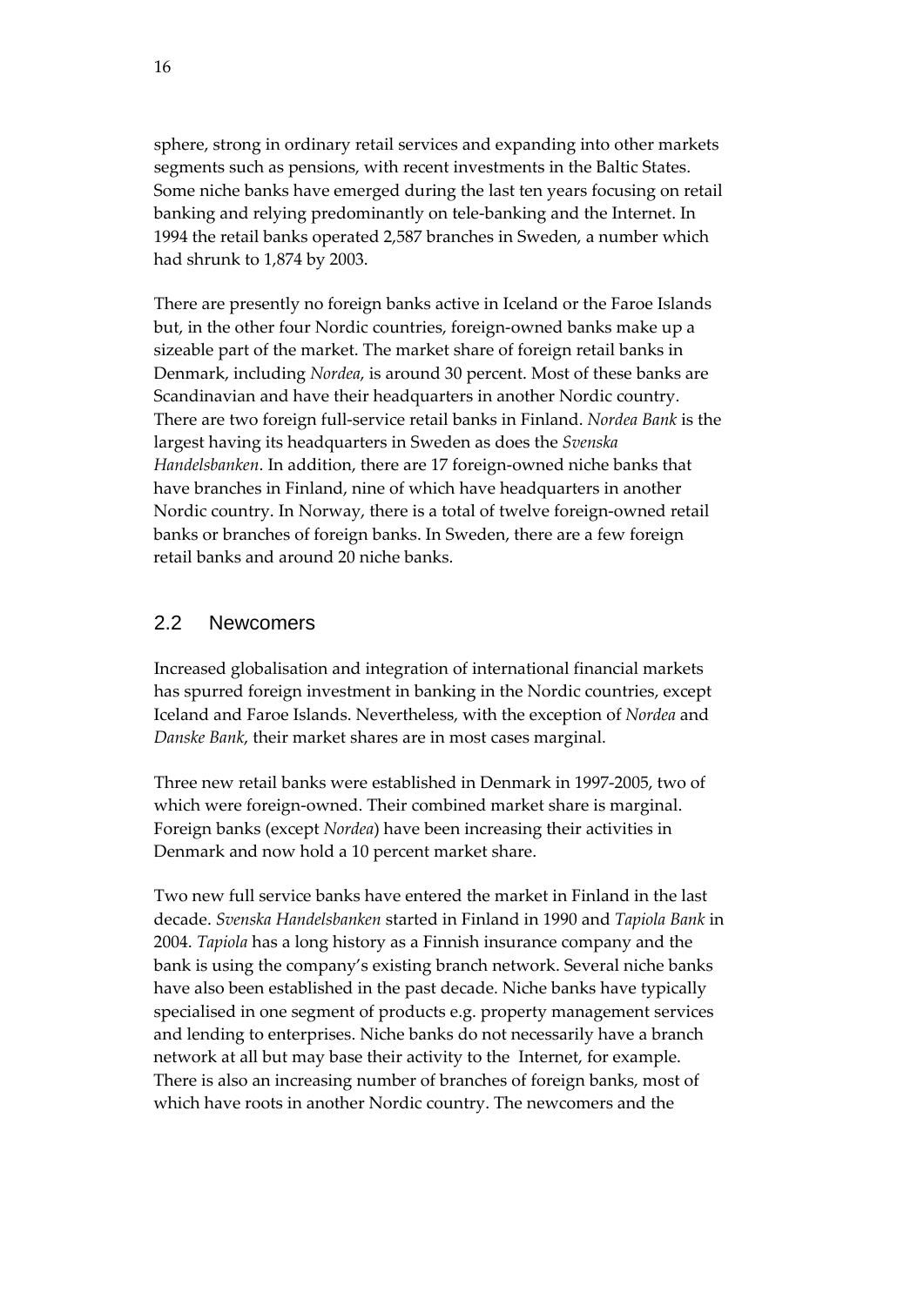sphere, strong in ordinary retail services and expanding into other markets segments such as pensions, with recent investments in the Baltic States. Some niche banks have emerged during the last ten years focusing on retail banking and relying predominantly on tele-banking and the Internet. In 1994 the retail banks operated 2,587 branches in Sweden, a number which had shrunk to 1,874 by 2003.

There are presently no foreign banks active in Iceland or the Faroe Islands but, in the other four Nordic countries, foreign-owned banks make up a sizeable part of the market. The market share of foreign retail banks in Denmark, including *Nordea*, is around 30 percent. Most of these banks are Scandinavian and have their headquarters in another Nordic country. There are two foreign full-service retail banks in Finland. *Nordea Bank* is the largest having its headquarters in Sweden as does the *Svenska Handelsbanken*. In addition, there are 17 foreign-owned niche banks that have branches in Finland, nine of which have headquarters in another Nordic country. In Norway, there is a total of twelve foreign-owned retail banks or branches of foreign banks. In Sweden, there are a few foreign retail banks and around 20 niche banks.

## 2.2 Newcomers

Increased globalisation and integration of international financial markets has spurred foreign investment in banking in the Nordic countries, except Iceland and Faroe Islands. Nevertheless, with the exception of *Nordea* and *Danske Bank*, their market shares are in most cases marginal.

Three new retail banks were established in Denmark in 1997-2005, two of which were foreign-owned. Their combined market share is marginal. Foreign banks (except *Nordea*) have been increasing their activities in Denmark and now hold a 10 percent market share.

Two new full service banks have entered the market in Finland in the last decade. *Svenska Handelsbanken* started in Finland in 1990 and *Tapiola Bank* in 2004. *Tapiola* has a long history as a Finnish insurance company and the bank is using the company's existing branch network. Several niche banks have also been established in the past decade. Niche banks have typically specialised in one segment of products e.g. property management services and lending to enterprises. Niche banks do not necessarily have a branch network at all but may base their activity to the Internet, for example. There is also an increasing number of branches of foreign banks, most of which have roots in another Nordic country. The newcomers and the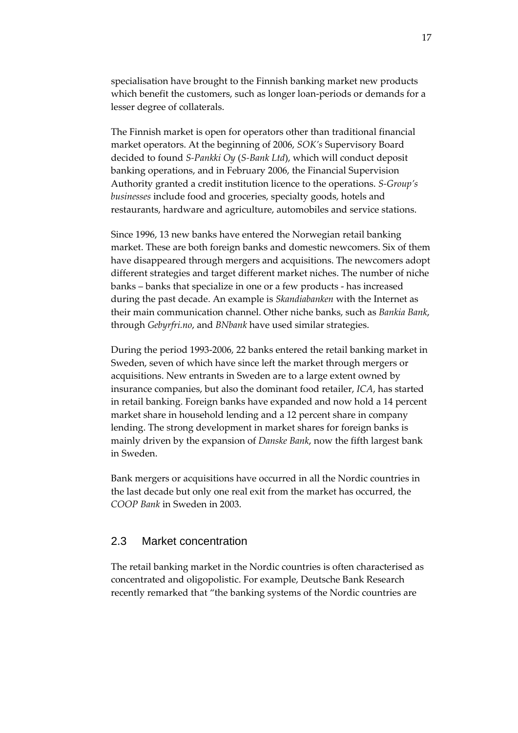specialisation have brought to the Finnish banking market new products which benefit the customers, such as longer loan-periods or demands for a lesser degree of collaterals.

The Finnish market is open for operators other than traditional financial market operators. At the beginning of 2006, *SOK's* Supervisory Board decided to found *S-Pankki Oy* (*S-Bank Ltd*), which will conduct deposit banking operations, and in February 2006, the Financial Supervision Authority granted a credit institution licence to the operations. *S-Group's businesses* include food and groceries, specialty goods, hotels and restaurants, hardware and agriculture, automobiles and service stations.

Since 1996, 13 new banks have entered the Norwegian retail banking market. These are both foreign banks and domestic newcomers. Six of them have disappeared through mergers and acquisitions. The newcomers adopt different strategies and target different market niches. The number of niche banks – banks that specialize in one or a few products - has increased during the past decade. An example is *Skandiabanken* with the Internet as their main communication channel. Other niche banks, such as *Bankia Bank*, through *Gebyrfri.no*, and *BNbank* have used similar strategies.

During the period 1993-2006, 22 banks entered the retail banking market in Sweden, seven of which have since left the market through mergers or acquisitions. New entrants in Sweden are to a large extent owned by insurance companies, but also the dominant food retailer, *ICA*, has started in retail banking. Foreign banks have expanded and now hold a 14 percent market share in household lending and a 12 percent share in company lending. The strong development in market shares for foreign banks is mainly driven by the expansion of *Danske Bank*, now the fifth largest bank in Sweden.

Bank mergers or acquisitions have occurred in all the Nordic countries in the last decade but only one real exit from the market has occurred, the *COOP Bank* in Sweden in 2003.

## 2.3 Market concentration

The retail banking market in the Nordic countries is often characterised as concentrated and oligopolistic. For example, Deutsche Bank Research recently remarked that "the banking systems of the Nordic countries are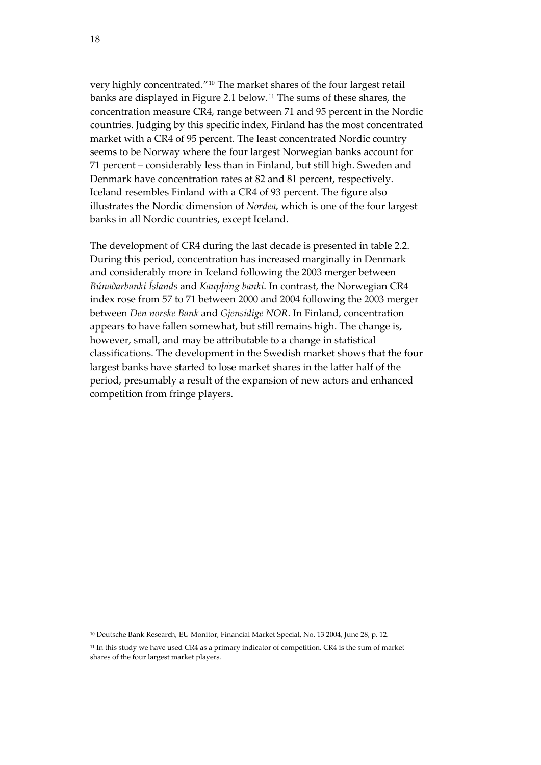very highly concentrated."[10] The market shares of the four largest retail banks are displayed in Figure 2.1 below.[11] The sums of these shares, the concentration measure CR4, range between 71 and 95 percent in the Nordic countries. Judging by this specific index, Finland has the most concentrated market with a CR4 of 95 percent. The least concentrated Nordic country seems to be Norway where the four largest Norwegian banks account for 71 percent – considerably less than in Finland, but still high. Sweden and Denmark have concentration rates at 82 and 81 percent, respectively. Iceland resembles Finland with a CR4 of 93 percent. The figure also illustrates the Nordic dimension of *Nordea*, which is one of the four largest banks in all Nordic countries, except Iceland.

The development of CR4 during the last decade is presented in table 2.2. During this period, concentration has increased marginally in Denmark and considerably more in Iceland following the 2003 merger between *Búnaðarbanki Íslands* and *Kaupþing banki*. In contrast, the Norwegian CR4 index rose from 57 to 71 between 2000 and 2004 following the 2003 merger between *Den norske Bank* and *Gjensidige NOR*. In Finland, concentration appears to have fallen somewhat, but still remains high. The change is, however, small, and may be attributable to a change in statistical classifications. The development in the Swedish market shows that the four largest banks have started to lose market shares in the latter half of the period, presumably a result of the expansion of new actors and enhanced competition from fringe players.

---

[10] Deutsche Bank Research, EU Monitor, Financial Market Special, No. 13 2004, June 28, p. 12.

[11] In this study we have used CR4 as a primary indicator of competition. CR4 is the sum of market shares of the four largest market players.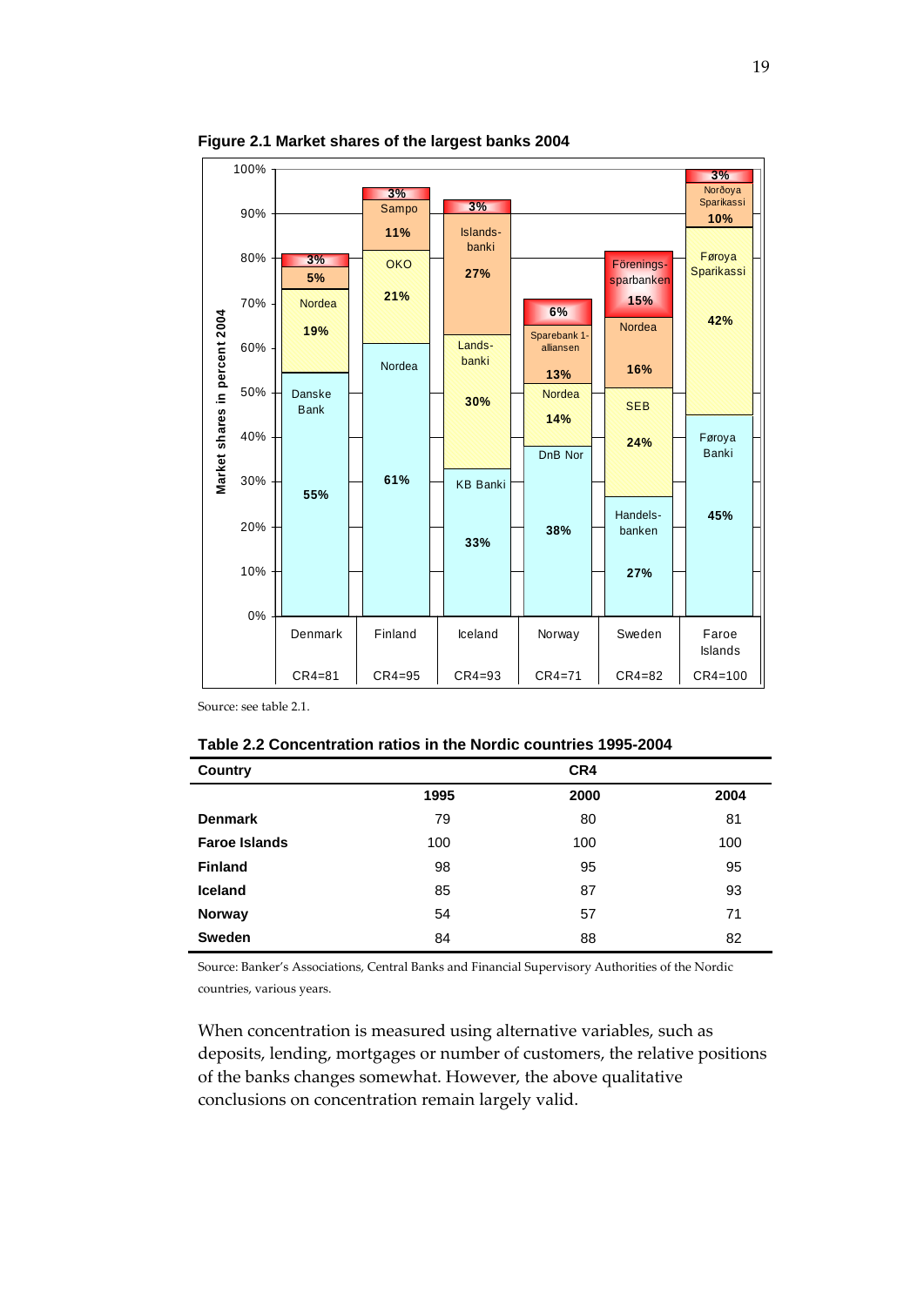**Figure 2.1 Market shares of the largest banks 2004**

Source: see table 2.1.

**Table 2.2 Concentration ratios in the Nordic countries 1995-2004**

| Country | CR4 | | |
|---|---|---|---|
| | 1995 | 2000 | 2004 |
| **Denmark** | 79 | 80 | 81 |
| **Faroe Islands** | 100 | 100 | 100 |
| **Finland** | 98 | 95 | 95 |
| **Iceland** | 85 | 87 | 93 |
| **Norway** | 54 | 57 | 71 |
| **Sweden** | 84 | 88 | 82 |

Source: Banker's Associations, Central Banks and Financial Supervisory Authorities of the Nordic countries, various years.

When concentration is measured using alternative variables, such as deposits, lending, mortgages or number of customers, the relative positions of the banks changes somewhat. However, the above qualitative conclusions on concentration remain largely valid.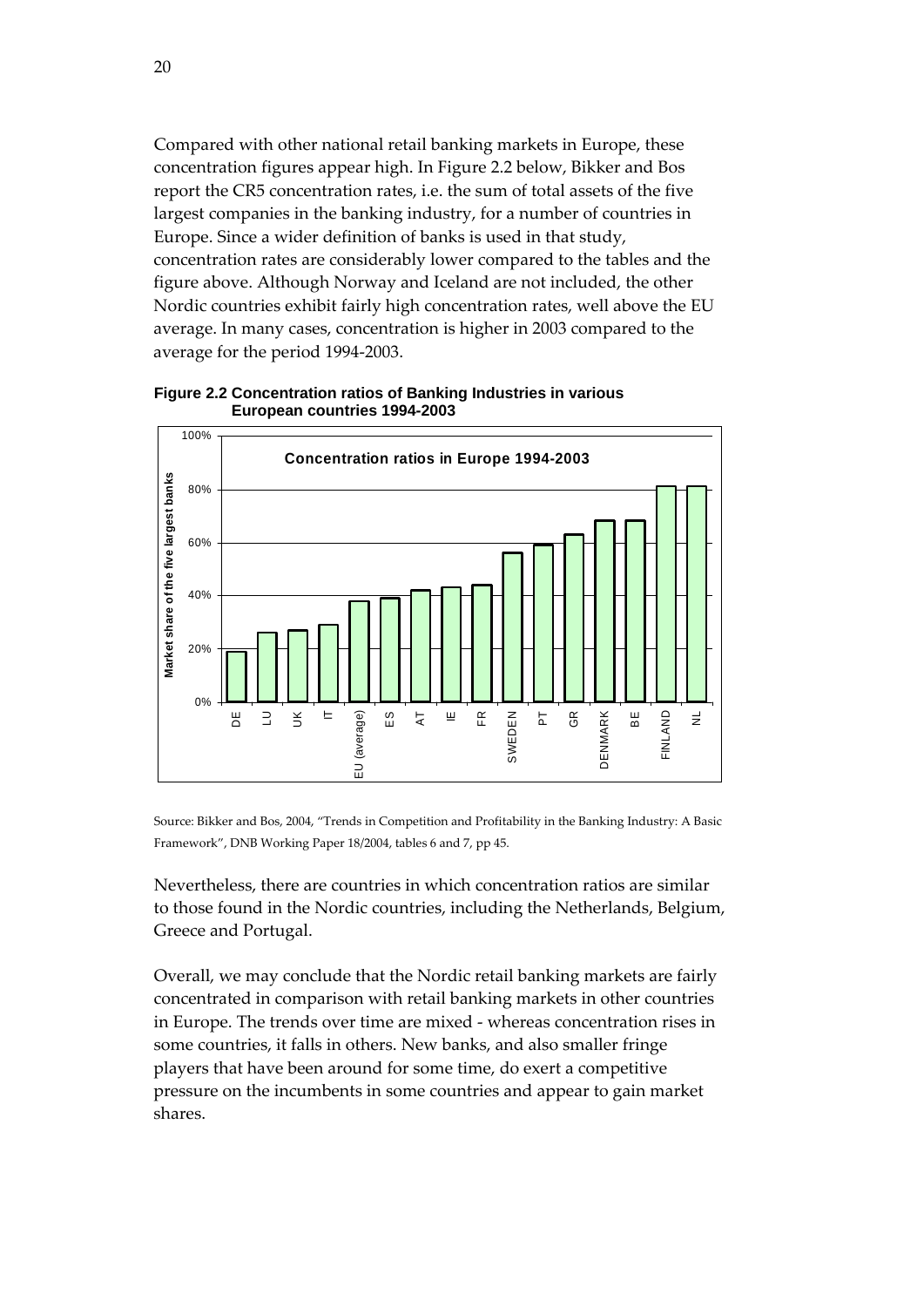Compared with other national retail banking markets in Europe, these concentration figures appear high. In Figure 2.2 below, Bikker and Bos report the CR5 concentration rates, i.e. the sum of total assets of the five largest companies in the banking industry, for a number of countries in Europe. Since a wider definition of banks is used in that study, concentration rates are considerably lower compared to the tables and the figure above. Although Norway and Iceland are not included, the other Nordic countries exhibit fairly high concentration rates, well above the EU average. In many cases, concentration is higher in 2003 compared to the average for the period 1994-2003.

**Figure 2.2 Concentration ratios of Banking Industries in various European countries 1994-2003**

Source: Bikker and Bos, 2004, "Trends in Competition and Profitability in the Banking Industry: A Basic Framework", DNB Working Paper 18/2004, tables 6 and 7, pp 45.

Nevertheless, there are countries in which concentration ratios are similar to those found in the Nordic countries, including the Netherlands, Belgium, Greece and Portugal.

Overall, we may conclude that the Nordic retail banking markets are fairly concentrated in comparison with retail banking markets in other countries in Europe. The trends over time are mixed - whereas concentration rises in some countries, it falls in others. New banks, and also smaller fringe players that have been around for some time, do exert a competitive pressure on the incumbents in some countries and appear to gain market shares.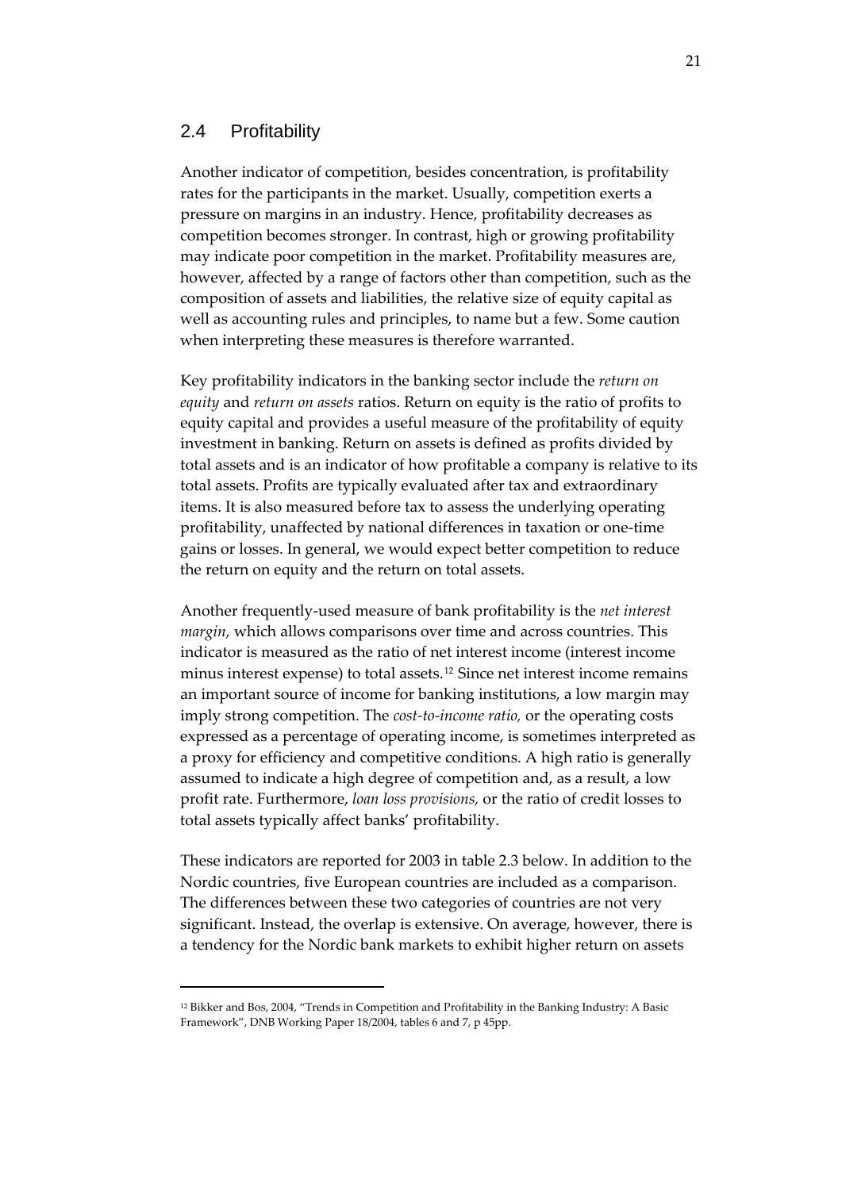## 2.4 Profitability

Another indicator of competition, besides concentration, is profitability rates for the participants in the market. Usually, competition exerts a pressure on margins in an industry. Hence, profitability decreases as competition becomes stronger. In contrast, high or growing profitability may indicate poor competition in the market. Profitability measures are, however, affected by a range of factors other than competition, such as the composition of assets and liabilities, the relative size of equity capital as well as accounting rules and principles, to name but a few. Some caution when interpreting these measures is therefore warranted.

Key profitability indicators in the banking sector include the *return on equity* and *return on assets* ratios. Return on equity is the ratio of profits to equity capital and provides a useful measure of the profitability of equity investment in banking. Return on assets is defined as profits divided by total assets and is an indicator of how profitable a company is relative to its total assets. Profits are typically evaluated after tax and extraordinary items. It is also measured before tax to assess the underlying operating profitability, unaffected by national differences in taxation or one-time gains or losses. In general, we would expect better competition to reduce the return on equity and the return on total assets.

Another frequently-used measure of bank profitability is the *net interest margin*, which allows comparisons over time and across countries. This indicator is measured as the ratio of net interest income (interest income minus interest expense) to total assets.[12] Since net interest income remains an important source of income for banking institutions, a low margin may imply strong competition. The *cost-to-income ratio,* or the operating costs expressed as a percentage of operating income, is sometimes interpreted as a proxy for efficiency and competitive conditions. A high ratio is generally assumed to indicate a high degree of competition and, as a result, a low profit rate. Furthermore, *loan loss provisions,* or the ratio of credit losses to total assets typically affect banks' profitability.

These indicators are reported for 2003 in table 2.3 below. In addition to the Nordic countries, five European countries are included as a comparison. The differences between these two categories of countries are not very significant. Instead, the overlap is extensive. On average, however, there is a tendency for the Nordic bank markets to exhibit higher return on assets

[12] Bikker and Bos, 2004, "Trends in Competition and Profitability in the Banking Industry: A Basic Framework", DNB Working Paper 18/2004, tables 6 and 7, p 45pp.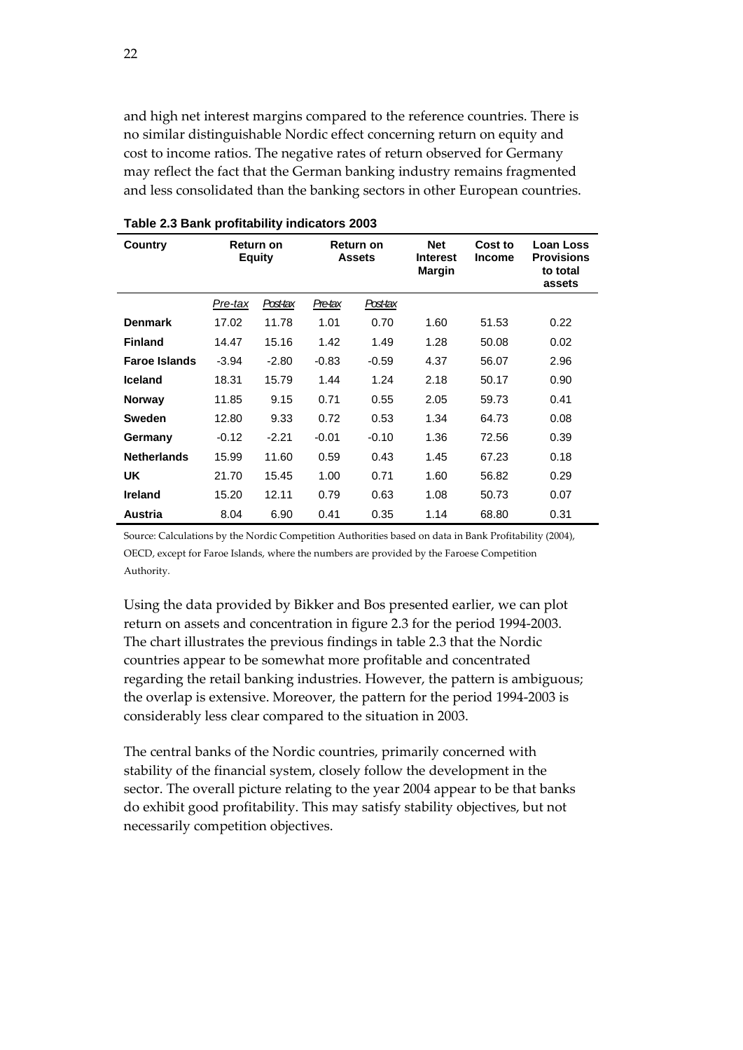and high net interest margins compared to the reference countries. There is no similar distinguishable Nordic effect concerning return on equity and cost to income ratios. The negative rates of return observed for Germany may reflect the fact that the German banking industry remains fragmented and less consolidated than the banking sectors in other European countries.

**Table 2.3 Bank profitability indicators 2003**

| Country | Return on Equity | | Return on Assets | | Net Interest Margin | Cost to Income | Loan Loss Provisions to total assets |
|---|---|---|---|---|---|---|---|
| | *Pre-tax* | *Post-tax* | *Pre-tax* | *Post-tax* | | | |
| **Denmark** | 17.02 | 11.78 | 1.01 | 0.70 | 1.60 | 51.53 | 0.22 |
| **Finland** | 14.47 | 15.16 | 1.42 | 1.49 | 1.28 | 50.08 | 0.02 |
| **Faroe Islands** | -3.94 | -2.80 | -0.83 | -0.59 | 4.37 | 56.07 | 2.96 |
| **Iceland** | 18.31 | 15.79 | 1.44 | 1.24 | 2.18 | 50.17 | 0.90 |
| **Norway** | 11.85 | 9.15 | 0.71 | 0.55 | 2.05 | 59.73 | 0.41 |
| **Sweden** | 12.80 | 9.33 | 0.72 | 0.53 | 1.34 | 64.73 | 0.08 |
| **Germany** | -0.12 | -2.21 | -0.01 | -0.10 | 1.36 | 72.56 | 0.39 |
| **Netherlands** | 15.99 | 11.60 | 0.59 | 0.43 | 1.45 | 67.23 | 0.18 |
| **UK** | 21.70 | 15.45 | 1.00 | 0.71 | 1.60 | 56.82 | 0.29 |
| **Ireland** | 15.20 | 12.11 | 0.79 | 0.63 | 1.08 | 50.73 | 0.07 |
| **Austria** | 8.04 | 6.90 | 0.41 | 0.35 | 1.14 | 68.80 | 0.31 |

Source: Calculations by the Nordic Competition Authorities based on data in Bank Profitability (2004), OECD, except for Faroe Islands, where the numbers are provided by the Faroese Competition Authority.

Using the data provided by Bikker and Bos presented earlier, we can plot return on assets and concentration in figure 2.3 for the period 1994-2003. The chart illustrates the previous findings in table 2.3 that the Nordic countries appear to be somewhat more profitable and concentrated regarding the retail banking industries. However, the pattern is ambiguous; the overlap is extensive. Moreover, the pattern for the period 1994-2003 is considerably less clear compared to the situation in 2003.

The central banks of the Nordic countries, primarily concerned with stability of the financial system, closely follow the development in the sector. The overall picture relating to the year 2004 appear to be that banks do exhibit good profitability. This may satisfy stability objectives, but not necessarily competition objectives.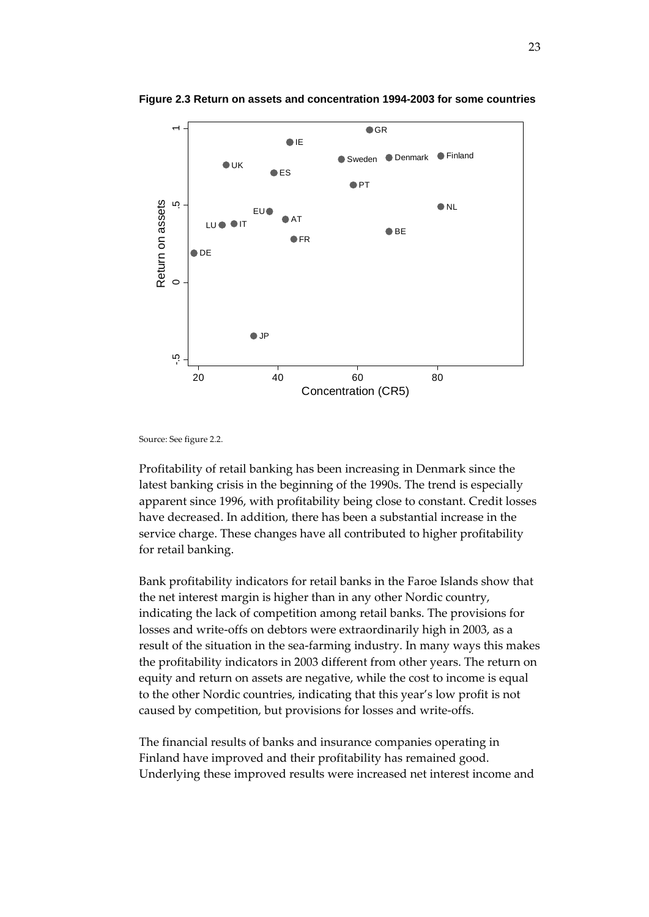**Figure 2.3 Return on assets and concentration 1994-2003 for some countries**

Source: See figure 2.2.

Profitability of retail banking has been increasing in Denmark since the latest banking crisis in the beginning of the 1990s. The trend is especially apparent since 1996, with profitability being close to constant. Credit losses have decreased. In addition, there has been a substantial increase in the service charge. These changes have all contributed to higher profitability for retail banking.

Bank profitability indicators for retail banks in the Faroe Islands show that the net interest margin is higher than in any other Nordic country, indicating the lack of competition among retail banks. The provisions for losses and write-offs on debtors were extraordinarily high in 2003, as a result of the situation in the sea-farming industry. In many ways this makes the profitability indicators in 2003 different from other years. The return on equity and return on assets are negative, while the cost to income is equal to the other Nordic countries, indicating that this year's low profit is not caused by competition, but provisions for losses and write-offs.

The financial results of banks and insurance companies operating in Finland have improved and their profitability has remained good. Underlying these improved results were increased net interest income and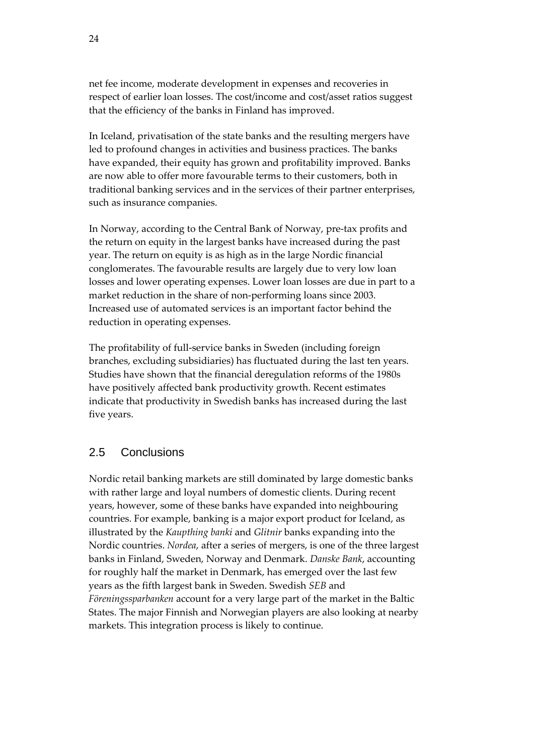net fee income, moderate development in expenses and recoveries in respect of earlier loan losses. The cost/income and cost/asset ratios suggest that the efficiency of the banks in Finland has improved.

In Iceland, privatisation of the state banks and the resulting mergers have led to profound changes in activities and business practices. The banks have expanded, their equity has grown and profitability improved. Banks are now able to offer more favourable terms to their customers, both in traditional banking services and in the services of their partner enterprises, such as insurance companies.

In Norway, according to the Central Bank of Norway, pre-tax profits and the return on equity in the largest banks have increased during the past year. The return on equity is as high as in the large Nordic financial conglomerates. The favourable results are largely due to very low loan losses and lower operating expenses. Lower loan losses are due in part to a market reduction in the share of non-performing loans since 2003. Increased use of automated services is an important factor behind the reduction in operating expenses.

The profitability of full-service banks in Sweden (including foreign branches, excluding subsidiaries) has fluctuated during the last ten years. Studies have shown that the financial deregulation reforms of the 1980s have positively affected bank productivity growth. Recent estimates indicate that productivity in Swedish banks has increased during the last five years.

## 2.5 Conclusions

Nordic retail banking markets are still dominated by large domestic banks with rather large and loyal numbers of domestic clients. During recent years, however, some of these banks have expanded into neighbouring countries. For example, banking is a major export product for Iceland, as illustrated by the *Kaupthing banki* and *Glitnir* banks expanding into the Nordic countries. *Nordea*, after a series of mergers, is one of the three largest banks in Finland, Sweden, Norway and Denmark. *Danske Bank*, accounting for roughly half the market in Denmark, has emerged over the last few years as the fifth largest bank in Sweden. Swedish *SEB* and *Föreningssparbanken* account for a very large part of the market in the Baltic States. The major Finnish and Norwegian players are also looking at nearby markets. This integration process is likely to continue.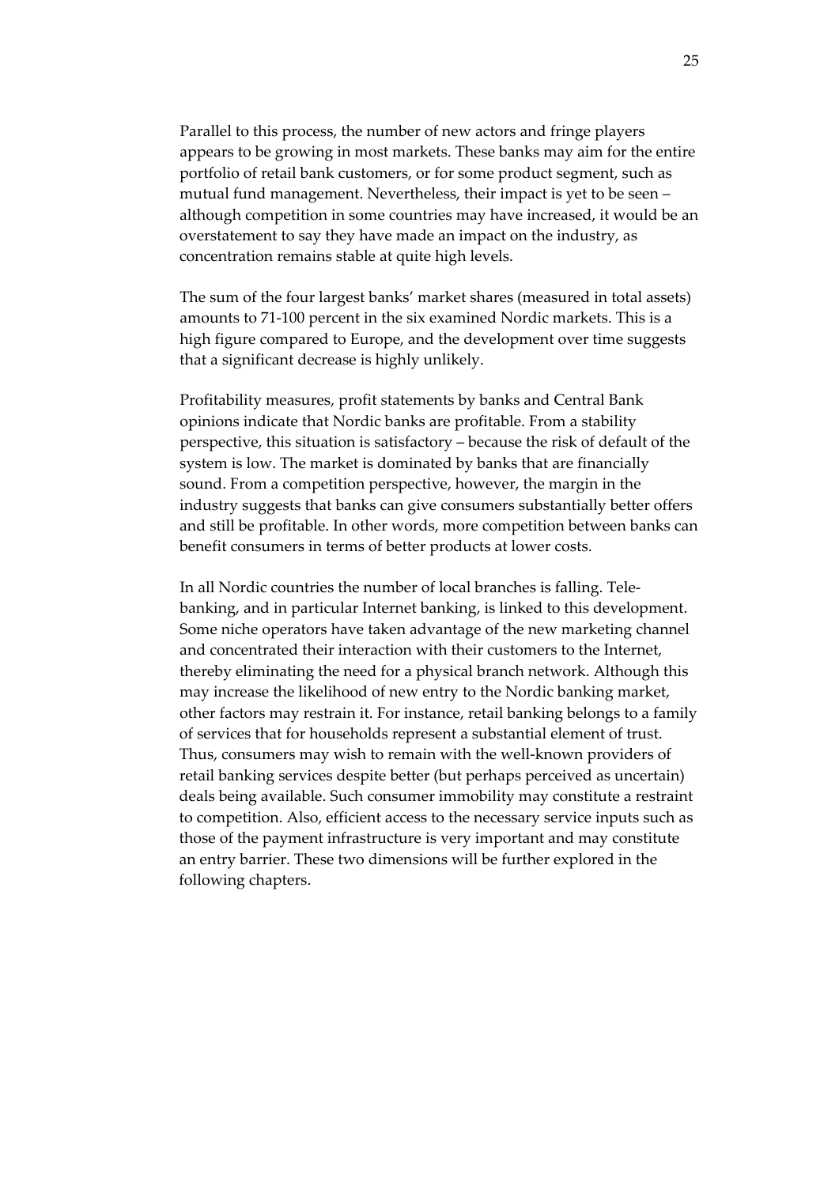Parallel to this process, the number of new actors and fringe players appears to be growing in most markets. These banks may aim for the entire portfolio of retail bank customers, or for some product segment, such as mutual fund management. Nevertheless, their impact is yet to be seen – although competition in some countries may have increased, it would be an overstatement to say they have made an impact on the industry, as concentration remains stable at quite high levels.

The sum of the four largest banks' market shares (measured in total assets) amounts to 71-100 percent in the six examined Nordic markets. This is a high figure compared to Europe, and the development over time suggests that a significant decrease is highly unlikely.

Profitability measures, profit statements by banks and Central Bank opinions indicate that Nordic banks are profitable. From a stability perspective, this situation is satisfactory – because the risk of default of the system is low. The market is dominated by banks that are financially sound. From a competition perspective, however, the margin in the industry suggests that banks can give consumers substantially better offers and still be profitable. In other words, more competition between banks can benefit consumers in terms of better products at lower costs.

In all Nordic countries the number of local branches is falling. Tele-banking, and in particular Internet banking, is linked to this development. Some niche operators have taken advantage of the new marketing channel and concentrated their interaction with their customers to the Internet, thereby eliminating the need for a physical branch network. Although this may increase the likelihood of new entry to the Nordic banking market, other factors may restrain it. For instance, retail banking belongs to a family of services that for households represent a substantial element of trust. Thus, consumers may wish to remain with the well-known providers of retail banking services despite better (but perhaps perceived as uncertain) deals being available. Such consumer immobility may constitute a restraint to competition. Also, efficient access to the necessary service inputs such as those of the payment infrastructure is very important and may constitute an entry barrier. These two dimensions will be further explored in the following chapters.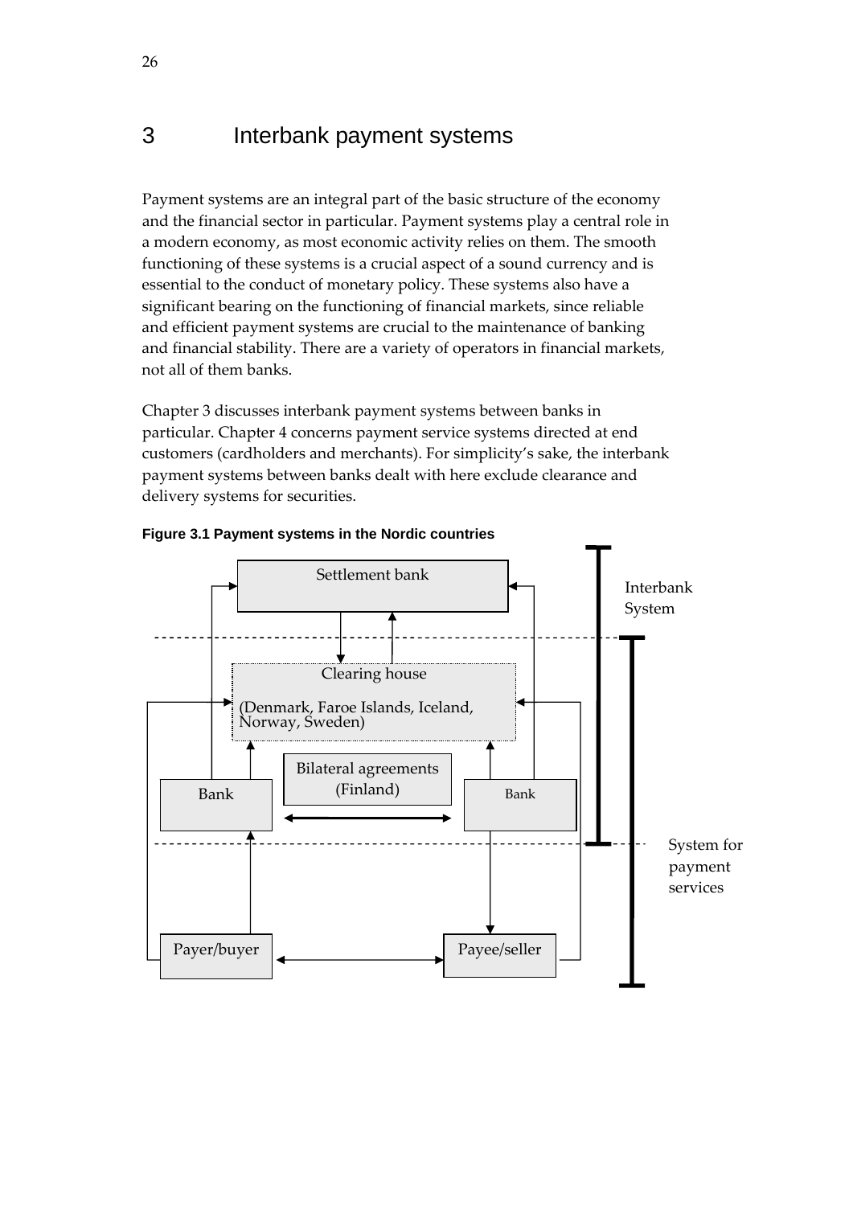# 3 Interbank payment systems

Payment systems are an integral part of the basic structure of the economy and the financial sector in particular. Payment systems play a central role in a modern economy, as most economic activity relies on them. The smooth functioning of these systems is a crucial aspect of a sound currency and is essential to the conduct of monetary policy. These systems also have a significant bearing on the functioning of financial markets, since reliable and efficient payment systems are crucial to the maintenance of banking and financial stability. There are a variety of operators in financial markets, not all of them banks.

Chapter 3 discusses interbank payment systems between banks in particular. Chapter 4 concerns payment service systems directed at end customers (cardholders and merchants). For simplicity's sake, the interbank payment systems between banks dealt with here exclude clearance and delivery systems for securities.

**Figure 3.1 Payment systems in the Nordic countries**

Settlement bank

Clearing house

(Denmark, Faroe Islands, Iceland, Norway, Sweden)

Bilateral agreements (Finland)

Bank

Bank

Payer/buyer

Payee/seller

Interbank System

System for payment services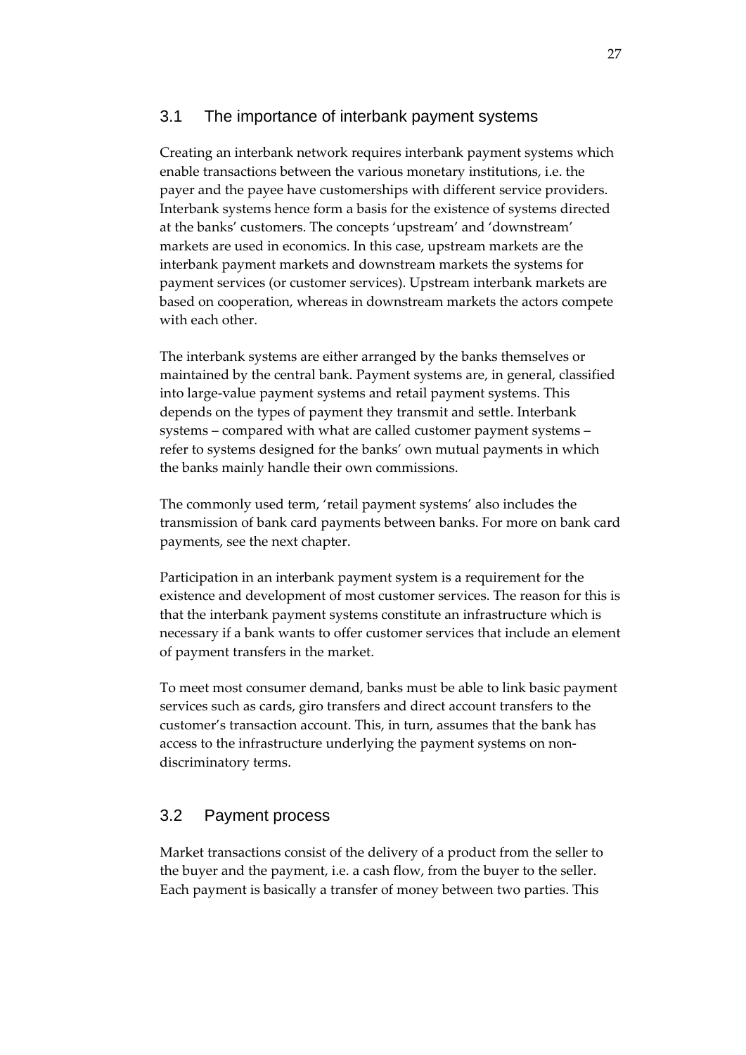## 3.1 The importance of interbank payment systems

Creating an interbank network requires interbank payment systems which enable transactions between the various monetary institutions, i.e. the payer and the payee have customerships with different service providers. Interbank systems hence form a basis for the existence of systems directed at the banks' customers. The concepts 'upstream' and 'downstream' markets are used in economics. In this case, upstream markets are the interbank payment markets and downstream markets the systems for payment services (or customer services). Upstream interbank markets are based on cooperation, whereas in downstream markets the actors compete with each other.

The interbank systems are either arranged by the banks themselves or maintained by the central bank. Payment systems are, in general, classified into large-value payment systems and retail payment systems. This depends on the types of payment they transmit and settle. Interbank systems – compared with what are called customer payment systems – refer to systems designed for the banks' own mutual payments in which the banks mainly handle their own commissions.

The commonly used term, 'retail payment systems' also includes the transmission of bank card payments between banks. For more on bank card payments, see the next chapter.

Participation in an interbank payment system is a requirement for the existence and development of most customer services. The reason for this is that the interbank payment systems constitute an infrastructure which is necessary if a bank wants to offer customer services that include an element of payment transfers in the market.

To meet most consumer demand, banks must be able to link basic payment services such as cards, giro transfers and direct account transfers to the customer's transaction account. This, in turn, assumes that the bank has access to the infrastructure underlying the payment systems on non-discriminatory terms.

## 3.2 Payment process

Market transactions consist of the delivery of a product from the seller to the buyer and the payment, i.e. a cash flow, from the buyer to the seller. Each payment is basically a transfer of money between two parties. This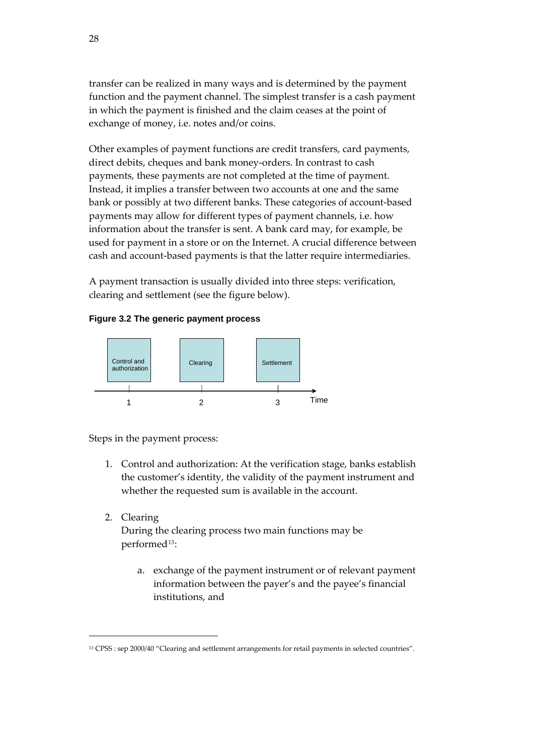transfer can be realized in many ways and is determined by the payment function and the payment channel. The simplest transfer is a cash payment in which the payment is finished and the claim ceases at the point of exchange of money, i.e. notes and/or coins.

Other examples of payment functions are credit transfers, card payments, direct debits, cheques and bank money-orders. In contrast to cash payments, these payments are not completed at the time of payment. Instead, it implies a transfer between two accounts at one and the same bank or possibly at two different banks. These categories of account-based payments may allow for different types of payment channels, i.e. how information about the transfer is sent. A bank card may, for example, be used for payment in a store or on the Internet. A crucial difference between cash and account-based payments is that the latter require intermediaries.

A payment transaction is usually divided into three steps: verification, clearing and settlement (see the figure below).

**Figure 3.2 The generic payment process**

Control and authorization (1) → Clearing (2) → Settlement (3) → Time

Steps in the payment process:

1. Control and authorization: At the verification stage, banks establish the customer's identity, the validity of the payment instrument and whether the requested sum is available in the account.

2. Clearing
   During the clearing process two main functions may be performed[13]:

   a. exchange of the payment instrument or of relevant payment information between the payer's and the payee's financial institutions, and

---

[13] CPSS : sep 2000/40 "Clearing and settlement arrangements for retail payments in selected countries".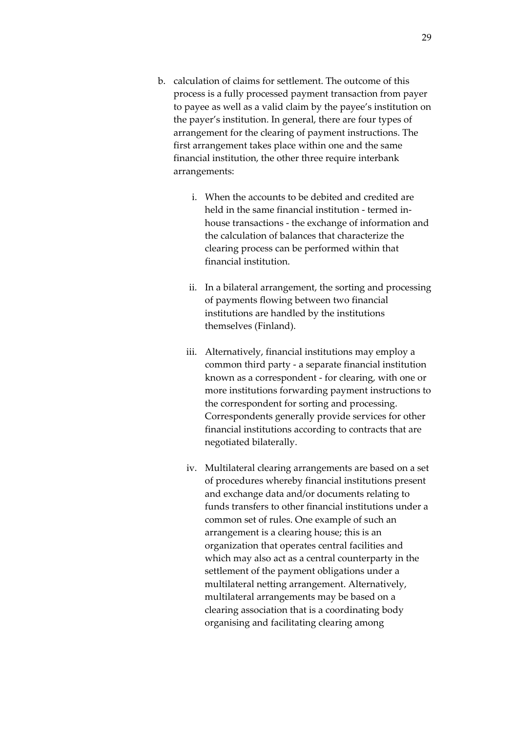b. calculation of claims for settlement. The outcome of this process is a fully processed payment transaction from payer to payee as well as a valid claim by the payee's institution on the payer's institution. In general, there are four types of arrangement for the clearing of payment instructions. The first arrangement takes place within one and the same financial institution, the other three require interbank arrangements:

   i. When the accounts to be debited and credited are held in the same financial institution - termed in-house transactions - the exchange of information and the calculation of balances that characterize the clearing process can be performed within that financial institution.

   ii. In a bilateral arrangement, the sorting and processing of payments flowing between two financial institutions are handled by the institutions themselves (Finland).

   iii. Alternatively, financial institutions may employ a common third party - a separate financial institution known as a correspondent - for clearing, with one or more institutions forwarding payment instructions to the correspondent for sorting and processing. Correspondents generally provide services for other financial institutions according to contracts that are negotiated bilaterally.

   iv. Multilateral clearing arrangements are based on a set of procedures whereby financial institutions present and exchange data and/or documents relating to funds transfers to other financial institutions under a common set of rules. One example of such an arrangement is a clearing house; this is an organization that operates central facilities and which may also act as a central counterparty in the settlement of the payment obligations under a multilateral netting arrangement. Alternatively, multilateral arrangements may be based on a clearing association that is a coordinating body organising and facilitating clearing among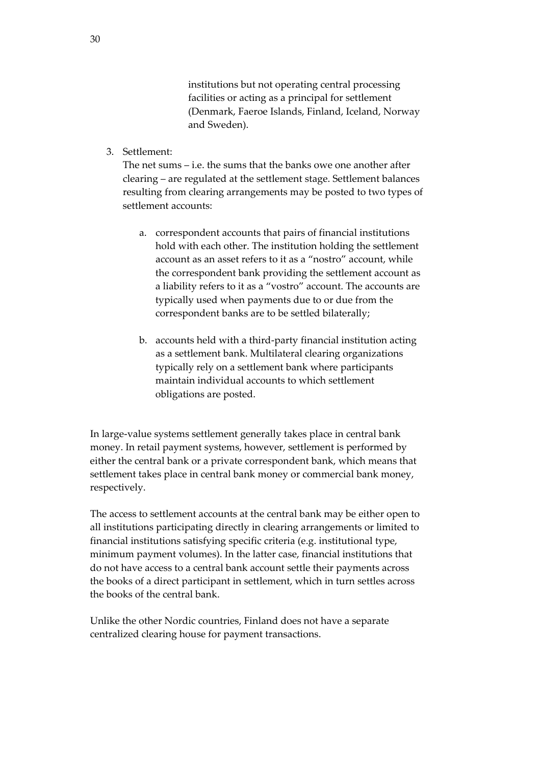institutions but not operating central processing facilities or acting as a principal for settlement (Denmark, Faeroe Islands, Finland, Iceland, Norway and Sweden).

3. Settlement:
   The net sums – i.e. the sums that the banks owe one another after clearing – are regulated at the settlement stage. Settlement balances resulting from clearing arrangements may be posted to two types of settlement accounts:

   a. correspondent accounts that pairs of financial institutions hold with each other. The institution holding the settlement account as an asset refers to it as a "nostro" account, while the correspondent bank providing the settlement account as a liability refers to it as a "vostro" account. The accounts are typically used when payments due to or due from the correspondent banks are to be settled bilaterally;

   b. accounts held with a third-party financial institution acting as a settlement bank. Multilateral clearing organizations typically rely on a settlement bank where participants maintain individual accounts to which settlement obligations are posted.

In large-value systems settlement generally takes place in central bank money. In retail payment systems, however, settlement is performed by either the central bank or a private correspondent bank, which means that settlement takes place in central bank money or commercial bank money, respectively.

The access to settlement accounts at the central bank may be either open to all institutions participating directly in clearing arrangements or limited to financial institutions satisfying specific criteria (e.g. institutional type, minimum payment volumes). In the latter case, financial institutions that do not have access to a central bank account settle their payments across the books of a direct participant in settlement, which in turn settles across the books of the central bank.

Unlike the other Nordic countries, Finland does not have a separate centralized clearing house for payment transactions.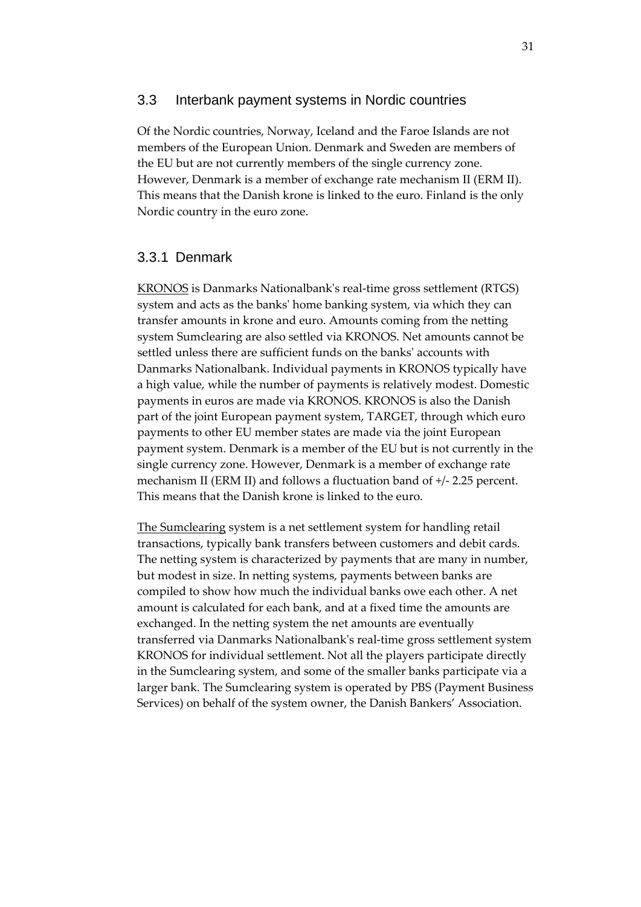## 3.3 Interbank payment systems in Nordic countries

Of the Nordic countries, Norway, Iceland and the Faroe Islands are not members of the European Union. Denmark and Sweden are members of the EU but are not currently members of the single currency zone. However, Denmark is a member of exchange rate mechanism II (ERM II). This means that the Danish krone is linked to the euro. Finland is the only Nordic country in the euro zone.

### 3.3.1 Denmark

<u>KRONOS</u> is Danmarks Nationalbank's real-time gross settlement (RTGS) system and acts as the banks' home banking system, via which they can transfer amounts in krone and euro. Amounts coming from the netting system Sumclearing are also settled via KRONOS. Net amounts cannot be settled unless there are sufficient funds on the banks' accounts with Danmarks Nationalbank. Individual payments in KRONOS typically have a high value, while the number of payments is relatively modest. Domestic payments in euros are made via KRONOS. KRONOS is also the Danish part of the joint European payment system, TARGET, through which euro payments to other EU member states are made via the joint European payment system. Denmark is a member of the EU but is not currently in the single currency zone. However, Denmark is a member of exchange rate mechanism II (ERM II) and follows a fluctuation band of +/- 2.25 percent. This means that the Danish krone is linked to the euro.

<u>The Sumclearing</u> system is a net settlement system for handling retail transactions, typically bank transfers between customers and debit cards. The netting system is characterized by payments that are many in number, but modest in size. In netting systems, payments between banks are compiled to show how much the individual banks owe each other. A net amount is calculated for each bank, and at a fixed time the amounts are exchanged. In the netting system the net amounts are eventually transferred via Danmarks Nationalbank's real-time gross settlement system KRONOS for individual settlement. Not all the players participate directly in the Sumclearing system, and some of the smaller banks participate via a larger bank. The Sumclearing system is operated by PBS (Payment Business Services) on behalf of the system owner, the Danish Bankers' Association.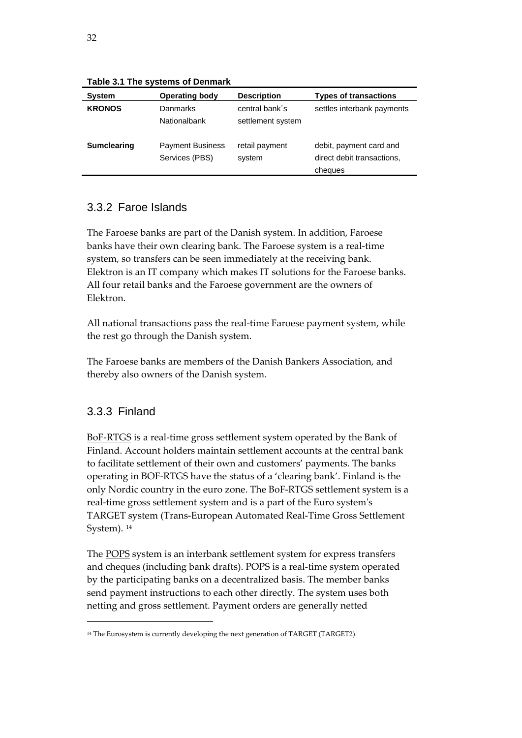**Table 3.1 The systems of Denmark**

| System | Operating body | Description | Types of transactions |
|---|---|---|---|
| **KRONOS** | Danmarks Nationalbank | central bank´s settlement system | settles interbank payments |
| **Sumclearing** | Payment Business Services (PBS) | retail payment system | debit, payment card and direct debit transactions, cheques |

### 3.3.2 Faroe Islands

The Faroese banks are part of the Danish system. In addition, Faroese banks have their own clearing bank. The Faroese system is a real-time system, so transfers can be seen immediately at the receiving bank. Elektron is an IT company which makes IT solutions for the Faroese banks. All four retail banks and the Faroese government are the owners of Elektron.

All national transactions pass the real-time Faroese payment system, while the rest go through the Danish system.

The Faroese banks are members of the Danish Bankers Association, and thereby also owners of the Danish system.

### 3.3.3 Finland

BoF-RTGS is a real-time gross settlement system operated by the Bank of Finland. Account holders maintain settlement accounts at the central bank to facilitate settlement of their own and customers' payments. The banks operating in BOF-RTGS have the status of a 'clearing bank'. Finland is the only Nordic country in the euro zone. The BoF-RTGS settlement system is a real-time gross settlement system and is a part of the Euro system's TARGET system (Trans-European Automated Real-Time Gross Settlement System). [14]

The POPS system is an interbank settlement system for express transfers and cheques (including bank drafts). POPS is a real-time system operated by the participating banks on a decentralized basis. The member banks send payment instructions to each other directly. The system uses both netting and gross settlement. Payment orders are generally netted

[14] The Eurosystem is currently developing the next generation of TARGET (TARGET2).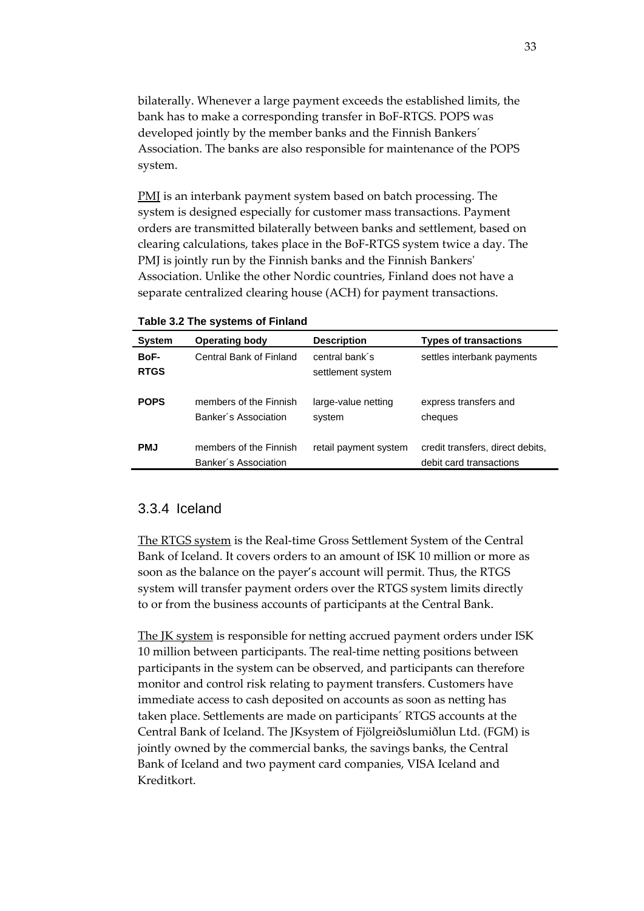bilaterally. Whenever a large payment exceeds the established limits, the bank has to make a corresponding transfer in BoF-RTGS. POPS was developed jointly by the member banks and the Finnish Bankers´ Association. The banks are also responsible for maintenance of the POPS system.

PMJ is an interbank payment system based on batch processing. The system is designed especially for customer mass transactions. Payment orders are transmitted bilaterally between banks and settlement, based on clearing calculations, takes place in the BoF-RTGS system twice a day. The PMJ is jointly run by the Finnish banks and the Finnish Bankers' Association. Unlike the other Nordic countries, Finland does not have a separate centralized clearing house (ACH) for payment transactions.

**Table 3.2 The systems of Finland**

| System | Operating body | Description | Types of transactions |
|---|---|---|---|
| **BoF-RTGS** | Central Bank of Finland | central bank´s settlement system | settles interbank payments |
| **POPS** | members of the Finnish Banker´s Association | large-value netting system | express transfers and cheques |
| **PMJ** | members of the Finnish Banker´s Association | retail payment system | credit transfers, direct debits, debit card transactions |

### 3.3.4 Iceland

The RTGS system is the Real-time Gross Settlement System of the Central Bank of Iceland. It covers orders to an amount of ISK 10 million or more as soon as the balance on the payer's account will permit. Thus, the RTGS system will transfer payment orders over the RTGS system limits directly to or from the business accounts of participants at the Central Bank.

The JK system is responsible for netting accrued payment orders under ISK 10 million between participants. The real-time netting positions between participants in the system can be observed, and participants can therefore monitor and control risk relating to payment transfers. Customers have immediate access to cash deposited on accounts as soon as netting has taken place. Settlements are made on participants´ RTGS accounts at the Central Bank of Iceland. The JKsystem of Fjölgreiðslumiðlun Ltd. (FGM) is jointly owned by the commercial banks, the savings banks, the Central Bank of Iceland and two payment card companies, VISA Iceland and Kreditkort.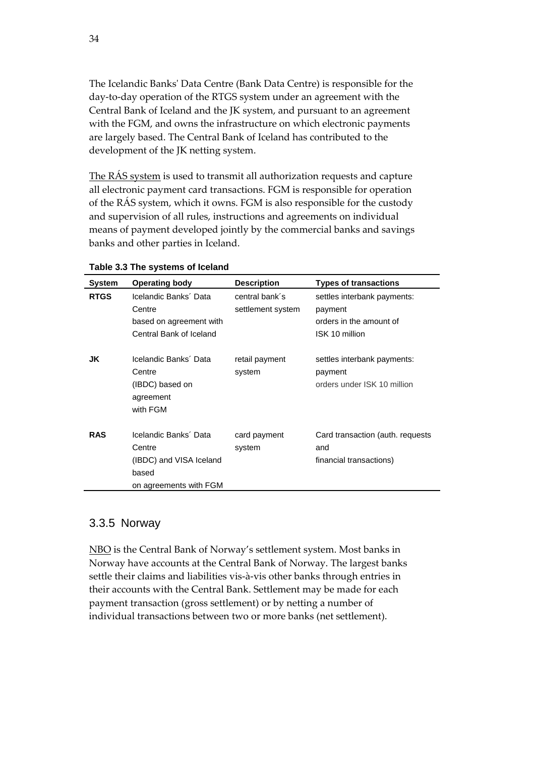The Icelandic Banks' Data Centre (Bank Data Centre) is responsible for the day-to-day operation of the RTGS system under an agreement with the Central Bank of Iceland and the JK system, and pursuant to an agreement with the FGM, and owns the infrastructure on which electronic payments are largely based. The Central Bank of Iceland has contributed to the development of the JK netting system.

The RÁS system is used to transmit all authorization requests and capture all electronic payment card transactions. FGM is responsible for operation of the RÁS system, which it owns. FGM is also responsible for the custody and supervision of all rules, instructions and agreements on individual means of payment developed jointly by the commercial banks and savings banks and other parties in Iceland.

**Table 3.3 The systems of Iceland**

| System | Operating body | Description | Types of transactions |
|---|---|---|---|
| **RTGS** | Icelandic Banks´ Data Centre based on agreement with Central Bank of Iceland | central bank´s settlement system | settles interbank payments: payment orders in the amount of ISK 10 million |
| **JK** | Icelandic Banks´ Data Centre (IBDC) based on agreement with FGM | retail payment system | settles interbank payments: payment orders under ISK 10 million |
| **RAS** | Icelandic Banks´ Data Centre (IBDC) and VISA Iceland based on agreements with FGM | card payment system | Card transaction (auth. requests and financial transactions) |

### 3.3.5 Norway

NBO is the Central Bank of Norway's settlement system. Most banks in Norway have accounts at the Central Bank of Norway. The largest banks settle their claims and liabilities vis-à-vis other banks through entries in their accounts with the Central Bank. Settlement may be made for each payment transaction (gross settlement) or by netting a number of individual transactions between two or more banks (net settlement).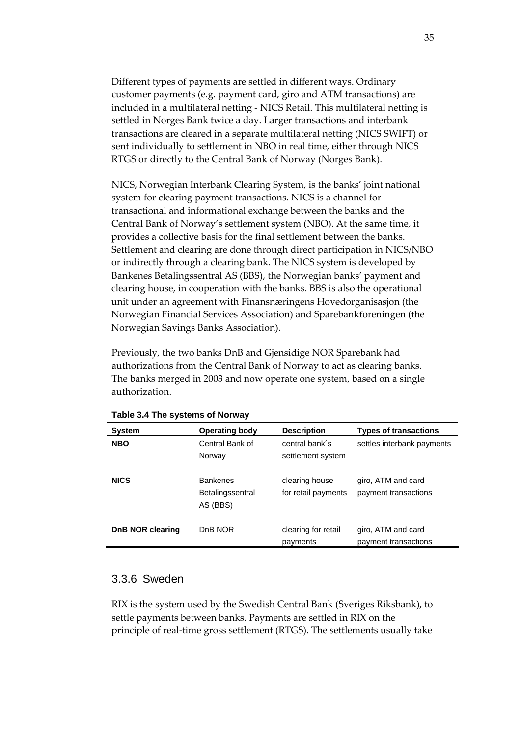Different types of payments are settled in different ways. Ordinary customer payments (e.g. payment card, giro and ATM transactions) are included in a multilateral netting - NICS Retail. This multilateral netting is settled in Norges Bank twice a day. Larger transactions and interbank transactions are cleared in a separate multilateral netting (NICS SWIFT) or sent individually to settlement in NBO in real time, either through NICS RTGS or directly to the Central Bank of Norway (Norges Bank).

NICS, Norwegian Interbank Clearing System, is the banks' joint national system for clearing payment transactions. NICS is a channel for transactional and informational exchange between the banks and the Central Bank of Norway's settlement system (NBO). At the same time, it provides a collective basis for the final settlement between the banks. Settlement and clearing are done through direct participation in NICS/NBO or indirectly through a clearing bank. The NICS system is developed by Bankenes Betalingssentral AS (BBS), the Norwegian banks' payment and clearing house, in cooperation with the banks. BBS is also the operational unit under an agreement with Finansnæringens Hovedorganisasjon (the Norwegian Financial Services Association) and Sparebankforeningen (the Norwegian Savings Banks Association).

Previously, the two banks DnB and Gjensidige NOR Sparebank had authorizations from the Central Bank of Norway to act as clearing banks. The banks merged in 2003 and now operate one system, based on a single authorization.

**Table 3.4 The systems of Norway**

| System | Operating body | Description | Types of transactions |
|---|---|---|---|
| **NBO** | Central Bank of Norway | central bank´s settlement system | settles interbank payments |
| **NICS** | Bankenes Betalingssentral AS (BBS) | clearing house for retail payments | giro, ATM and card payment transactions |
| **DnB NOR clearing** | DnB NOR | clearing for retail payments | giro, ATM and card payment transactions |

### 3.3.6 Sweden

RIX is the system used by the Swedish Central Bank (Sveriges Riksbank), to settle payments between banks. Payments are settled in RIX on the principle of real-time gross settlement (RTGS). The settlements usually take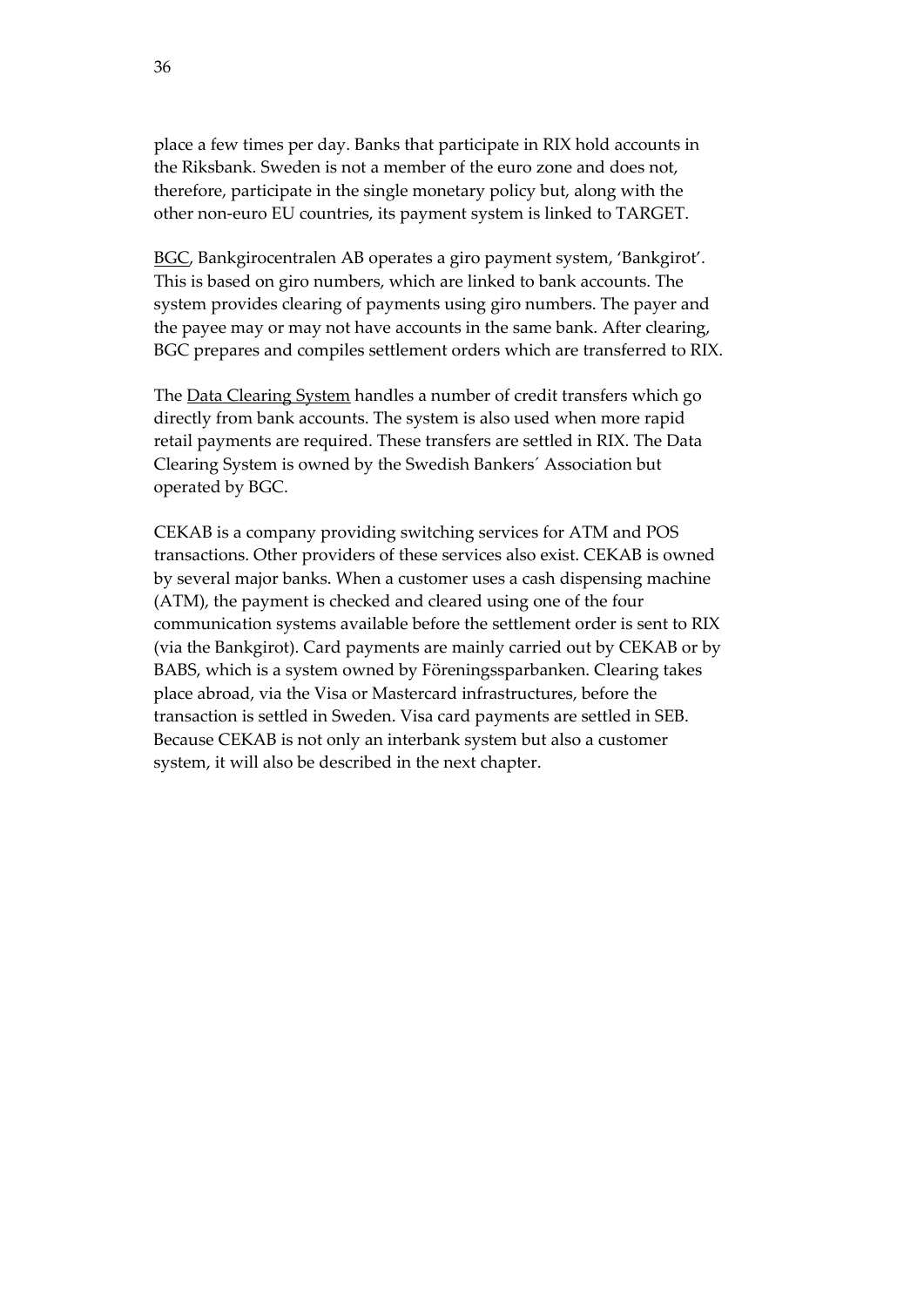place a few times per day. Banks that participate in RIX hold accounts in the Riksbank. Sweden is not a member of the euro zone and does not, therefore, participate in the single monetary policy but, along with the other non-euro EU countries, its payment system is linked to TARGET.

<u>BGC</u>, Bankgirocentralen AB operates a giro payment system, 'Bankgirot'. This is based on giro numbers, which are linked to bank accounts. The system provides clearing of payments using giro numbers. The payer and the payee may or may not have accounts in the same bank. After clearing, BGC prepares and compiles settlement orders which are transferred to RIX.

The <u>Data Clearing System</u> handles a number of credit transfers which go directly from bank accounts. The system is also used when more rapid retail payments are required. These transfers are settled in RIX. The Data Clearing System is owned by the Swedish Bankers´ Association but operated by BGC.

CEKAB is a company providing switching services for ATM and POS transactions. Other providers of these services also exist. CEKAB is owned by several major banks. When a customer uses a cash dispensing machine (ATM), the payment is checked and cleared using one of the four communication systems available before the settlement order is sent to RIX (via the Bankgirot). Card payments are mainly carried out by CEKAB or by BABS, which is a system owned by Föreningssparbanken. Clearing takes place abroad, via the Visa or Mastercard infrastructures, before the transaction is settled in Sweden. Visa card payments are settled in SEB. Because CEKAB is not only an interbank system but also a customer system, it will also be described in the next chapter.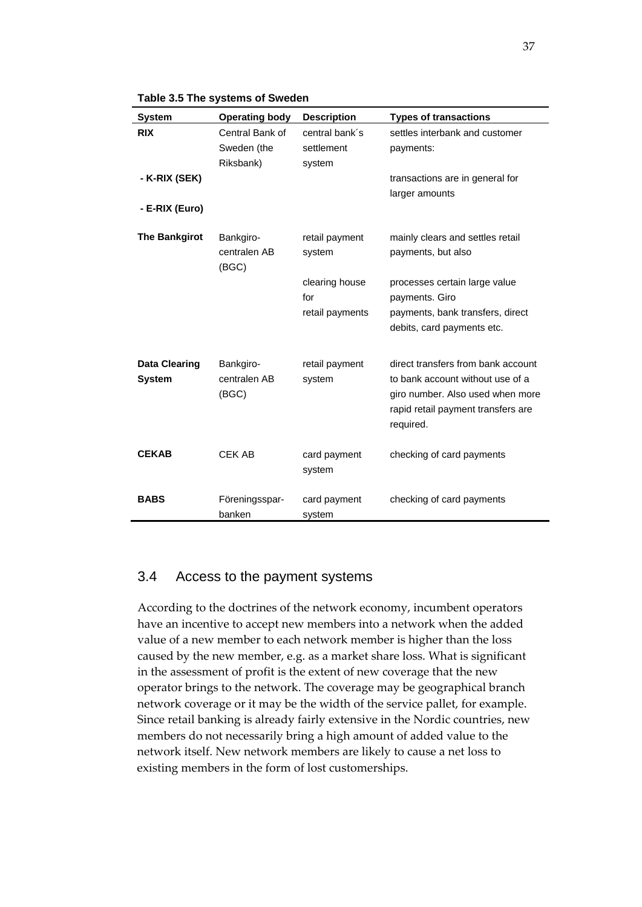**Table 3.5 The systems of Sweden**

| System | Operating body | Description | Types of transactions |
|---|---|---|---|
| **RIX** | Central Bank of Sweden (the Riksbank) | central bank´s settlement system | settles interbank and customer payments: |
| **- K-RIX (SEK)** | | | transactions are in general for larger amounts |
| **- E-RIX (Euro)** | | | |
| **The Bankgirot** | Bankgiro-centralen AB (BGC) | retail payment system | mainly clears and settles retail payments, but also |
| | | clearing house for retail payments | processes certain large value payments. Giro payments, bank transfers, direct debits, card payments etc. |
| **Data Clearing System** | Bankgiro-centralen AB (BGC) | retail payment system | direct transfers from bank account to bank account without use of a giro number. Also used when more rapid retail payment transfers are required. |
| **CEKAB** | CEK AB | card payment system | checking of card payments |
| **BABS** | Föreningsspar-banken | card payment system | checking of card payments |

## 3.4 Access to the payment systems

According to the doctrines of the network economy, incumbent operators have an incentive to accept new members into a network when the added value of a new member to each network member is higher than the loss caused by the new member, e.g. as a market share loss. What is significant in the assessment of profit is the extent of new coverage that the new operator brings to the network. The coverage may be geographical branch network coverage or it may be the width of the service pallet, for example. Since retail banking is already fairly extensive in the Nordic countries, new members do not necessarily bring a high amount of added value to the network itself. New network members are likely to cause a net loss to existing members in the form of lost customerships.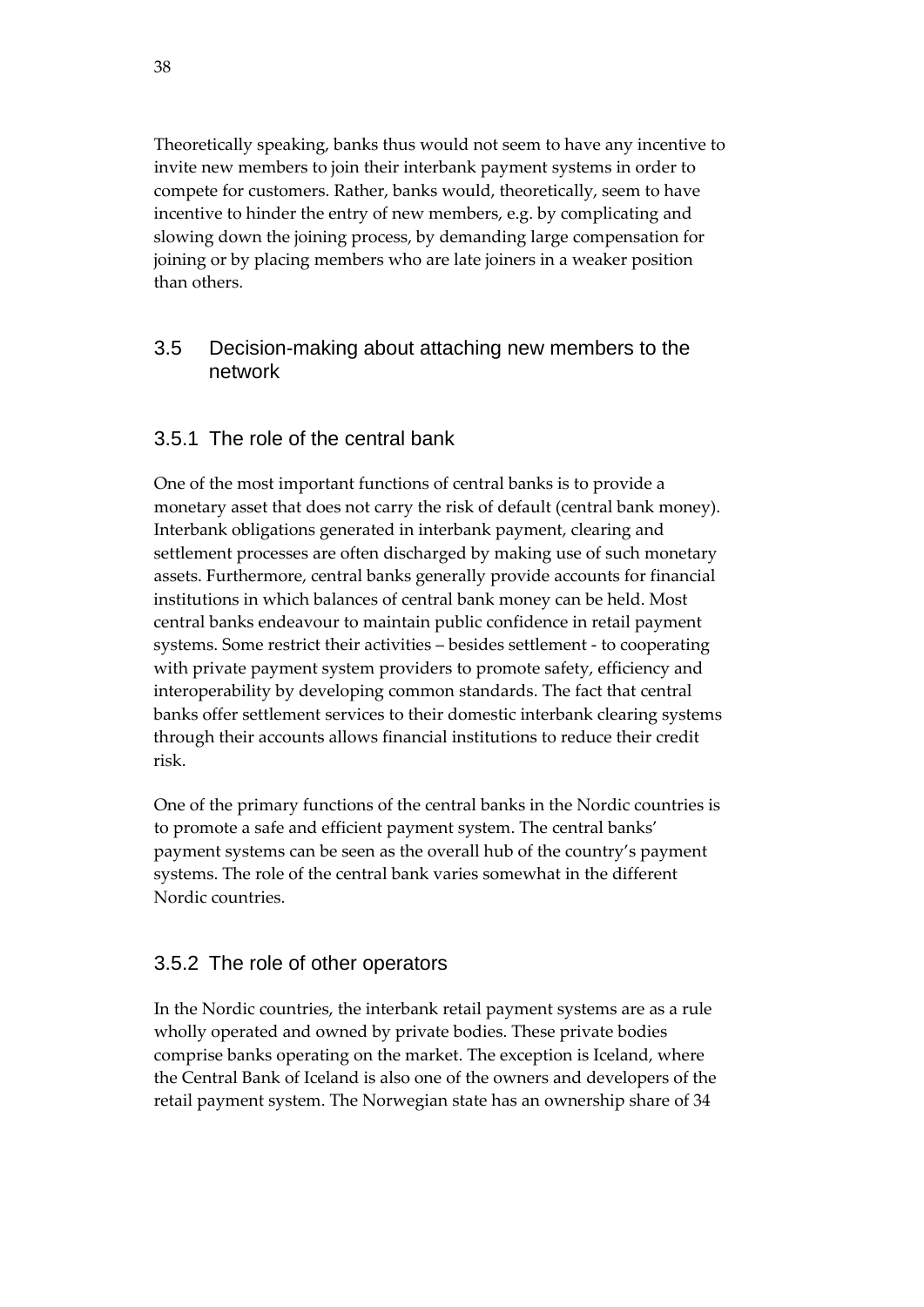Theoretically speaking, banks thus would not seem to have any incentive to invite new members to join their interbank payment systems in order to compete for customers. Rather, banks would, theoretically, seem to have incentive to hinder the entry of new members, e.g. by complicating and slowing down the joining process, by demanding large compensation for joining or by placing members who are late joiners in a weaker position than others.

## 3.5 Decision-making about attaching new members to the network

### 3.5.1 The role of the central bank

One of the most important functions of central banks is to provide a monetary asset that does not carry the risk of default (central bank money). Interbank obligations generated in interbank payment, clearing and settlement processes are often discharged by making use of such monetary assets. Furthermore, central banks generally provide accounts for financial institutions in which balances of central bank money can be held. Most central banks endeavour to maintain public confidence in retail payment systems. Some restrict their activities – besides settlement - to cooperating with private payment system providers to promote safety, efficiency and interoperability by developing common standards. The fact that central banks offer settlement services to their domestic interbank clearing systems through their accounts allows financial institutions to reduce their credit risk.

One of the primary functions of the central banks in the Nordic countries is to promote a safe and efficient payment system. The central banks' payment systems can be seen as the overall hub of the country's payment systems. The role of the central bank varies somewhat in the different Nordic countries.

### 3.5.2 The role of other operators

In the Nordic countries, the interbank retail payment systems are as a rule wholly operated and owned by private bodies. These private bodies comprise banks operating on the market. The exception is Iceland, where the Central Bank of Iceland is also one of the owners and developers of the retail payment system. The Norwegian state has an ownership share of 34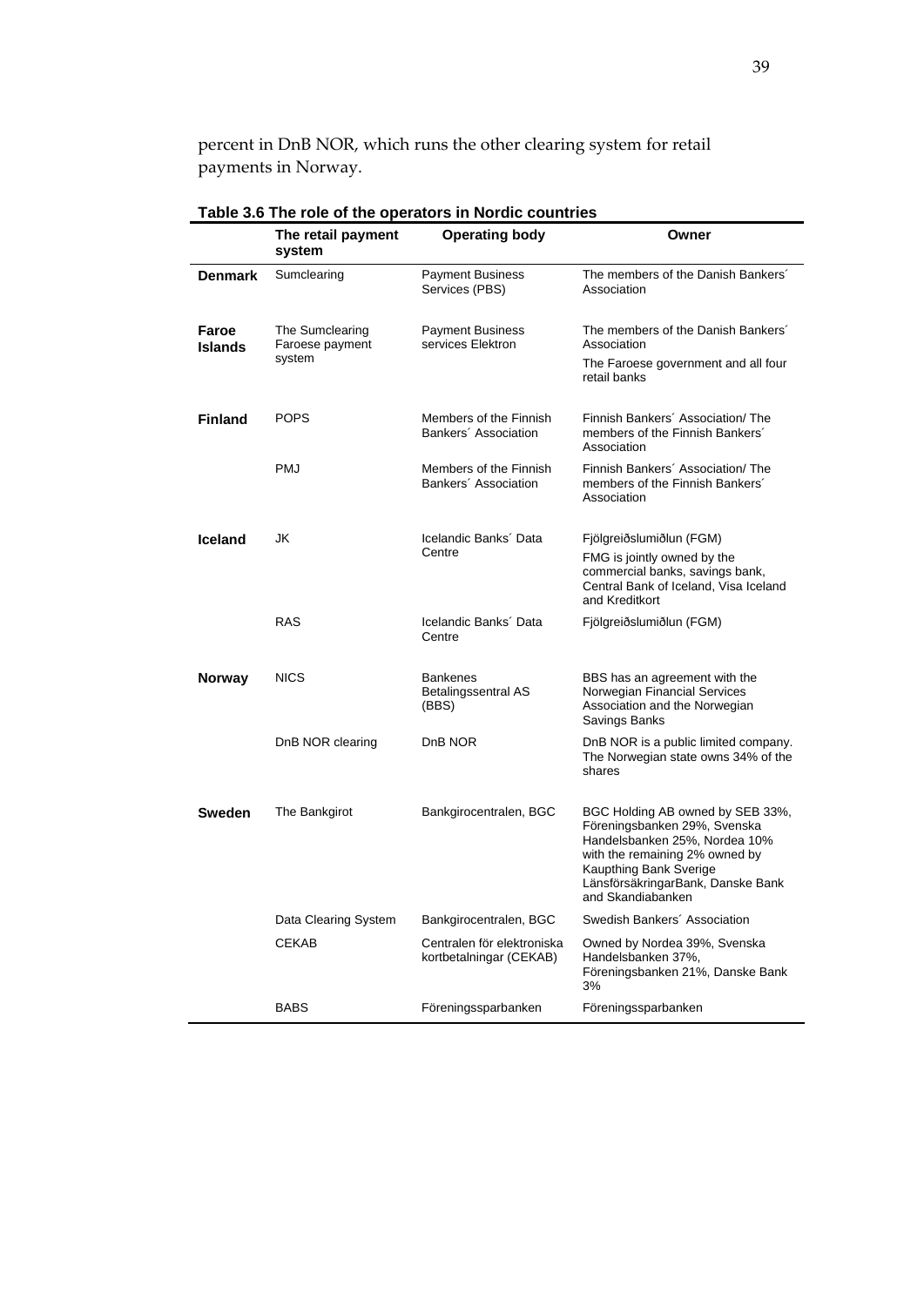percent in DnB NOR, which runs the other clearing system for retail payments in Norway.

**Table 3.6 The role of the operators in Nordic countries**

| | The retail payment system | Operating body | Owner |
|---|---|---|---|
| **Denmark** | Sumclearing | Payment Business Services (PBS) | The members of the Danish Bankers´ Association |
| **Faroe Islands** | The Sumclearing Faroese payment system | Payment Business services Elektron | The members of the Danish Bankers´ Association<br>The Faroese government and all four retail banks |
| **Finland** | POPS | Members of the Finnish Bankers´ Association | Finnish Bankers´ Association/ The members of the Finnish Bankers´ Association |
| | PMJ | Members of the Finnish Bankers´ Association | Finnish Bankers´ Association/ The members of the Finnish Bankers´ Association |
| **Iceland** | JK | Icelandic Banks´ Data Centre | Fjölgreiðslumiðlun (FGM)<br>FMG is jointly owned by the commercial banks, savings bank, Central Bank of Iceland, Visa Iceland and Kreditkort |
| | RAS | Icelandic Banks´ Data Centre | Fjölgreiðslumiðlun (FGM) |
| **Norway** | NICS | Bankenes Betalingssentral AS (BBS) | BBS has an agreement with the Norwegian Financial Services Association and the Norwegian Savings Banks |
| | DnB NOR clearing | DnB NOR | DnB NOR is a public limited company. The Norwegian state owns 34% of the shares |
| **Sweden** | The Bankgirot | Bankgirocentralen, BGC | BGC Holding AB owned by SEB 33%, Föreningsbanken 29%, Svenska Handelsbanken 25%, Nordea 10% with the remaining 2% owned by Kaupthing Bank Sverige LänsförsäkringarBank, Danske Bank and Skandiabanken |
| | Data Clearing System | Bankgirocentralen, BGC | Swedish Bankers´ Association |
| | CEKAB | Centralen för elektroniska kortbetalningar (CEKAB) | Owned by Nordea 39%, Svenska Handelsbanken 37%, Föreningsbanken 21%, Danske Bank 3% |
| | BABS | Föreningssparbanken | Föreningssparbanken |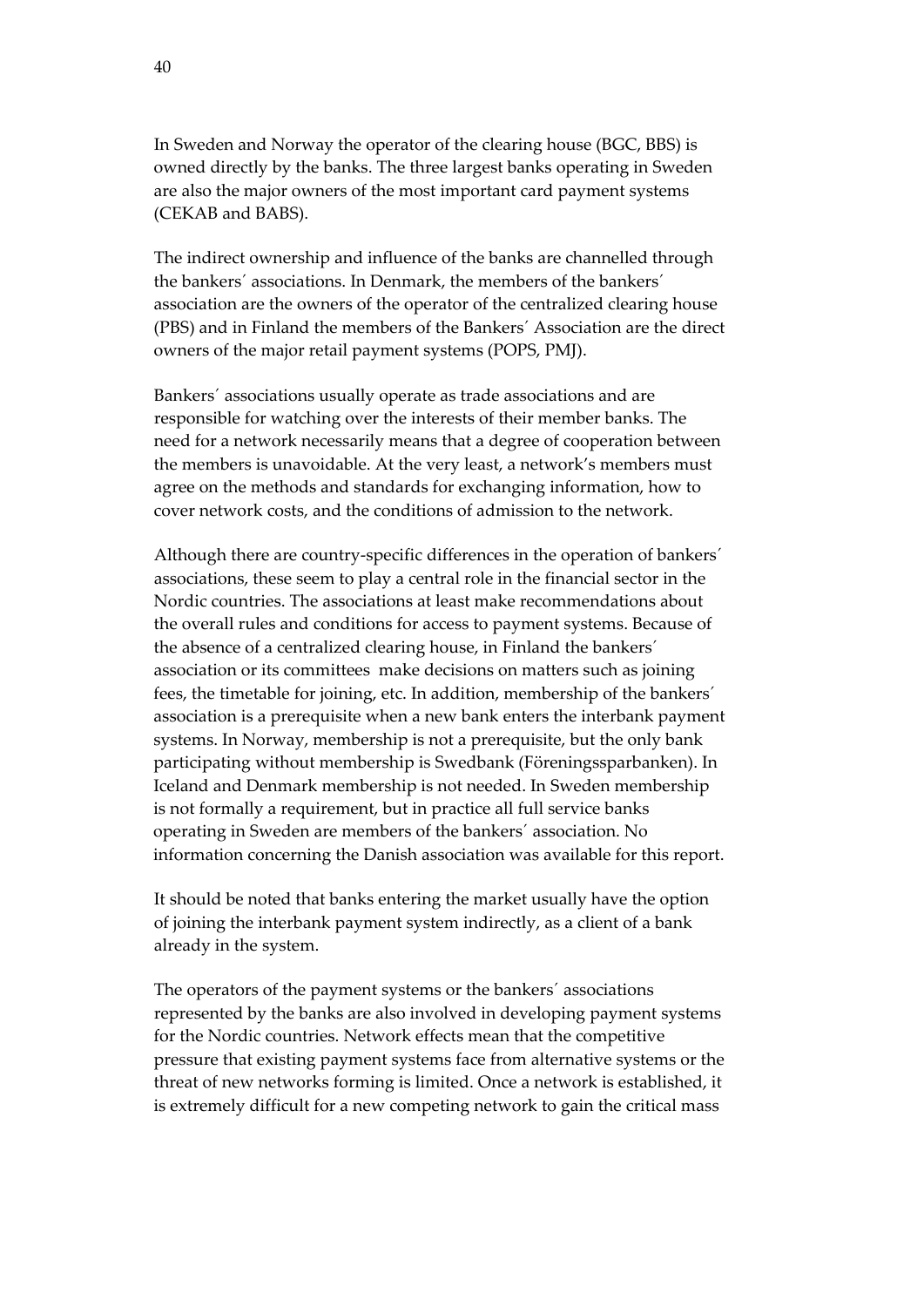In Sweden and Norway the operator of the clearing house (BGC, BBS) is owned directly by the banks. The three largest banks operating in Sweden are also the major owners of the most important card payment systems (CEKAB and BABS).

The indirect ownership and influence of the banks are channelled through the bankers´ associations. In Denmark, the members of the bankers´ association are the owners of the operator of the centralized clearing house (PBS) and in Finland the members of the Bankers´ Association are the direct owners of the major retail payment systems (POPS, PMJ).

Bankers´ associations usually operate as trade associations and are responsible for watching over the interests of their member banks. The need for a network necessarily means that a degree of cooperation between the members is unavoidable. At the very least, a network's members must agree on the methods and standards for exchanging information, how to cover network costs, and the conditions of admission to the network.

Although there are country-specific differences in the operation of bankers´ associations, these seem to play a central role in the financial sector in the Nordic countries. The associations at least make recommendations about the overall rules and conditions for access to payment systems. Because of the absence of a centralized clearing house, in Finland the bankers´ association or its committees make decisions on matters such as joining fees, the timetable for joining, etc. In addition, membership of the bankers´ association is a prerequisite when a new bank enters the interbank payment systems. In Norway, membership is not a prerequisite, but the only bank participating without membership is Swedbank (Föreningssparbanken). In Iceland and Denmark membership is not needed. In Sweden membership is not formally a requirement, but in practice all full service banks operating in Sweden are members of the bankers´ association. No information concerning the Danish association was available for this report.

It should be noted that banks entering the market usually have the option of joining the interbank payment system indirectly, as a client of a bank already in the system.

The operators of the payment systems or the bankers´ associations represented by the banks are also involved in developing payment systems for the Nordic countries. Network effects mean that the competitive pressure that existing payment systems face from alternative systems or the threat of new networks forming is limited. Once a network is established, it is extremely difficult for a new competing network to gain the critical mass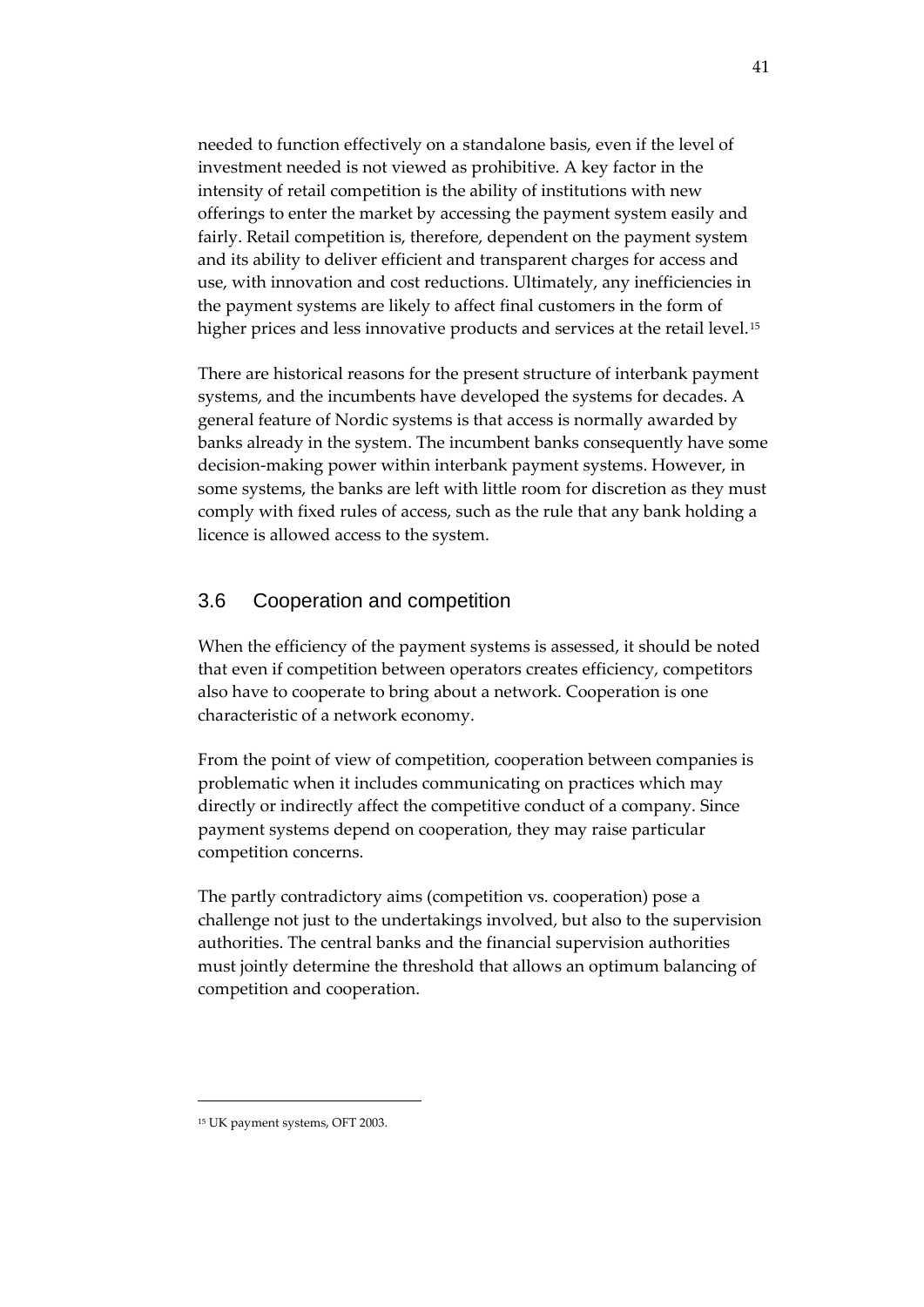needed to function effectively on a standalone basis, even if the level of investment needed is not viewed as prohibitive. A key factor in the intensity of retail competition is the ability of institutions with new offerings to enter the market by accessing the payment system easily and fairly. Retail competition is, therefore, dependent on the payment system and its ability to deliver efficient and transparent charges for access and use, with innovation and cost reductions. Ultimately, any inefficiencies in the payment systems are likely to affect final customers in the form of higher prices and less innovative products and services at the retail level.[15]

There are historical reasons for the present structure of interbank payment systems, and the incumbents have developed the systems for decades. A general feature of Nordic systems is that access is normally awarded by banks already in the system. The incumbent banks consequently have some decision-making power within interbank payment systems. However, in some systems, the banks are left with little room for discretion as they must comply with fixed rules of access, such as the rule that any bank holding a licence is allowed access to the system.

## 3.6 Cooperation and competition

When the efficiency of the payment systems is assessed, it should be noted that even if competition between operators creates efficiency, competitors also have to cooperate to bring about a network. Cooperation is one characteristic of a network economy.

From the point of view of competition, cooperation between companies is problematic when it includes communicating on practices which may directly or indirectly affect the competitive conduct of a company. Since payment systems depend on cooperation, they may raise particular competition concerns.

The partly contradictory aims (competition vs. cooperation) pose a challenge not just to the undertakings involved, but also to the supervision authorities. The central banks and the financial supervision authorities must jointly determine the threshold that allows an optimum balancing of competition and cooperation.

---

[15] UK payment systems, OFT 2003.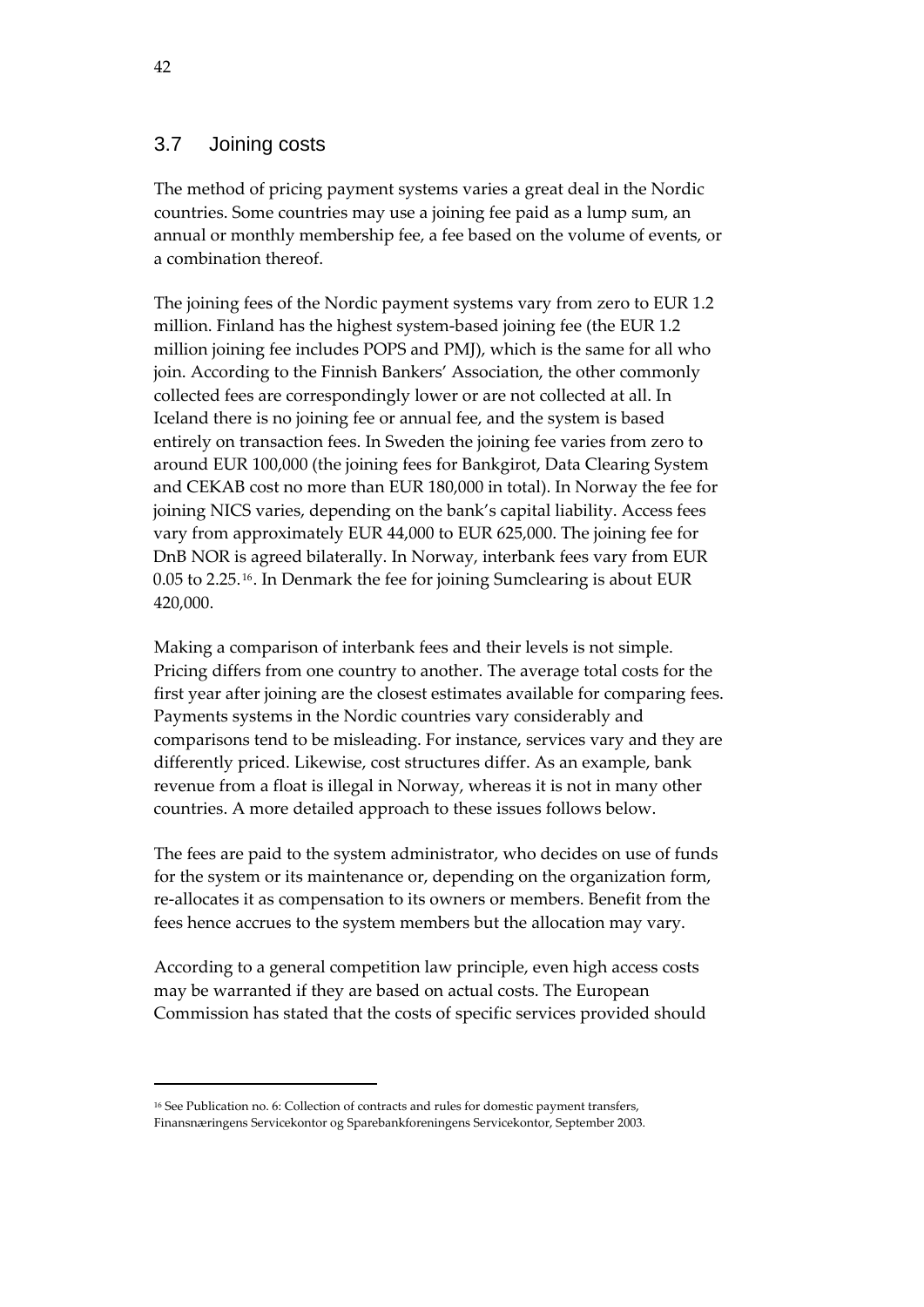## 3.7 Joining costs

The method of pricing payment systems varies a great deal in the Nordic countries. Some countries may use a joining fee paid as a lump sum, an annual or monthly membership fee, a fee based on the volume of events, or a combination thereof.

The joining fees of the Nordic payment systems vary from zero to EUR 1.2 million. Finland has the highest system-based joining fee (the EUR 1.2 million joining fee includes POPS and PMJ), which is the same for all who join. According to the Finnish Bankers' Association, the other commonly collected fees are correspondingly lower or are not collected at all. In Iceland there is no joining fee or annual fee, and the system is based entirely on transaction fees. In Sweden the joining fee varies from zero to around EUR 100,000 (the joining fees for Bankgirot, Data Clearing System and CEKAB cost no more than EUR 180,000 in total). In Norway the fee for joining NICS varies, depending on the bank's capital liability. Access fees vary from approximately EUR 44,000 to EUR 625,000. The joining fee for DnB NOR is agreed bilaterally. In Norway, interbank fees vary from EUR 0.05 to 2.25.[16]. In Denmark the fee for joining Sumclearing is about EUR 420,000.

Making a comparison of interbank fees and their levels is not simple. Pricing differs from one country to another. The average total costs for the first year after joining are the closest estimates available for comparing fees. Payments systems in the Nordic countries vary considerably and comparisons tend to be misleading. For instance, services vary and they are differently priced. Likewise, cost structures differ. As an example, bank revenue from a float is illegal in Norway, whereas it is not in many other countries. A more detailed approach to these issues follows below.

The fees are paid to the system administrator, who decides on use of funds for the system or its maintenance or, depending on the organization form, re-allocates it as compensation to its owners or members. Benefit from the fees hence accrues to the system members but the allocation may vary.

According to a general competition law principle, even high access costs may be warranted if they are based on actual costs. The European Commission has stated that the costs of specific services provided should

[16] See Publication no. 6: Collection of contracts and rules for domestic payment transfers, Finansnæringens Servicekontor og Sparebankforeningens Servicekontor, September 2003.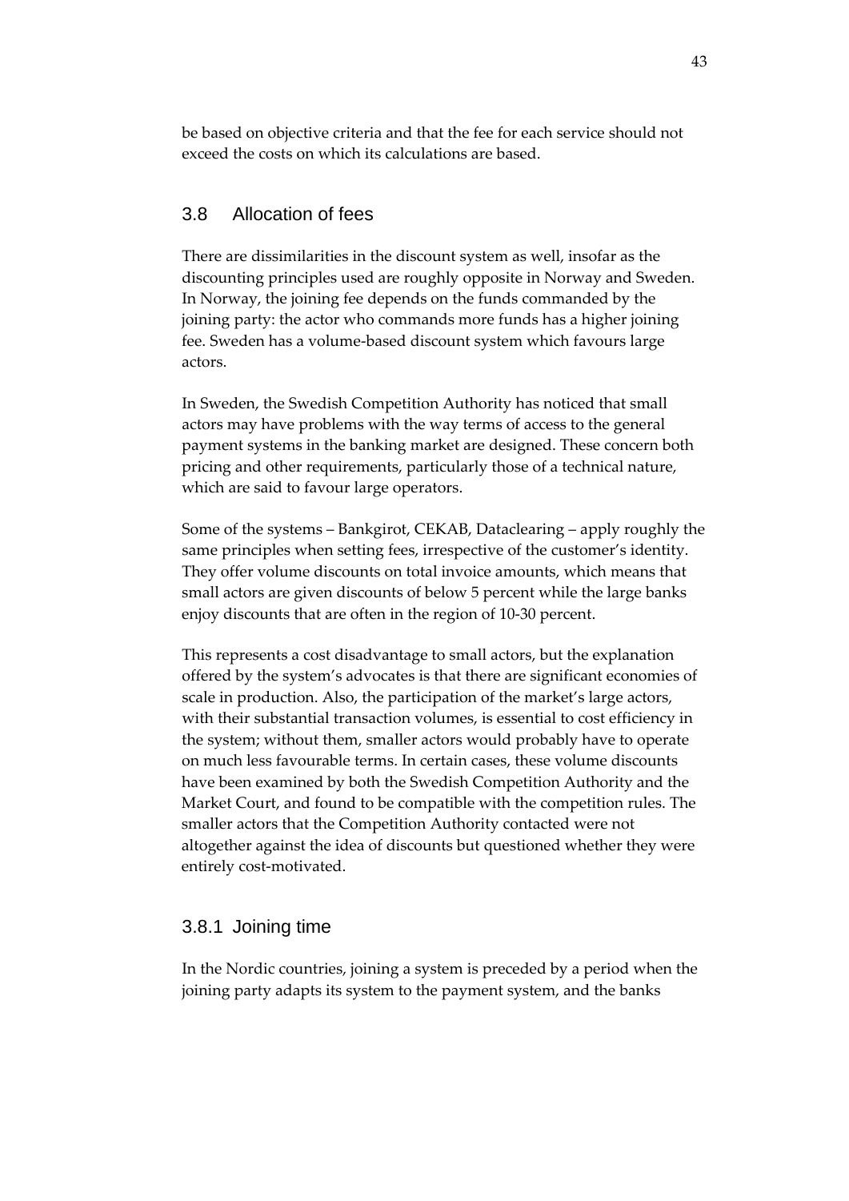be based on objective criteria and that the fee for each service should not exceed the costs on which its calculations are based.

## 3.8 Allocation of fees

There are dissimilarities in the discount system as well, insofar as the discounting principles used are roughly opposite in Norway and Sweden. In Norway, the joining fee depends on the funds commanded by the joining party: the actor who commands more funds has a higher joining fee. Sweden has a volume-based discount system which favours large actors.

In Sweden, the Swedish Competition Authority has noticed that small actors may have problems with the way terms of access to the general payment systems in the banking market are designed. These concern both pricing and other requirements, particularly those of a technical nature, which are said to favour large operators.

Some of the systems – Bankgirot, CEKAB, Dataclearing – apply roughly the same principles when setting fees, irrespective of the customer's identity. They offer volume discounts on total invoice amounts, which means that small actors are given discounts of below 5 percent while the large banks enjoy discounts that are often in the region of 10-30 percent.

This represents a cost disadvantage to small actors, but the explanation offered by the system's advocates is that there are significant economies of scale in production. Also, the participation of the market's large actors, with their substantial transaction volumes, is essential to cost efficiency in the system; without them, smaller actors would probably have to operate on much less favourable terms. In certain cases, these volume discounts have been examined by both the Swedish Competition Authority and the Market Court, and found to be compatible with the competition rules. The smaller actors that the Competition Authority contacted were not altogether against the idea of discounts but questioned whether they were entirely cost-motivated.

### 3.8.1 Joining time

In the Nordic countries, joining a system is preceded by a period when the joining party adapts its system to the payment system, and the banks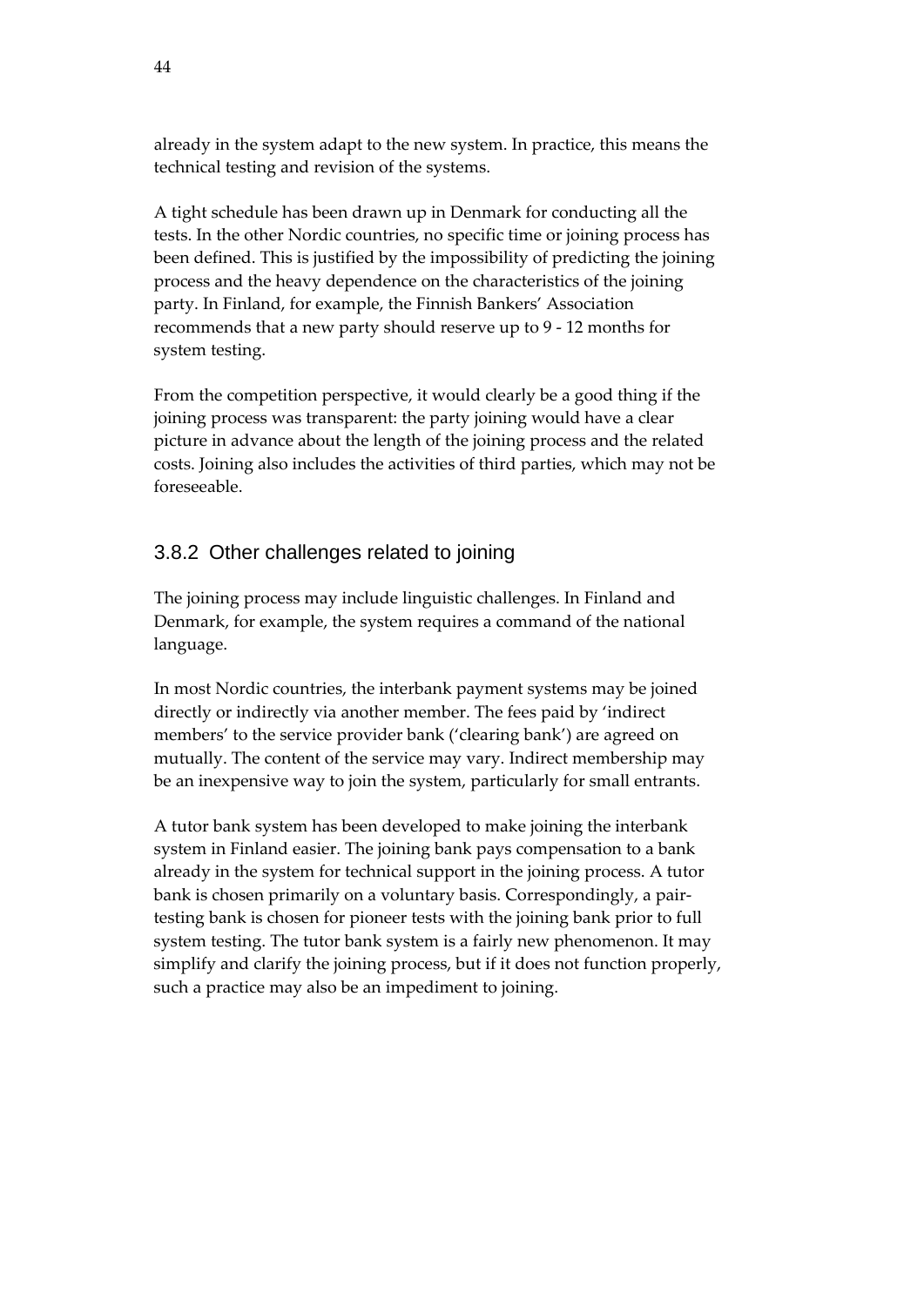already in the system adapt to the new system. In practice, this means the technical testing and revision of the systems.

A tight schedule has been drawn up in Denmark for conducting all the tests. In the other Nordic countries, no specific time or joining process has been defined. This is justified by the impossibility of predicting the joining process and the heavy dependence on the characteristics of the joining party. In Finland, for example, the Finnish Bankers' Association recommends that a new party should reserve up to 9 - 12 months for system testing.

From the competition perspective, it would clearly be a good thing if the joining process was transparent: the party joining would have a clear picture in advance about the length of the joining process and the related costs. Joining also includes the activities of third parties, which may not be foreseeable.

### 3.8.2 Other challenges related to joining

The joining process may include linguistic challenges. In Finland and Denmark, for example, the system requires a command of the national language.

In most Nordic countries, the interbank payment systems may be joined directly or indirectly via another member. The fees paid by 'indirect members' to the service provider bank ('clearing bank') are agreed on mutually. The content of the service may vary. Indirect membership may be an inexpensive way to join the system, particularly for small entrants.

A tutor bank system has been developed to make joining the interbank system in Finland easier. The joining bank pays compensation to a bank already in the system for technical support in the joining process. A tutor bank is chosen primarily on a voluntary basis. Correspondingly, a pair-testing bank is chosen for pioneer tests with the joining bank prior to full system testing. The tutor bank system is a fairly new phenomenon. It may simplify and clarify the joining process, but if it does not function properly, such a practice may also be an impediment to joining.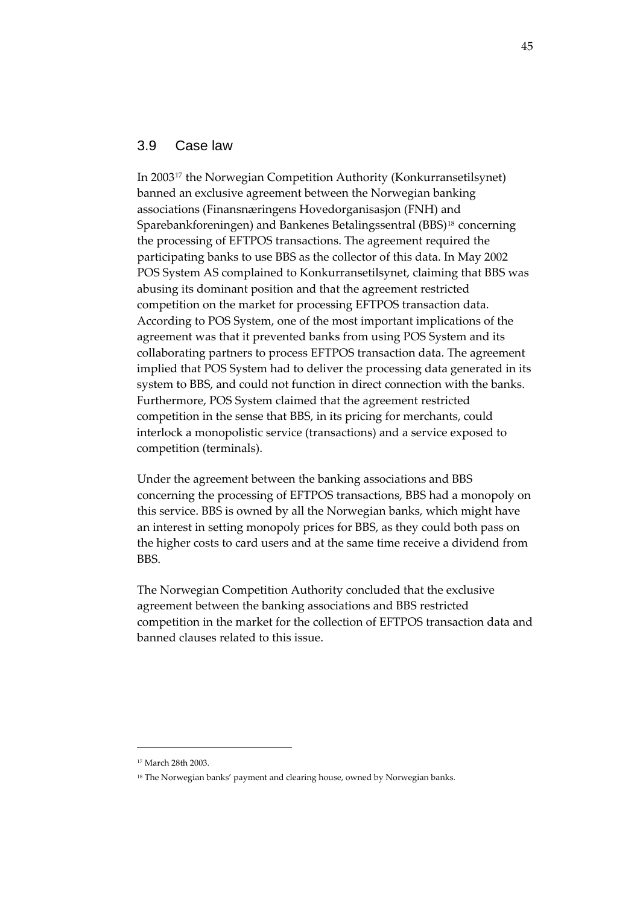## 3.9 Case law

In 2003[17] the Norwegian Competition Authority (Konkurransetilsynet) banned an exclusive agreement between the Norwegian banking associations (Finansnæringens Hovedorganisasjon (FNH) and Sparebankforeningen) and Bankenes Betalingssentral (BBS)[18] concerning the processing of EFTPOS transactions. The agreement required the participating banks to use BBS as the collector of this data. In May 2002 POS System AS complained to Konkurransetilsynet, claiming that BBS was abusing its dominant position and that the agreement restricted competition on the market for processing EFTPOS transaction data. According to POS System, one of the most important implications of the agreement was that it prevented banks from using POS System and its collaborating partners to process EFTPOS transaction data. The agreement implied that POS System had to deliver the processing data generated in its system to BBS, and could not function in direct connection with the banks. Furthermore, POS System claimed that the agreement restricted competition in the sense that BBS, in its pricing for merchants, could interlock a monopolistic service (transactions) and a service exposed to competition (terminals).

Under the agreement between the banking associations and BBS concerning the processing of EFTPOS transactions, BBS had a monopoly on this service. BBS is owned by all the Norwegian banks, which might have an interest in setting monopoly prices for BBS, as they could both pass on the higher costs to card users and at the same time receive a dividend from BBS.

The Norwegian Competition Authority concluded that the exclusive agreement between the banking associations and BBS restricted competition in the market for the collection of EFTPOS transaction data and banned clauses related to this issue.

---

[17] March 28th 2003.

[18] The Norwegian banks' payment and clearing house, owned by Norwegian banks.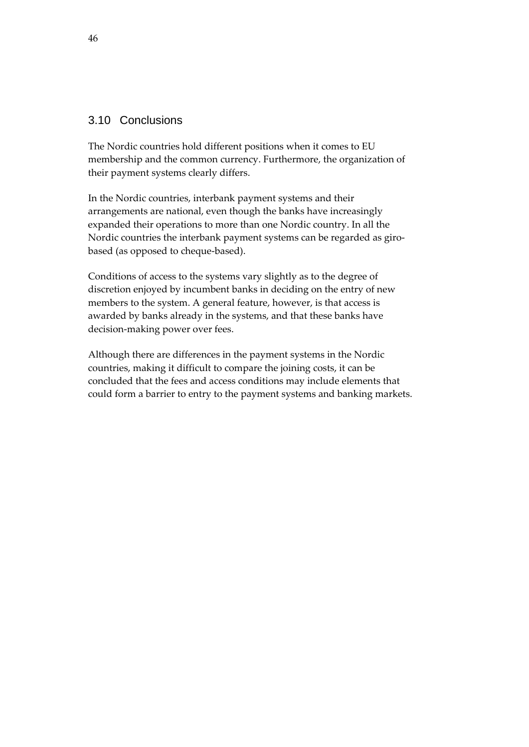## 3.10 Conclusions

The Nordic countries hold different positions when it comes to EU membership and the common currency. Furthermore, the organization of their payment systems clearly differs.

In the Nordic countries, interbank payment systems and their arrangements are national, even though the banks have increasingly expanded their operations to more than one Nordic country. In all the Nordic countries the interbank payment systems can be regarded as giro-based (as opposed to cheque-based).

Conditions of access to the systems vary slightly as to the degree of discretion enjoyed by incumbent banks in deciding on the entry of new members to the system. A general feature, however, is that access is awarded by banks already in the systems, and that these banks have decision-making power over fees.

Although there are differences in the payment systems in the Nordic countries, making it difficult to compare the joining costs, it can be concluded that the fees and access conditions may include elements that could form a barrier to entry to the payment systems and banking markets.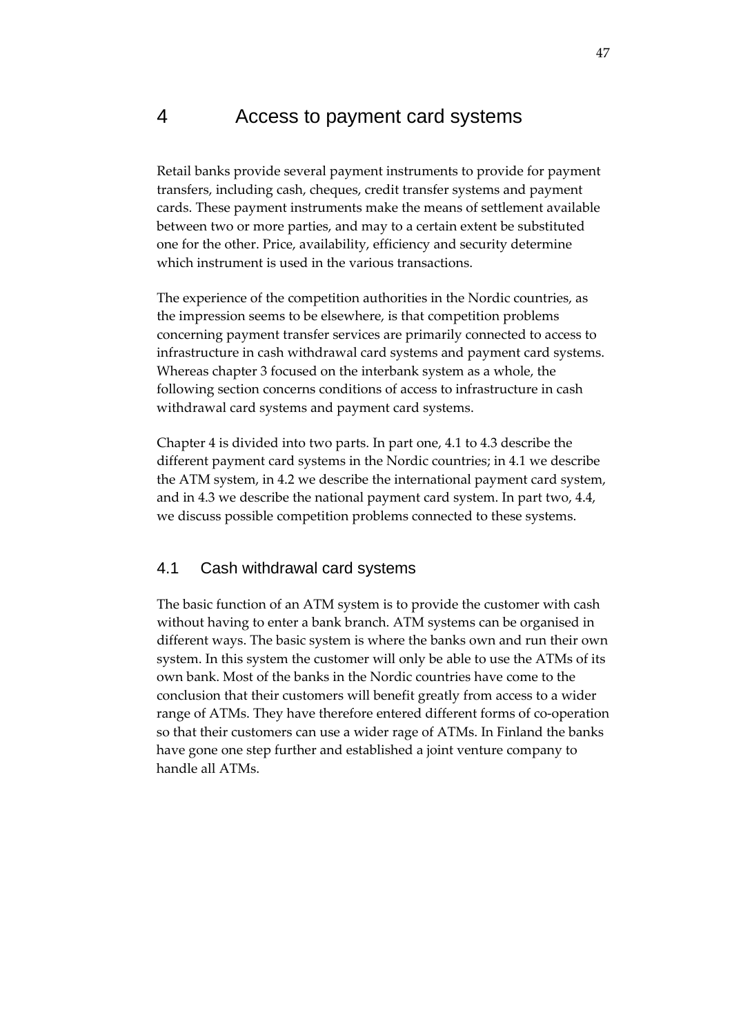# 4 Access to payment card systems

Retail banks provide several payment instruments to provide for payment transfers, including cash, cheques, credit transfer systems and payment cards. These payment instruments make the means of settlement available between two or more parties, and may to a certain extent be substituted one for the other. Price, availability, efficiency and security determine which instrument is used in the various transactions.

The experience of the competition authorities in the Nordic countries, as the impression seems to be elsewhere, is that competition problems concerning payment transfer services are primarily connected to access to infrastructure in cash withdrawal card systems and payment card systems. Whereas chapter 3 focused on the interbank system as a whole, the following section concerns conditions of access to infrastructure in cash withdrawal card systems and payment card systems.

Chapter 4 is divided into two parts. In part one, 4.1 to 4.3 describe the different payment card systems in the Nordic countries; in 4.1 we describe the ATM system, in 4.2 we describe the international payment card system, and in 4.3 we describe the national payment card system. In part two, 4.4, we discuss possible competition problems connected to these systems.

## 4.1 Cash withdrawal card systems

The basic function of an ATM system is to provide the customer with cash without having to enter a bank branch. ATM systems can be organised in different ways. The basic system is where the banks own and run their own system. In this system the customer will only be able to use the ATMs of its own bank. Most of the banks in the Nordic countries have come to the conclusion that their customers will benefit greatly from access to a wider range of ATMs. They have therefore entered different forms of co-operation so that their customers can use a wider rage of ATMs. In Finland the banks have gone one step further and established a joint venture company to handle all ATMs.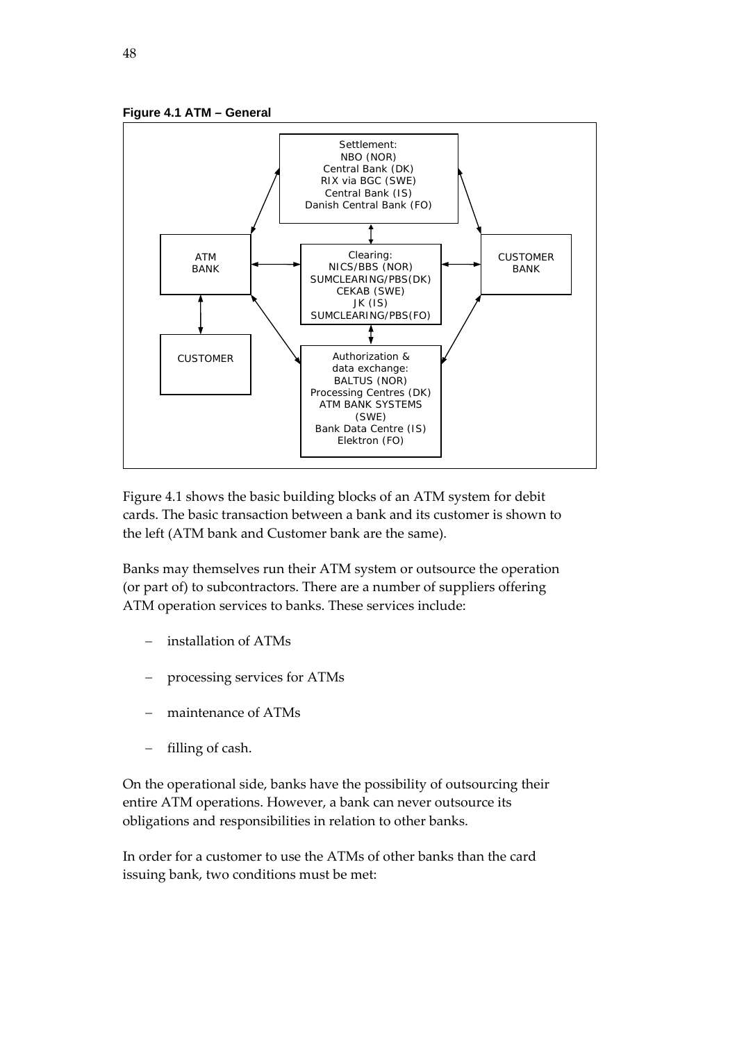**Figure 4.1 ATM – General**

Settlement:
NBO (NOR)
Central Bank (DK)
RIX via BGC (SWE)
Central Bank (IS)
Danish Central Bank (FO)

ATM BANK

Clearing:
NICS/BBS (NOR)
SUMCLEARING/PBS(DK)
CEKAB (SWE)
JK (IS)
SUMCLEARING/PBS(FO)

CUSTOMER BANK

CUSTOMER

Authorization & data exchange:
BALTUS (NOR)
Processing Centres (DK)
ATM BANK SYSTEMS (SWE)
Bank Data Centre (IS)
Elektron (FO)

Figure 4.1 shows the basic building blocks of an ATM system for debit cards. The basic transaction between a bank and its customer is shown to the left (ATM bank and Customer bank are the same).

Banks may themselves run their ATM system or outsource the operation (or part of) to subcontractors. There are a number of suppliers offering ATM operation services to banks. These services include:

- installation of ATMs
- processing services for ATMs
- maintenance of ATMs
- filling of cash.

On the operational side, banks have the possibility of outsourcing their entire ATM operations. However, a bank can never outsource its obligations and responsibilities in relation to other banks.

In order for a customer to use the ATMs of other banks than the card issuing bank, two conditions must be met: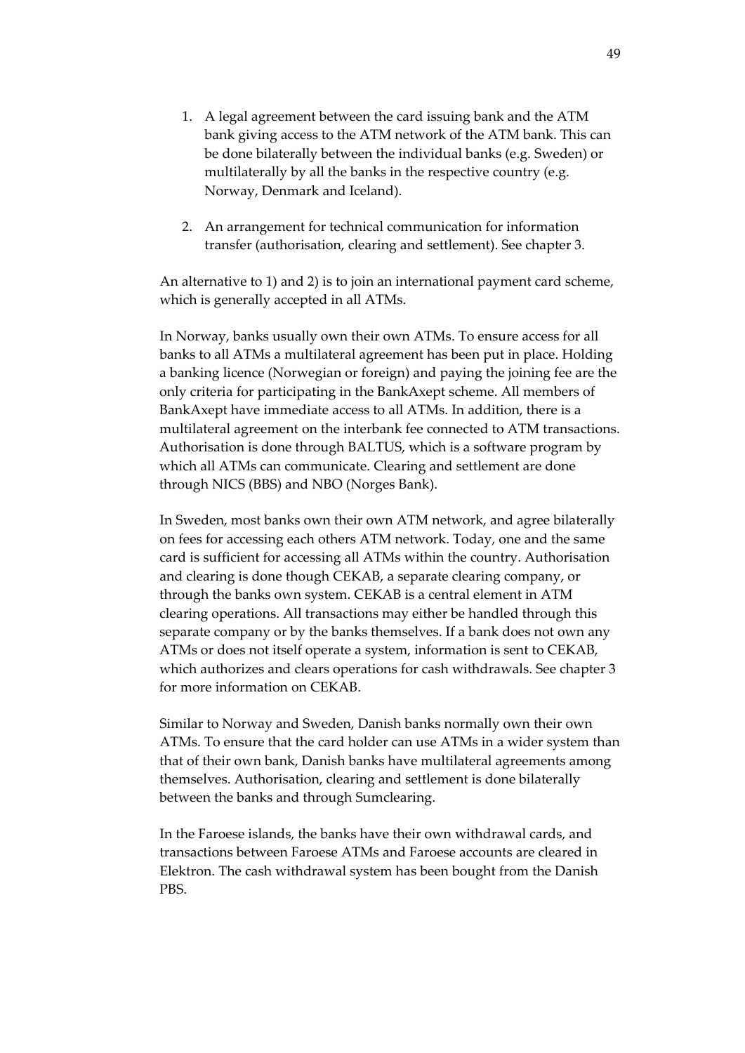1. A legal agreement between the card issuing bank and the ATM bank giving access to the ATM network of the ATM bank. This can be done bilaterally between the individual banks (e.g. Sweden) or multilaterally by all the banks in the respective country (e.g. Norway, Denmark and Iceland).

2. An arrangement for technical communication for information transfer (authorisation, clearing and settlement). See chapter 3.

An alternative to 1) and 2) is to join an international payment card scheme, which is generally accepted in all ATMs.

In Norway, banks usually own their own ATMs. To ensure access for all banks to all ATMs a multilateral agreement has been put in place. Holding a banking licence (Norwegian or foreign) and paying the joining fee are the only criteria for participating in the BankAxept scheme. All members of BankAxept have immediate access to all ATMs. In addition, there is a multilateral agreement on the interbank fee connected to ATM transactions. Authorisation is done through BALTUS, which is a software program by which all ATMs can communicate. Clearing and settlement are done through NICS (BBS) and NBO (Norges Bank).

In Sweden, most banks own their own ATM network, and agree bilaterally on fees for accessing each others ATM network. Today, one and the same card is sufficient for accessing all ATMs within the country. Authorisation and clearing is done though CEKAB, a separate clearing company, or through the banks own system. CEKAB is a central element in ATM clearing operations. All transactions may either be handled through this separate company or by the banks themselves. If a bank does not own any ATMs or does not itself operate a system, information is sent to CEKAB, which authorizes and clears operations for cash withdrawals. See chapter 3 for more information on CEKAB.

Similar to Norway and Sweden, Danish banks normally own their own ATMs. To ensure that the card holder can use ATMs in a wider system than that of their own bank, Danish banks have multilateral agreements among themselves. Authorisation, clearing and settlement is done bilaterally between the banks and through Sumclearing.

In the Faroese islands, the banks have their own withdrawal cards, and transactions between Faroese ATMs and Faroese accounts are cleared in Elektron. The cash withdrawal system has been bought from the Danish PBS.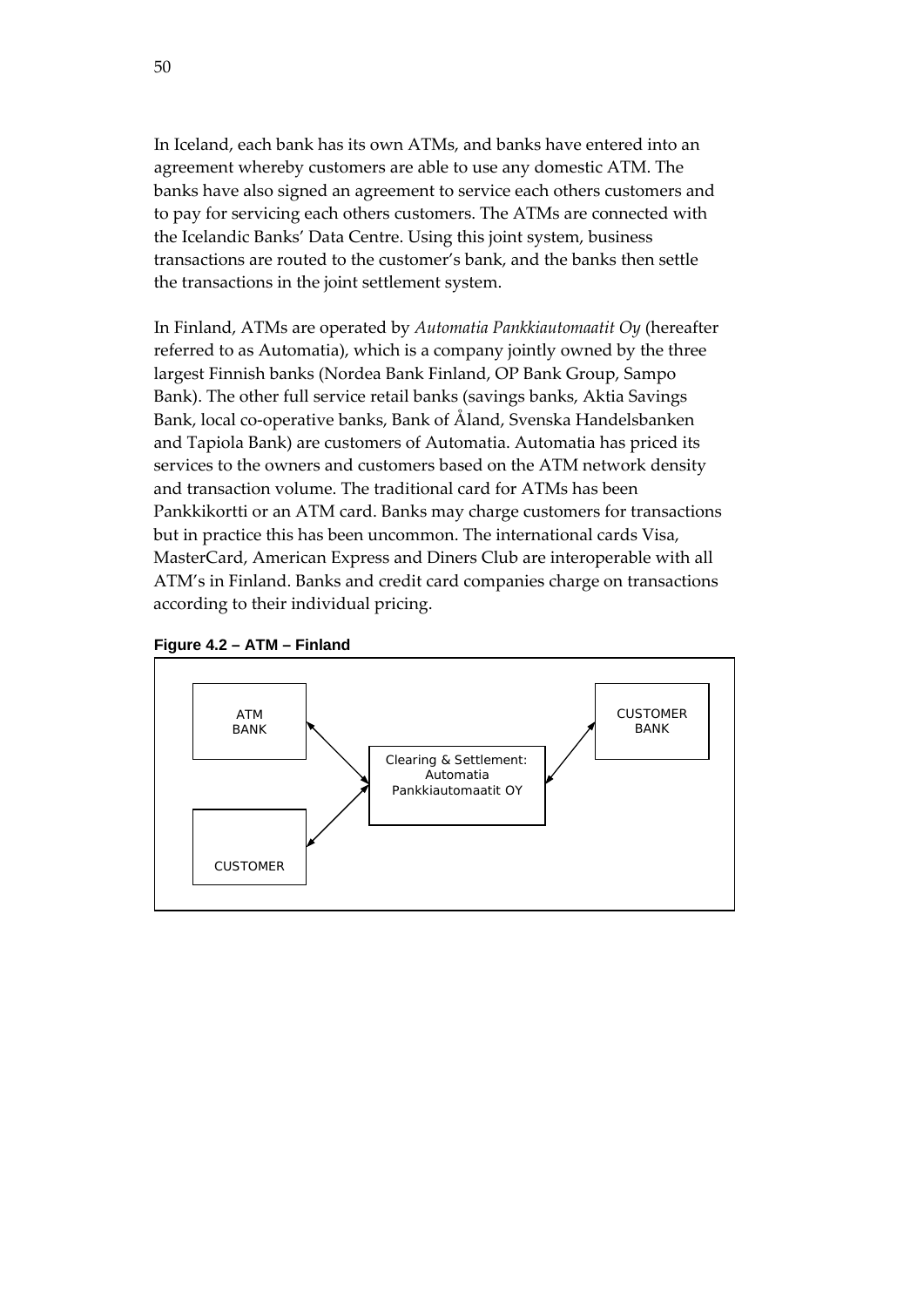In Iceland, each bank has its own ATMs, and banks have entered into an agreement whereby customers are able to use any domestic ATM. The banks have also signed an agreement to service each others customers and to pay for servicing each others customers. The ATMs are connected with the Icelandic Banks' Data Centre. Using this joint system, business transactions are routed to the customer's bank, and the banks then settle the transactions in the joint settlement system.

In Finland, ATMs are operated by *Automatia Pankkiautomaatit Oy* (hereafter referred to as Automatia), which is a company jointly owned by the three largest Finnish banks (Nordea Bank Finland, OP Bank Group, Sampo Bank). The other full service retail banks (savings banks, Aktia Savings Bank, local co-operative banks, Bank of Åland, Svenska Handelsbanken and Tapiola Bank) are customers of Automatia. Automatia has priced its services to the owners and customers based on the ATM network density and transaction volume. The traditional card for ATMs has been Pankkikortti or an ATM card. Banks may charge customers for transactions but in practice this has been uncommon. The international cards Visa, MasterCard, American Express and Diners Club are interoperable with all ATM's in Finland. Banks and credit card companies charge on transactions according to their individual pricing.

**Figure 4.2 – ATM – Finland**

ATM BANK ↔ Clearing & Settlement: Automatia Pankkiautomaatit OY ↔ CUSTOMER BANK

CUSTOMER ↔ Clearing & Settlement: Automatia Pankkiautomaatit OY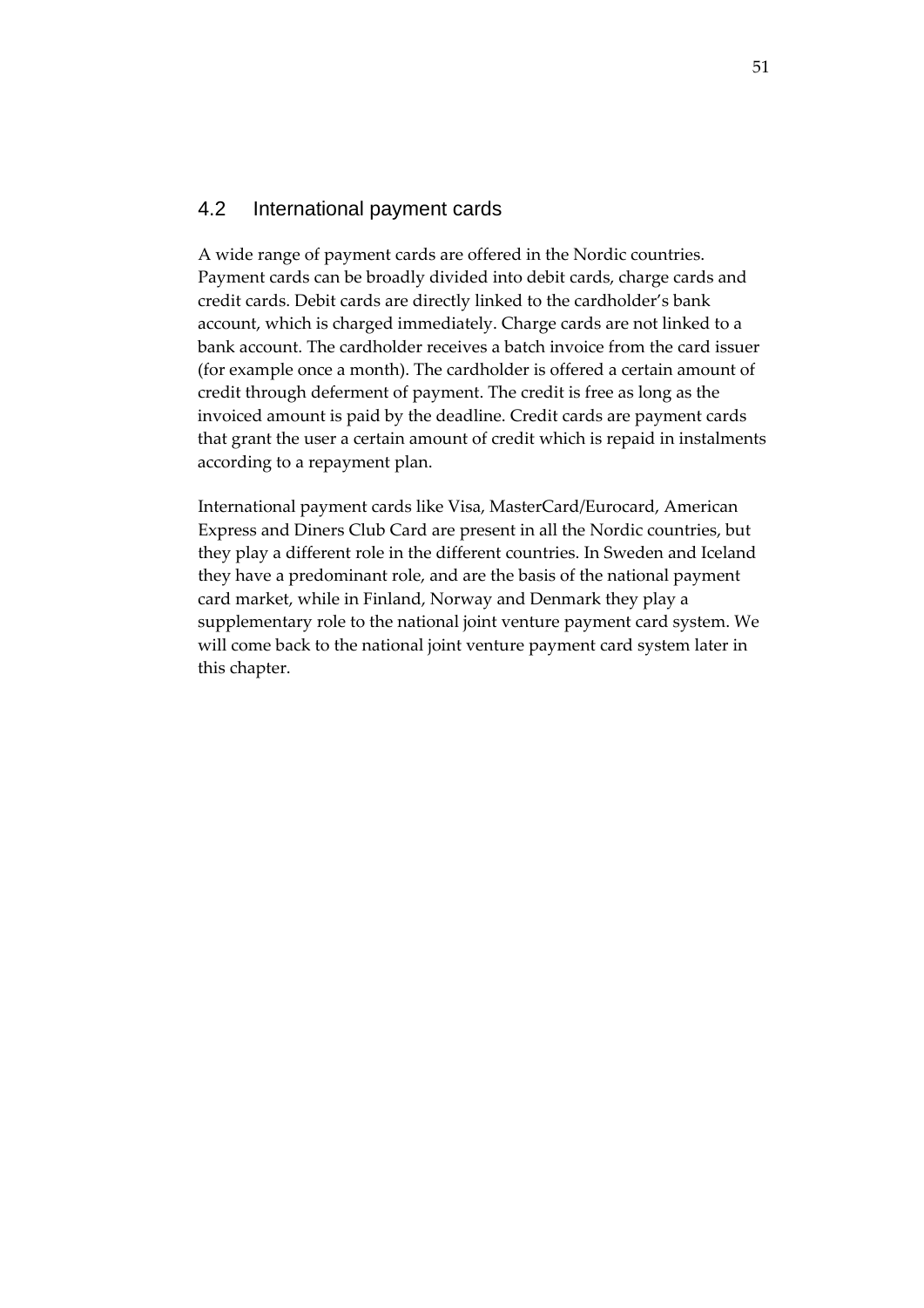## 4.2 International payment cards

A wide range of payment cards are offered in the Nordic countries. Payment cards can be broadly divided into debit cards, charge cards and credit cards. Debit cards are directly linked to the cardholder's bank account, which is charged immediately. Charge cards are not linked to a bank account. The cardholder receives a batch invoice from the card issuer (for example once a month). The cardholder is offered a certain amount of credit through deferment of payment. The credit is free as long as the invoiced amount is paid by the deadline. Credit cards are payment cards that grant the user a certain amount of credit which is repaid in instalments according to a repayment plan.

International payment cards like Visa, MasterCard/Eurocard, American Express and Diners Club Card are present in all the Nordic countries, but they play a different role in the different countries. In Sweden and Iceland they have a predominant role, and are the basis of the national payment card market, while in Finland, Norway and Denmark they play a supplementary role to the national joint venture payment card system. We will come back to the national joint venture payment card system later in this chapter.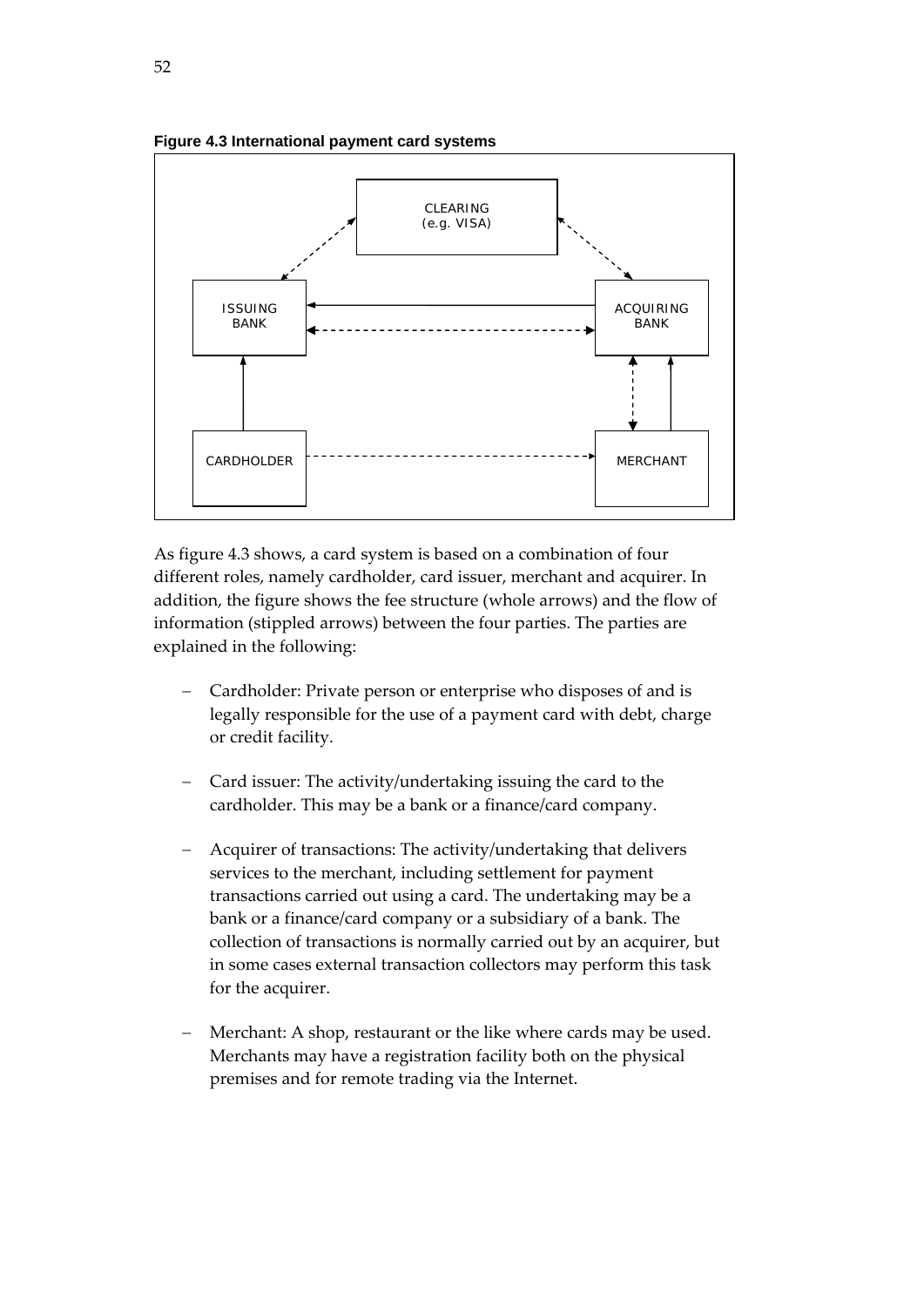**Figure 4.3 International payment card systems**

CLEARING (e.g. VISA)

ISSUING BANK

ACQUIRING BANK

CARDHOLDER

MERCHANT

As figure 4.3 shows, a card system is based on a combination of four different roles, namely cardholder, card issuer, merchant and acquirer. In addition, the figure shows the fee structure (whole arrows) and the flow of information (stippled arrows) between the four parties. The parties are explained in the following:

- Cardholder: Private person or enterprise who disposes of and is legally responsible for the use of a payment card with debt, charge or credit facility.
- Card issuer: The activity/undertaking issuing the card to the cardholder. This may be a bank or a finance/card company.
- Acquirer of transactions: The activity/undertaking that delivers services to the merchant, including settlement for payment transactions carried out using a card. The undertaking may be a bank or a finance/card company or a subsidiary of a bank. The collection of transactions is normally carried out by an acquirer, but in some cases external transaction collectors may perform this task for the acquirer.
- Merchant: A shop, restaurant or the like where cards may be used. Merchants may have a registration facility both on the physical premises and for remote trading via the Internet.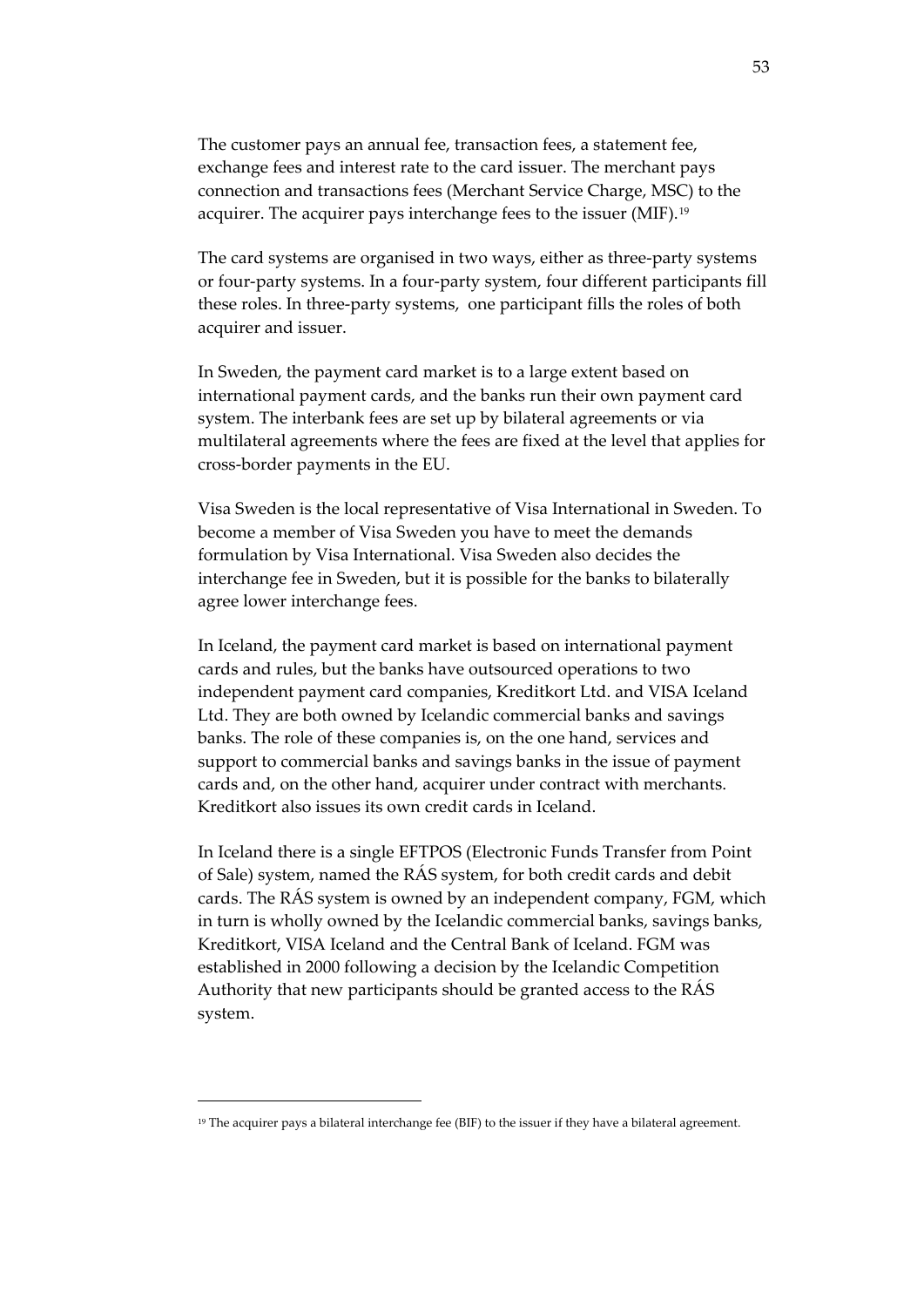The customer pays an annual fee, transaction fees, a statement fee, exchange fees and interest rate to the card issuer. The merchant pays connection and transactions fees (Merchant Service Charge, MSC) to the acquirer. The acquirer pays interchange fees to the issuer (MIF).[19]

The card systems are organised in two ways, either as three-party systems or four-party systems. In a four-party system, four different participants fill these roles. In three-party systems, one participant fills the roles of both acquirer and issuer.

In Sweden, the payment card market is to a large extent based on international payment cards, and the banks run their own payment card system. The interbank fees are set up by bilateral agreements or via multilateral agreements where the fees are fixed at the level that applies for cross-border payments in the EU.

Visa Sweden is the local representative of Visa International in Sweden. To become a member of Visa Sweden you have to meet the demands formulation by Visa International. Visa Sweden also decides the interchange fee in Sweden, but it is possible for the banks to bilaterally agree lower interchange fees.

In Iceland, the payment card market is based on international payment cards and rules, but the banks have outsourced operations to two independent payment card companies, Kreditkort Ltd. and VISA Iceland Ltd. They are both owned by Icelandic commercial banks and savings banks. The role of these companies is, on the one hand, services and support to commercial banks and savings banks in the issue of payment cards and, on the other hand, acquirer under contract with merchants. Kreditkort also issues its own credit cards in Iceland.

In Iceland there is a single EFTPOS (Electronic Funds Transfer from Point of Sale) system, named the RÁS system, for both credit cards and debit cards. The RÁS system is owned by an independent company, FGM, which in turn is wholly owned by the Icelandic commercial banks, savings banks, Kreditkort, VISA Iceland and the Central Bank of Iceland. FGM was established in 2000 following a decision by the Icelandic Competition Authority that new participants should be granted access to the RÁS system.

---

[19] The acquirer pays a bilateral interchange fee (BIF) to the issuer if they have a bilateral agreement.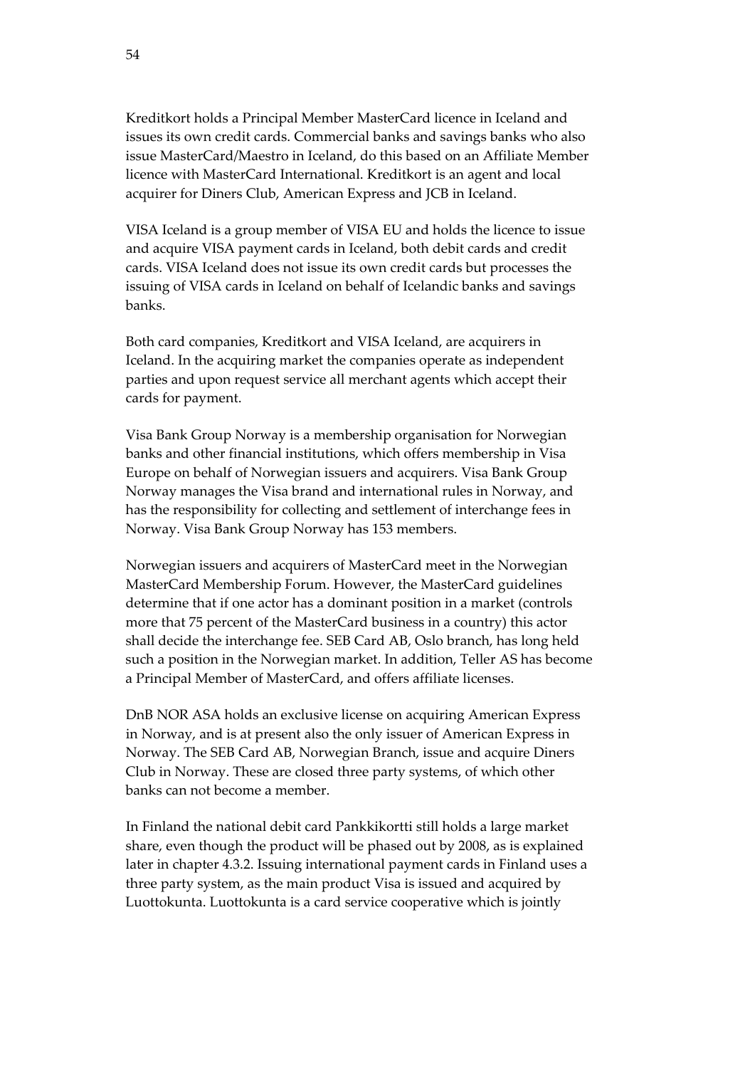Kreditkort holds a Principal Member MasterCard licence in Iceland and issues its own credit cards. Commercial banks and savings banks who also issue MasterCard/Maestro in Iceland, do this based on an Affiliate Member licence with MasterCard International. Kreditkort is an agent and local acquirer for Diners Club, American Express and JCB in Iceland.

VISA Iceland is a group member of VISA EU and holds the licence to issue and acquire VISA payment cards in Iceland, both debit cards and credit cards. VISA Iceland does not issue its own credit cards but processes the issuing of VISA cards in Iceland on behalf of Icelandic banks and savings banks.

Both card companies, Kreditkort and VISA Iceland, are acquirers in Iceland. In the acquiring market the companies operate as independent parties and upon request service all merchant agents which accept their cards for payment.

Visa Bank Group Norway is a membership organisation for Norwegian banks and other financial institutions, which offers membership in Visa Europe on behalf of Norwegian issuers and acquirers. Visa Bank Group Norway manages the Visa brand and international rules in Norway, and has the responsibility for collecting and settlement of interchange fees in Norway. Visa Bank Group Norway has 153 members.

Norwegian issuers and acquirers of MasterCard meet in the Norwegian MasterCard Membership Forum. However, the MasterCard guidelines determine that if one actor has a dominant position in a market (controls more that 75 percent of the MasterCard business in a country) this actor shall decide the interchange fee. SEB Card AB, Oslo branch, has long held such a position in the Norwegian market. In addition, Teller AS has become a Principal Member of MasterCard, and offers affiliate licenses.

DnB NOR ASA holds an exclusive license on acquiring American Express in Norway, and is at present also the only issuer of American Express in Norway. The SEB Card AB, Norwegian Branch, issue and acquire Diners Club in Norway. These are closed three party systems, of which other banks can not become a member.

In Finland the national debit card Pankkikortti still holds a large market share, even though the product will be phased out by 2008, as is explained later in chapter 4.3.2. Issuing international payment cards in Finland uses a three party system, as the main product Visa is issued and acquired by Luottokunta. Luottokunta is a card service cooperative which is jointly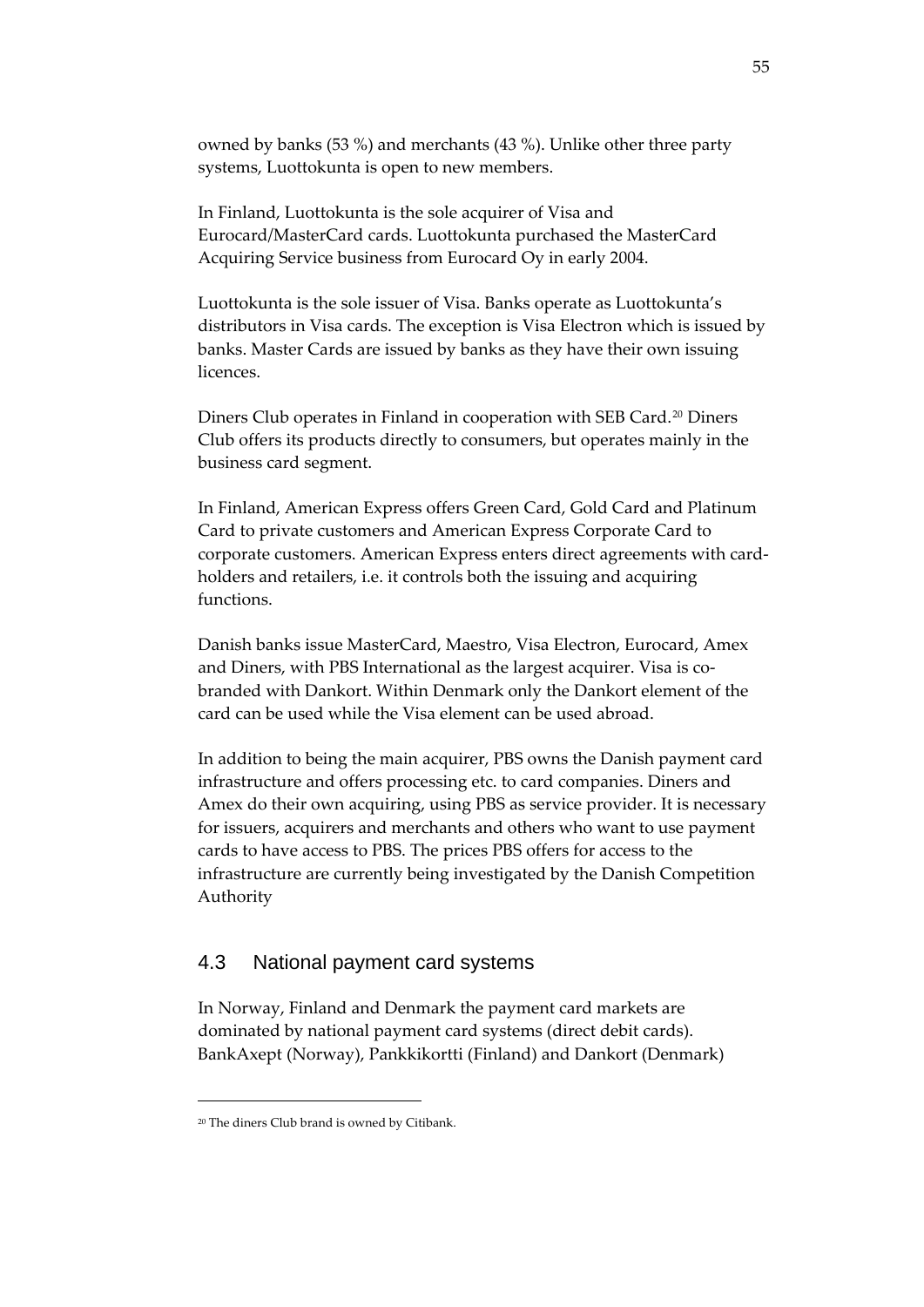owned by banks (53 %) and merchants (43 %). Unlike other three party systems, Luottokunta is open to new members.

In Finland, Luottokunta is the sole acquirer of Visa and Eurocard/MasterCard cards. Luottokunta purchased the MasterCard Acquiring Service business from Eurocard Oy in early 2004.

Luottokunta is the sole issuer of Visa. Banks operate as Luottokunta's distributors in Visa cards. The exception is Visa Electron which is issued by banks. Master Cards are issued by banks as they have their own issuing licences.

Diners Club operates in Finland in cooperation with SEB Card.[20] Diners Club offers its products directly to consumers, but operates mainly in the business card segment.

In Finland, American Express offers Green Card, Gold Card and Platinum Card to private customers and American Express Corporate Card to corporate customers. American Express enters direct agreements with card-holders and retailers, i.e. it controls both the issuing and acquiring functions.

Danish banks issue MasterCard, Maestro, Visa Electron, Eurocard, Amex and Diners, with PBS International as the largest acquirer. Visa is co-branded with Dankort. Within Denmark only the Dankort element of the card can be used while the Visa element can be used abroad.

In addition to being the main acquirer, PBS owns the Danish payment card infrastructure and offers processing etc. to card companies. Diners and Amex do their own acquiring, using PBS as service provider. It is necessary for issuers, acquirers and merchants and others who want to use payment cards to have access to PBS. The prices PBS offers for access to the infrastructure are currently being investigated by the Danish Competition Authority

## 4.3 National payment card systems

In Norway, Finland and Denmark the payment card markets are dominated by national payment card systems (direct debit cards). BankAxept (Norway), Pankkikortti (Finland) and Dankort (Denmark)

---

[20] The diners Club brand is owned by Citibank.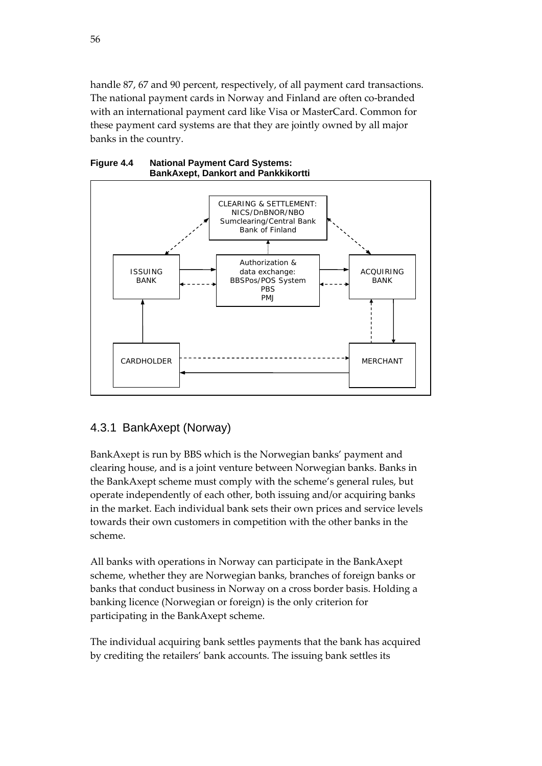handle 87, 67 and 90 percent, respectively, of all payment card transactions. The national payment cards in Norway and Finland are often co-branded with an international payment card like Visa or MasterCard. Common for these payment card systems are that they are jointly owned by all major banks in the country.

**Figure 4.4 National Payment Card Systems: BankAxept, Dankort and Pankkikortti**

CLEARING & SETTLEMENT: NICS/DnBNOR/NBO Sumclearing/Central Bank Bank of Finland

ISSUING BANK

Authorization & data exchange: BBSPos/POS System PBS PMJ

ACQUIRING BANK

CARDHOLDER

MERCHANT

## 4.3.1 BankAxept (Norway)

BankAxept is run by BBS which is the Norwegian banks' payment and clearing house, and is a joint venture between Norwegian banks. Banks in the BankAxept scheme must comply with the scheme's general rules, but operate independently of each other, both issuing and/or acquiring banks in the market. Each individual bank sets their own prices and service levels towards their own customers in competition with the other banks in the scheme.

All banks with operations in Norway can participate in the BankAxept scheme, whether they are Norwegian banks, branches of foreign banks or banks that conduct business in Norway on a cross border basis. Holding a banking licence (Norwegian or foreign) is the only criterion for participating in the BankAxept scheme.

The individual acquiring bank settles payments that the bank has acquired by crediting the retailers' bank accounts. The issuing bank settles its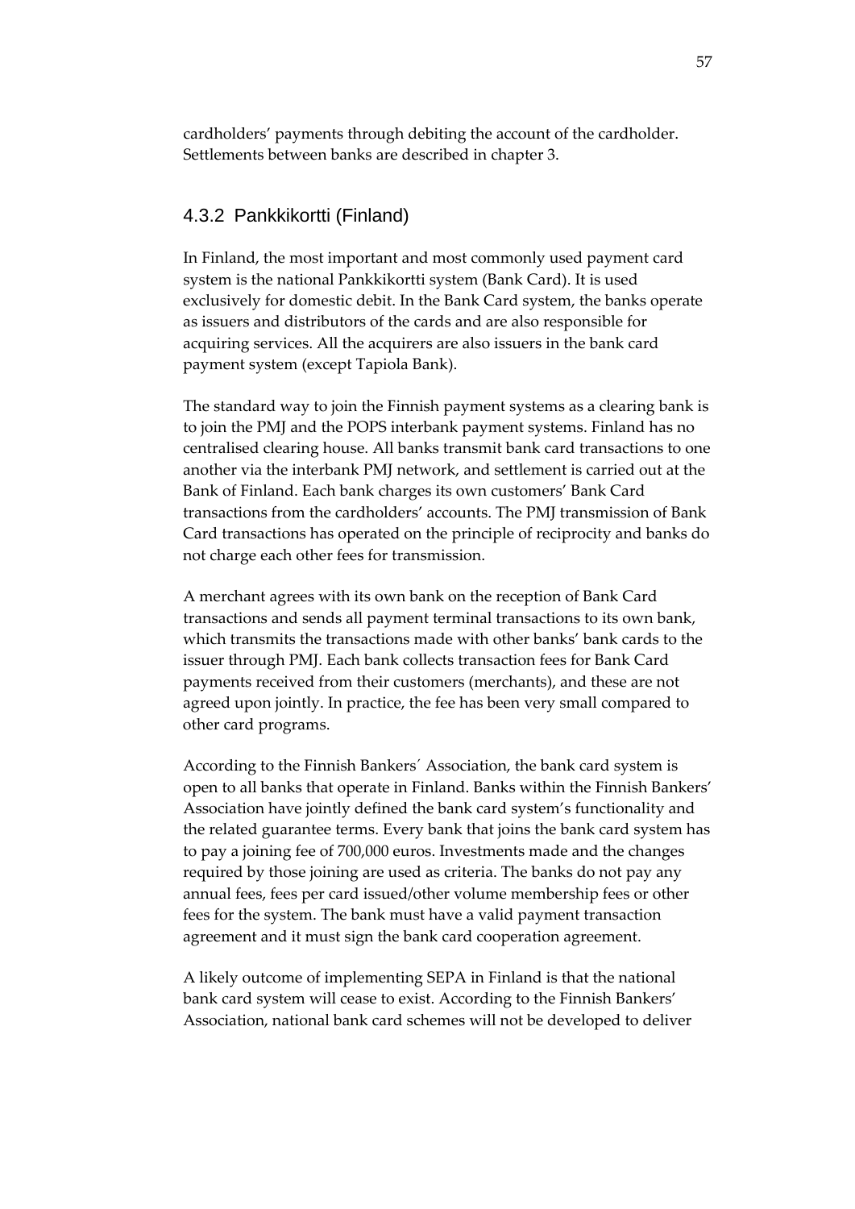cardholders' payments through debiting the account of the cardholder. Settlements between banks are described in chapter 3.

### 4.3.2 Pankkikortti (Finland)

In Finland, the most important and most commonly used payment card system is the national Pankkikortti system (Bank Card). It is used exclusively for domestic debit. In the Bank Card system, the banks operate as issuers and distributors of the cards and are also responsible for acquiring services. All the acquirers are also issuers in the bank card payment system (except Tapiola Bank).

The standard way to join the Finnish payment systems as a clearing bank is to join the PMJ and the POPS interbank payment systems. Finland has no centralised clearing house. All banks transmit bank card transactions to one another via the interbank PMJ network, and settlement is carried out at the Bank of Finland. Each bank charges its own customers' Bank Card transactions from the cardholders' accounts. The PMJ transmission of Bank Card transactions has operated on the principle of reciprocity and banks do not charge each other fees for transmission.

A merchant agrees with its own bank on the reception of Bank Card transactions and sends all payment terminal transactions to its own bank, which transmits the transactions made with other banks' bank cards to the issuer through PMJ. Each bank collects transaction fees for Bank Card payments received from their customers (merchants), and these are not agreed upon jointly. In practice, the fee has been very small compared to other card programs.

According to the Finnish Bankers´ Association, the bank card system is open to all banks that operate in Finland. Banks within the Finnish Bankers' Association have jointly defined the bank card system's functionality and the related guarantee terms. Every bank that joins the bank card system has to pay a joining fee of 700,000 euros. Investments made and the changes required by those joining are used as criteria. The banks do not pay any annual fees, fees per card issued/other volume membership fees or other fees for the system. The bank must have a valid payment transaction agreement and it must sign the bank card cooperation agreement.

A likely outcome of implementing SEPA in Finland is that the national bank card system will cease to exist. According to the Finnish Bankers' Association, national bank card schemes will not be developed to deliver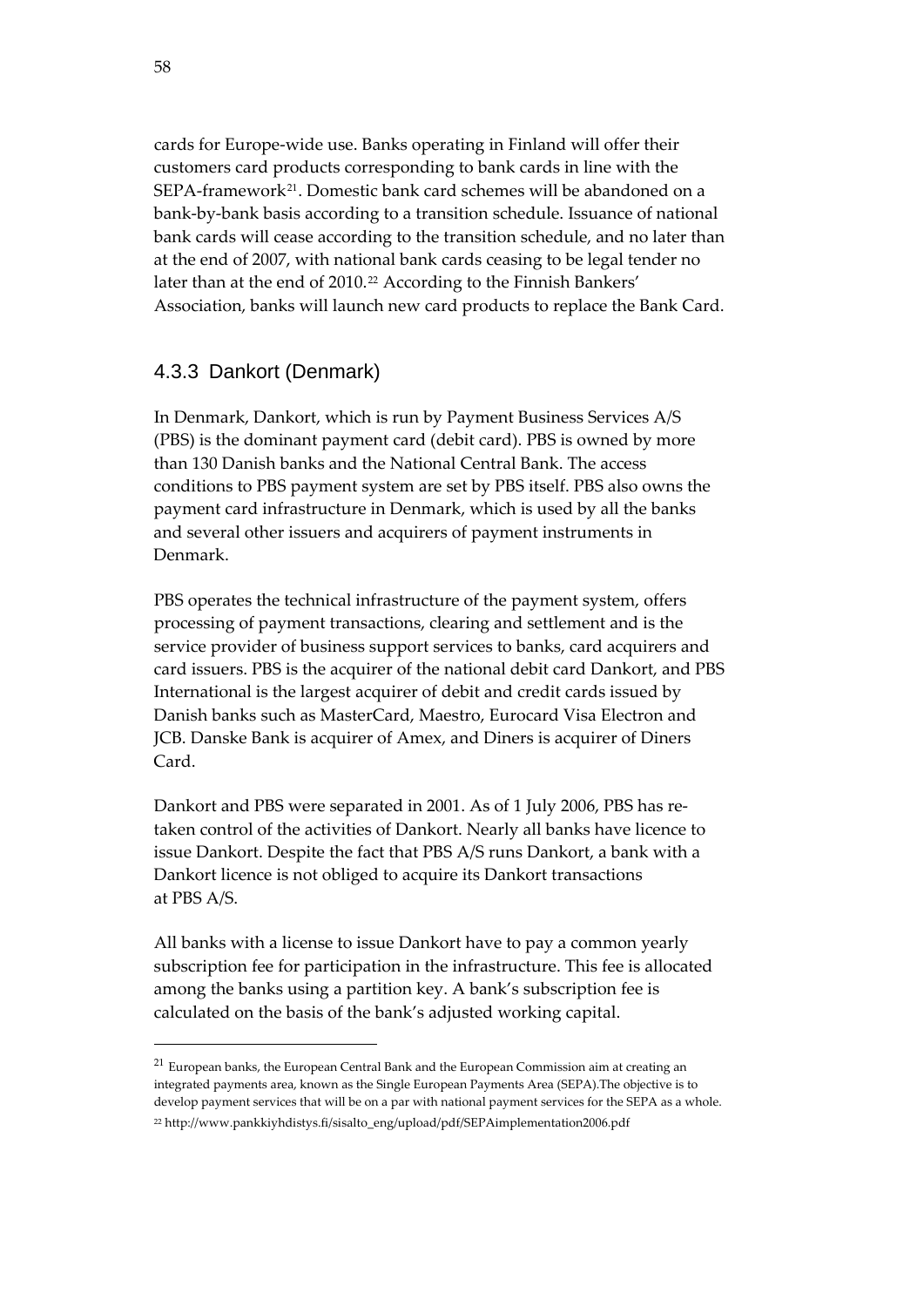cards for Europe-wide use. Banks operating in Finland will offer their customers card products corresponding to bank cards in line with the SEPA-framework[21]. Domestic bank card schemes will be abandoned on a bank-by-bank basis according to a transition schedule. Issuance of national bank cards will cease according to the transition schedule, and no later than at the end of 2007, with national bank cards ceasing to be legal tender no later than at the end of 2010.[22] According to the Finnish Bankers' Association, banks will launch new card products to replace the Bank Card.

### 4.3.3 Dankort (Denmark)

In Denmark, Dankort, which is run by Payment Business Services A/S (PBS) is the dominant payment card (debit card). PBS is owned by more than 130 Danish banks and the National Central Bank. The access conditions to PBS payment system are set by PBS itself. PBS also owns the payment card infrastructure in Denmark, which is used by all the banks and several other issuers and acquirers of payment instruments in Denmark.

PBS operates the technical infrastructure of the payment system, offers processing of payment transactions, clearing and settlement and is the service provider of business support services to banks, card acquirers and card issuers. PBS is the acquirer of the national debit card Dankort, and PBS International is the largest acquirer of debit and credit cards issued by Danish banks such as MasterCard, Maestro, Eurocard Visa Electron and JCB. Danske Bank is acquirer of Amex, and Diners is acquirer of Diners Card.

Dankort and PBS were separated in 2001. As of 1 July 2006, PBS has re-taken control of the activities of Dankort. Nearly all banks have licence to issue Dankort. Despite the fact that PBS A/S runs Dankort, a bank with a Dankort licence is not obliged to acquire its Dankort transactions at PBS A/S.

All banks with a license to issue Dankort have to pay a common yearly subscription fee for participation in the infrastructure. This fee is allocated among the banks using a partition key. A bank's subscription fee is calculated on the basis of the bank's adjusted working capital.

---

[21] European banks, the European Central Bank and the European Commission aim at creating an integrated payments area, known as the Single European Payments Area (SEPA).The objective is to develop payment services that will be on a par with national payment services for the SEPA as a whole.

[22] http://www.pankkiyhdistys.fi/sisalto_eng/upload/pdf/SEPAimplementation2006.pdf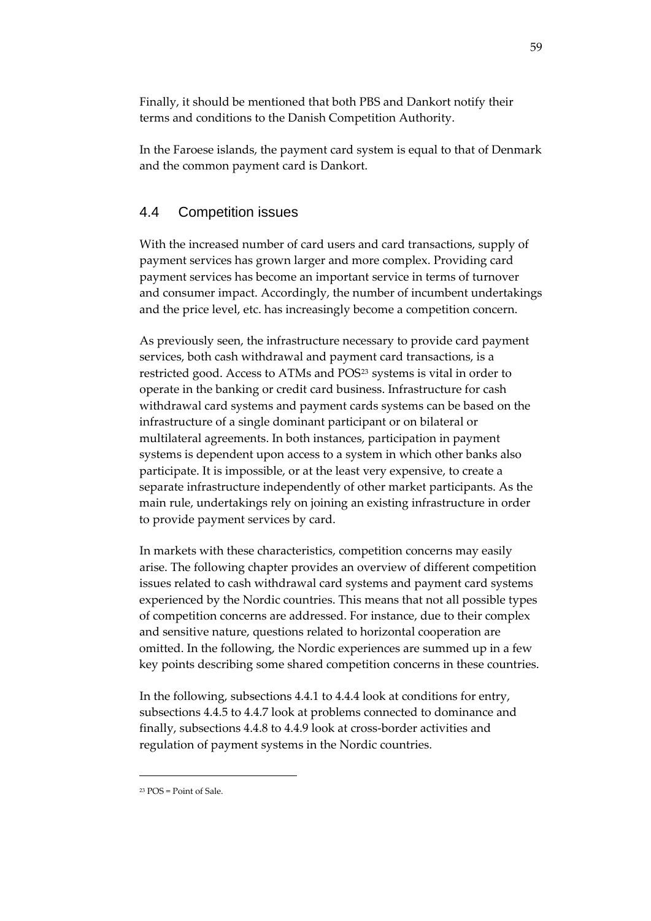Finally, it should be mentioned that both PBS and Dankort notify their terms and conditions to the Danish Competition Authority.

In the Faroese islands, the payment card system is equal to that of Denmark and the common payment card is Dankort.

## 4.4 Competition issues

With the increased number of card users and card transactions, supply of payment services has grown larger and more complex. Providing card payment services has become an important service in terms of turnover and consumer impact. Accordingly, the number of incumbent undertakings and the price level, etc. has increasingly become a competition concern.

As previously seen, the infrastructure necessary to provide card payment services, both cash withdrawal and payment card transactions, is a restricted good. Access to ATMs and POS[23] systems is vital in order to operate in the banking or credit card business. Infrastructure for cash withdrawal card systems and payment cards systems can be based on the infrastructure of a single dominant participant or on bilateral or multilateral agreements. In both instances, participation in payment systems is dependent upon access to a system in which other banks also participate. It is impossible, or at the least very expensive, to create a separate infrastructure independently of other market participants. As the main rule, undertakings rely on joining an existing infrastructure in order to provide payment services by card.

In markets with these characteristics, competition concerns may easily arise. The following chapter provides an overview of different competition issues related to cash withdrawal card systems and payment card systems experienced by the Nordic countries. This means that not all possible types of competition concerns are addressed. For instance, due to their complex and sensitive nature, questions related to horizontal cooperation are omitted. In the following, the Nordic experiences are summed up in a few key points describing some shared competition concerns in these countries.

In the following, subsections 4.4.1 to 4.4.4 look at conditions for entry, subsections 4.4.5 to 4.4.7 look at problems connected to dominance and finally, subsections 4.4.8 to 4.4.9 look at cross-border activities and regulation of payment systems in the Nordic countries.

---

[23] POS = Point of Sale.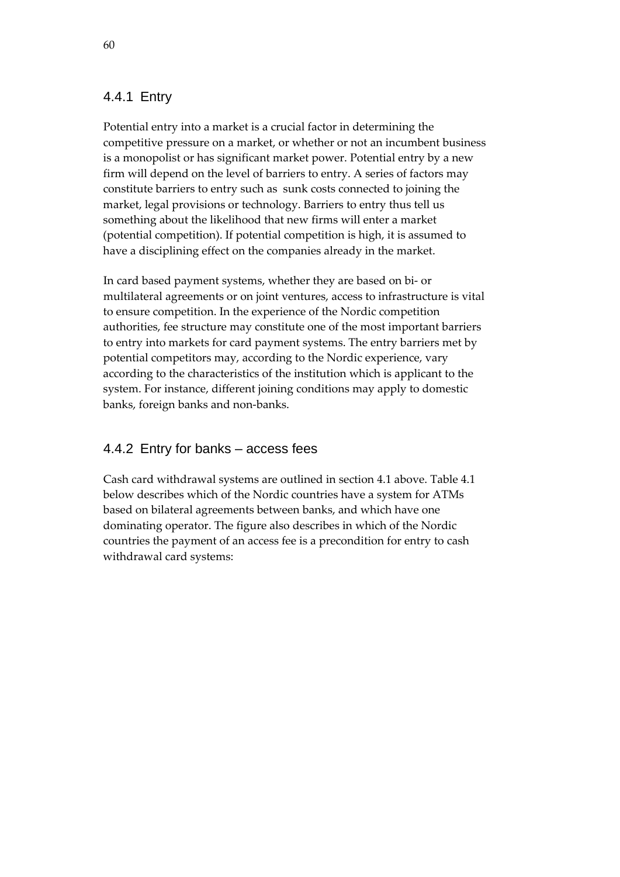### 4.4.1 Entry

Potential entry into a market is a crucial factor in determining the competitive pressure on a market, or whether or not an incumbent business is a monopolist or has significant market power. Potential entry by a new firm will depend on the level of barriers to entry. A series of factors may constitute barriers to entry such as sunk costs connected to joining the market, legal provisions or technology. Barriers to entry thus tell us something about the likelihood that new firms will enter a market (potential competition). If potential competition is high, it is assumed to have a disciplining effect on the companies already in the market.

In card based payment systems, whether they are based on bi- or multilateral agreements or on joint ventures, access to infrastructure is vital to ensure competition. In the experience of the Nordic competition authorities, fee structure may constitute one of the most important barriers to entry into markets for card payment systems. The entry barriers met by potential competitors may, according to the Nordic experience, vary according to the characteristics of the institution which is applicant to the system. For instance, different joining conditions may apply to domestic banks, foreign banks and non-banks.

### 4.4.2 Entry for banks – access fees

Cash card withdrawal systems are outlined in section 4.1 above. Table 4.1 below describes which of the Nordic countries have a system for ATMs based on bilateral agreements between banks, and which have one dominating operator. The figure also describes in which of the Nordic countries the payment of an access fee is a precondition for entry to cash withdrawal card systems: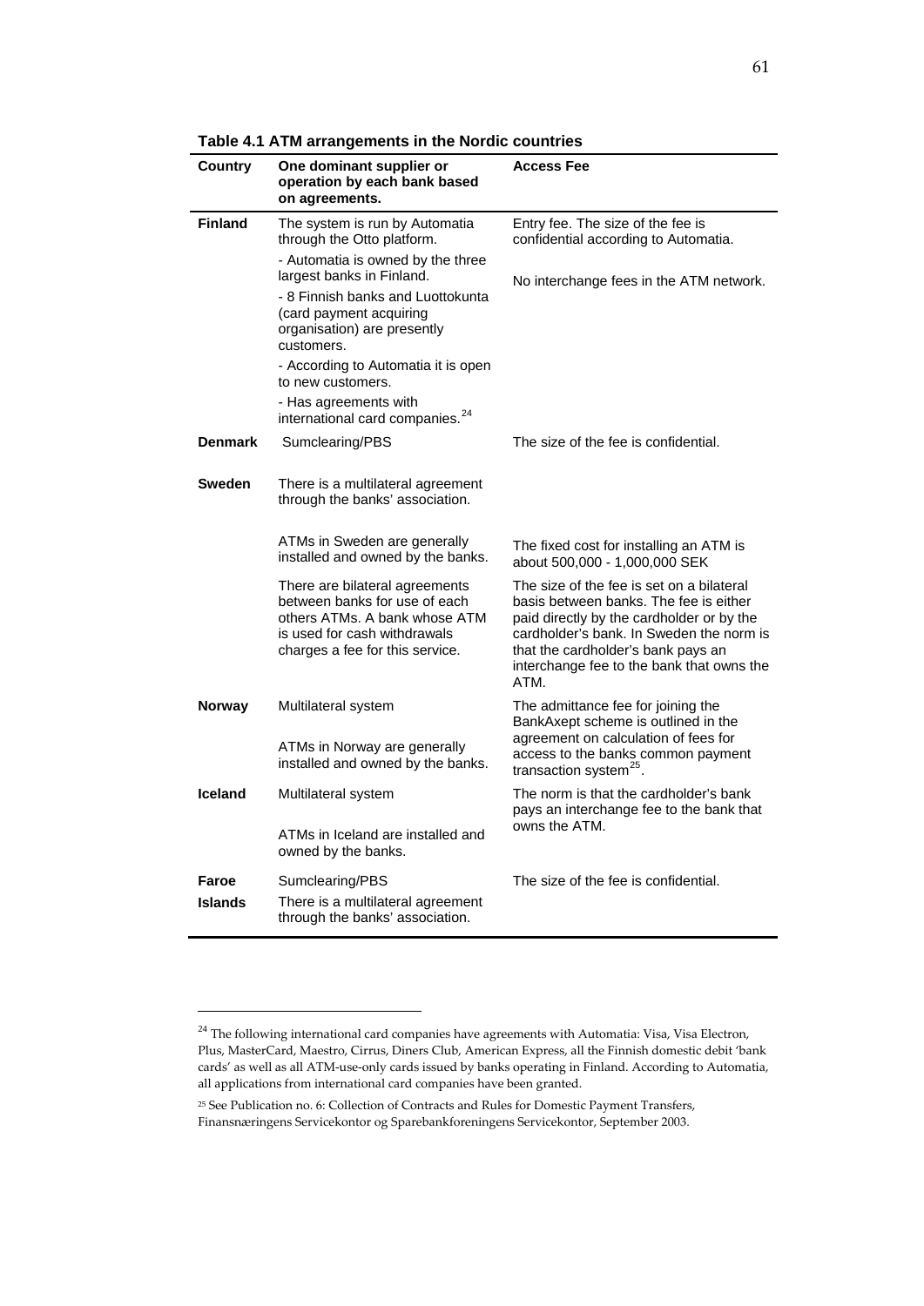**Table 4.1 ATM arrangements in the Nordic countries**

| Country | One dominant supplier or operation by each bank based on agreements. | Access Fee |
|---|---|---|
| **Finland** | The system is run by Automatia through the Otto platform.<br>- Automatia is owned by the three largest banks in Finland.<br>- 8 Finnish banks and Luottokunta (card payment acquiring organisation) are presently customers.<br>- According to Automatia it is open to new customers.<br>- Has agreements with international card companies.[24] | Entry fee. The size of the fee is confidential according to Automatia.<br><br>No interchange fees in the ATM network. |
| **Denmark** | Sumclearing/PBS | The size of the fee is confidential. |
| **Sweden** | There is a multilateral agreement through the banks' association. | |
| | ATMs in Sweden are generally installed and owned by the banks. | The fixed cost for installing an ATM is about 500,000 - 1,000,000 SEK |
| | There are bilateral agreements between banks for use of each others ATMs. A bank whose ATM is used for cash withdrawals charges a fee for this service. | The size of the fee is set on a bilateral basis between banks. The fee is either paid directly by the cardholder or by the cardholder's bank. In Sweden the norm is that the cardholder's bank pays an interchange fee to the bank that owns the ATM. |
| **Norway** | Multilateral system<br><br>ATMs in Norway are generally installed and owned by the banks. | The admittance fee for joining the BankAxept scheme is outlined in the agreement on calculation of fees for access to the banks common payment transaction system[25]. |
| **Iceland** | Multilateral system<br><br>ATMs in Iceland are installed and owned by the banks. | The norm is that the cardholder's bank pays an interchange fee to the bank that owns the ATM. |
| **Faroe Islands** | Sumclearing/PBS<br>There is a multilateral agreement through the banks' association. | The size of the fee is confidential. |

[24] The following international card companies have agreements with Automatia: Visa, Visa Electron, Plus, MasterCard, Maestro, Cirrus, Diners Club, American Express, all the Finnish domestic debit 'bank cards' as well as all ATM-use-only cards issued by banks operating in Finland. According to Automatia, all applications from international card companies have been granted.

[25] See Publication no. 6: Collection of Contracts and Rules for Domestic Payment Transfers, Finansnæringens Servicekontor og Sparebankforeningens Servicekontor, September 2003.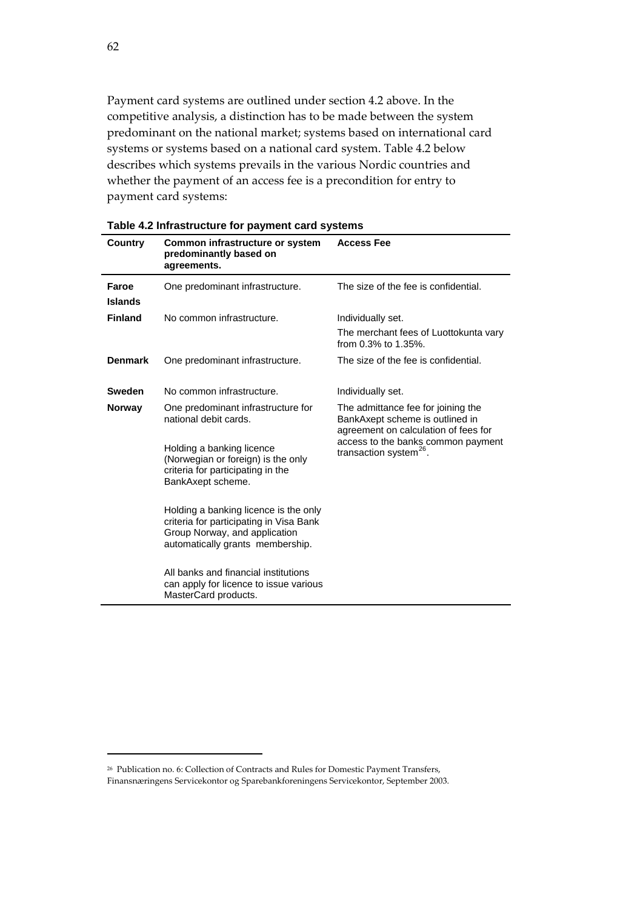Payment card systems are outlined under section 4.2 above. In the competitive analysis, a distinction has to be made between the system predominant on the national market; systems based on international card systems or systems based on a national card system. Table 4.2 below describes which systems prevails in the various Nordic countries and whether the payment of an access fee is a precondition for entry to payment card systems:

**Table 4.2 Infrastructure for payment card systems**

| Country | Common infrastructure or system predominantly based on agreements. | Access Fee |
|---|---|---|
| **Faroe Islands** | One predominant infrastructure. | The size of the fee is confidential. |
| **Finland** | No common infrastructure. | Individually set.<br>The merchant fees of Luottokunta vary from 0.3% to 1.35%. |
| **Denmark** | One predominant infrastructure. | The size of the fee is confidential. |
| **Sweden** | No common infrastructure. | Individually set. |
| **Norway** | One predominant infrastructure for national debit cards.<br><br>Holding a banking licence (Norwegian or foreign) is the only criteria for participating in the BankAxept scheme.<br><br>Holding a banking licence is the only criteria for participating in Visa Bank Group Norway, and application automatically grants membership.<br><br>All banks and financial institutions can apply for licence to issue various MasterCard products. | The admittance fee for joining the BankAxept scheme is outlined in agreement on calculation of fees for access to the banks common payment transaction system[26]. |

[26] Publication no. 6: Collection of Contracts and Rules for Domestic Payment Transfers, Finansnæringens Servicekontor og Sparebankforeningens Servicekontor, September 2003.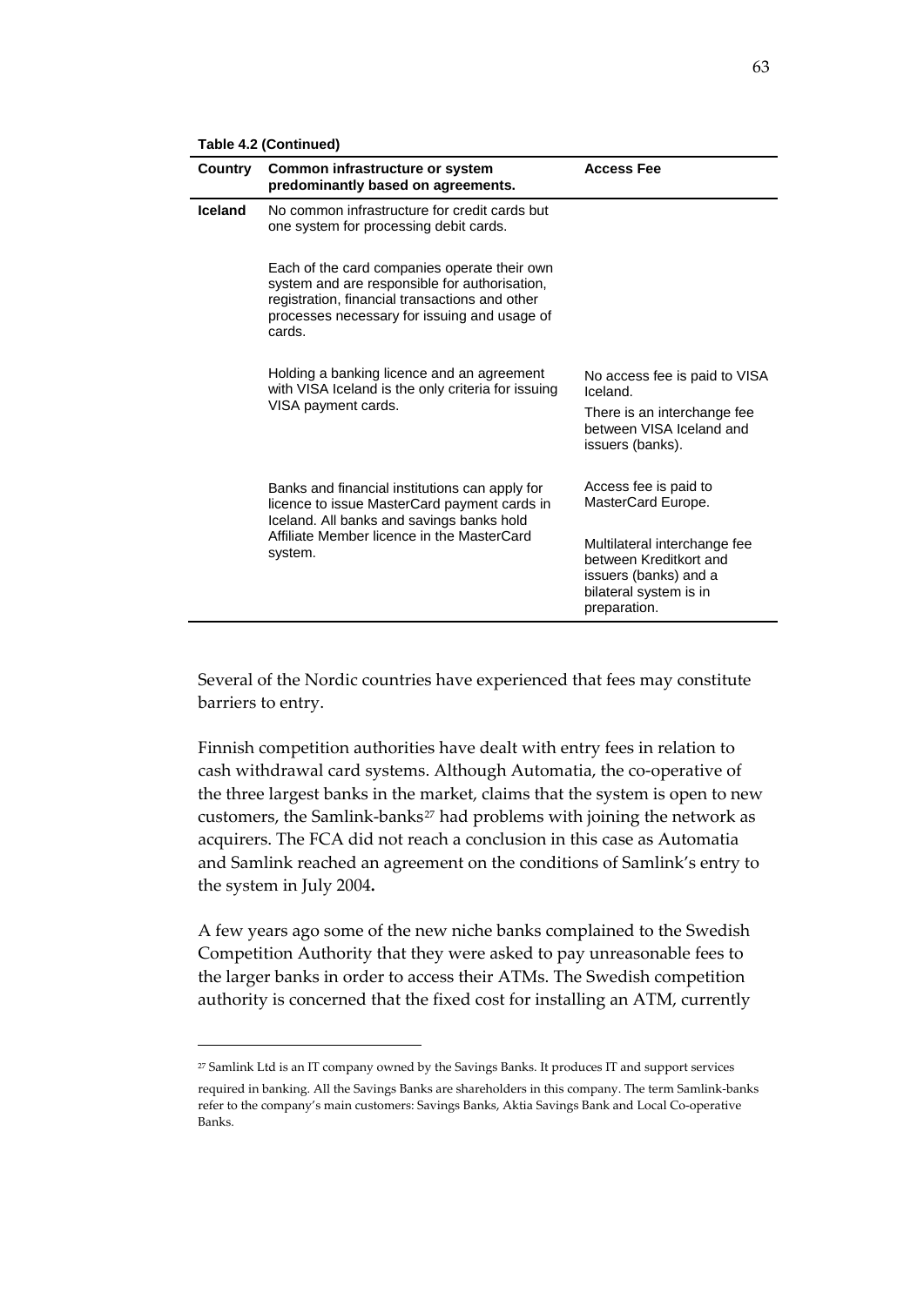**Table 4.2 (Continued)**

| Country | Common infrastructure or system predominantly based on agreements. | Access Fee |
|---|---|---|
| **Iceland** | No common infrastructure for credit cards but one system for processing debit cards. | |
| | Each of the card companies operate their own system and are responsible for authorisation, registration, financial transactions and other processes necessary for issuing and usage of cards. | |
| | Holding a banking licence and an agreement with VISA Iceland is the only criteria for issuing VISA payment cards. | No access fee is paid to VISA Iceland. There is an interchange fee between VISA Iceland and issuers (banks). |
| | Banks and financial institutions can apply for licence to issue MasterCard payment cards in Iceland. All banks and savings banks hold Affiliate Member licence in the MasterCard system. | Access fee is paid to MasterCard Europe. Multilateral interchange fee between Kreditkort and issuers (banks) and a bilateral system is in preparation. |

Several of the Nordic countries have experienced that fees may constitute barriers to entry.

Finnish competition authorities have dealt with entry fees in relation to cash withdrawal card systems. Although Automatia, the co-operative of the three largest banks in the market, claims that the system is open to new customers, the Samlink-banks[27] had problems with joining the network as acquirers. The FCA did not reach a conclusion in this case as Automatia and Samlink reached an agreement on the conditions of Samlink's entry to the system in July 2004**.**

A few years ago some of the new niche banks complained to the Swedish Competition Authority that they were asked to pay unreasonable fees to the larger banks in order to access their ATMs. The Swedish competition authority is concerned that the fixed cost for installing an ATM, currently

[27] Samlink Ltd is an IT company owned by the Savings Banks. It produces IT and support services required in banking. All the Savings Banks are shareholders in this company. The term Samlink-banks refer to the company's main customers: Savings Banks, Aktia Savings Bank and Local Co-operative Banks.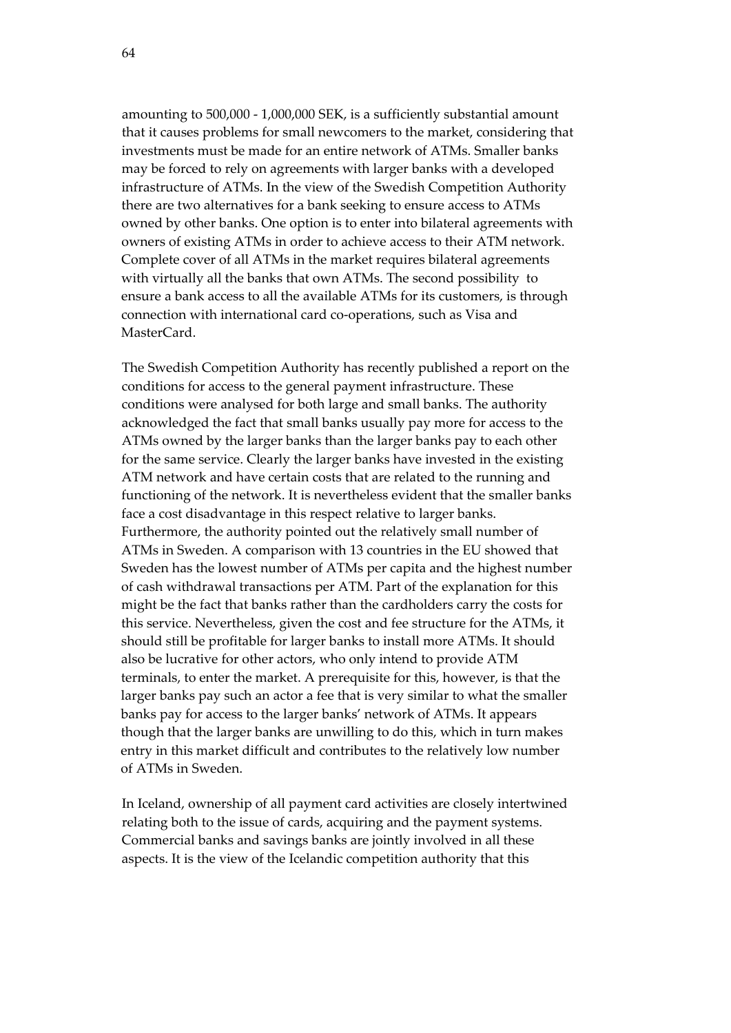amounting to 500,000 - 1,000,000 SEK, is a sufficiently substantial amount that it causes problems for small newcomers to the market, considering that investments must be made for an entire network of ATMs. Smaller banks may be forced to rely on agreements with larger banks with a developed infrastructure of ATMs. In the view of the Swedish Competition Authority there are two alternatives for a bank seeking to ensure access to ATMs owned by other banks. One option is to enter into bilateral agreements with owners of existing ATMs in order to achieve access to their ATM network. Complete cover of all ATMs in the market requires bilateral agreements with virtually all the banks that own ATMs. The second possibility to ensure a bank access to all the available ATMs for its customers, is through connection with international card co-operations, such as Visa and MasterCard.

The Swedish Competition Authority has recently published a report on the conditions for access to the general payment infrastructure. These conditions were analysed for both large and small banks. The authority acknowledged the fact that small banks usually pay more for access to the ATMs owned by the larger banks than the larger banks pay to each other for the same service. Clearly the larger banks have invested in the existing ATM network and have certain costs that are related to the running and functioning of the network. It is nevertheless evident that the smaller banks face a cost disadvantage in this respect relative to larger banks. Furthermore, the authority pointed out the relatively small number of ATMs in Sweden. A comparison with 13 countries in the EU showed that Sweden has the lowest number of ATMs per capita and the highest number of cash withdrawal transactions per ATM. Part of the explanation for this might be the fact that banks rather than the cardholders carry the costs for this service. Nevertheless, given the cost and fee structure for the ATMs, it should still be profitable for larger banks to install more ATMs. It should also be lucrative for other actors, who only intend to provide ATM terminals, to enter the market. A prerequisite for this, however, is that the larger banks pay such an actor a fee that is very similar to what the smaller banks pay for access to the larger banks' network of ATMs. It appears though that the larger banks are unwilling to do this, which in turn makes entry in this market difficult and contributes to the relatively low number of ATMs in Sweden.

In Iceland, ownership of all payment card activities are closely intertwined relating both to the issue of cards, acquiring and the payment systems. Commercial banks and savings banks are jointly involved in all these aspects. It is the view of the Icelandic competition authority that this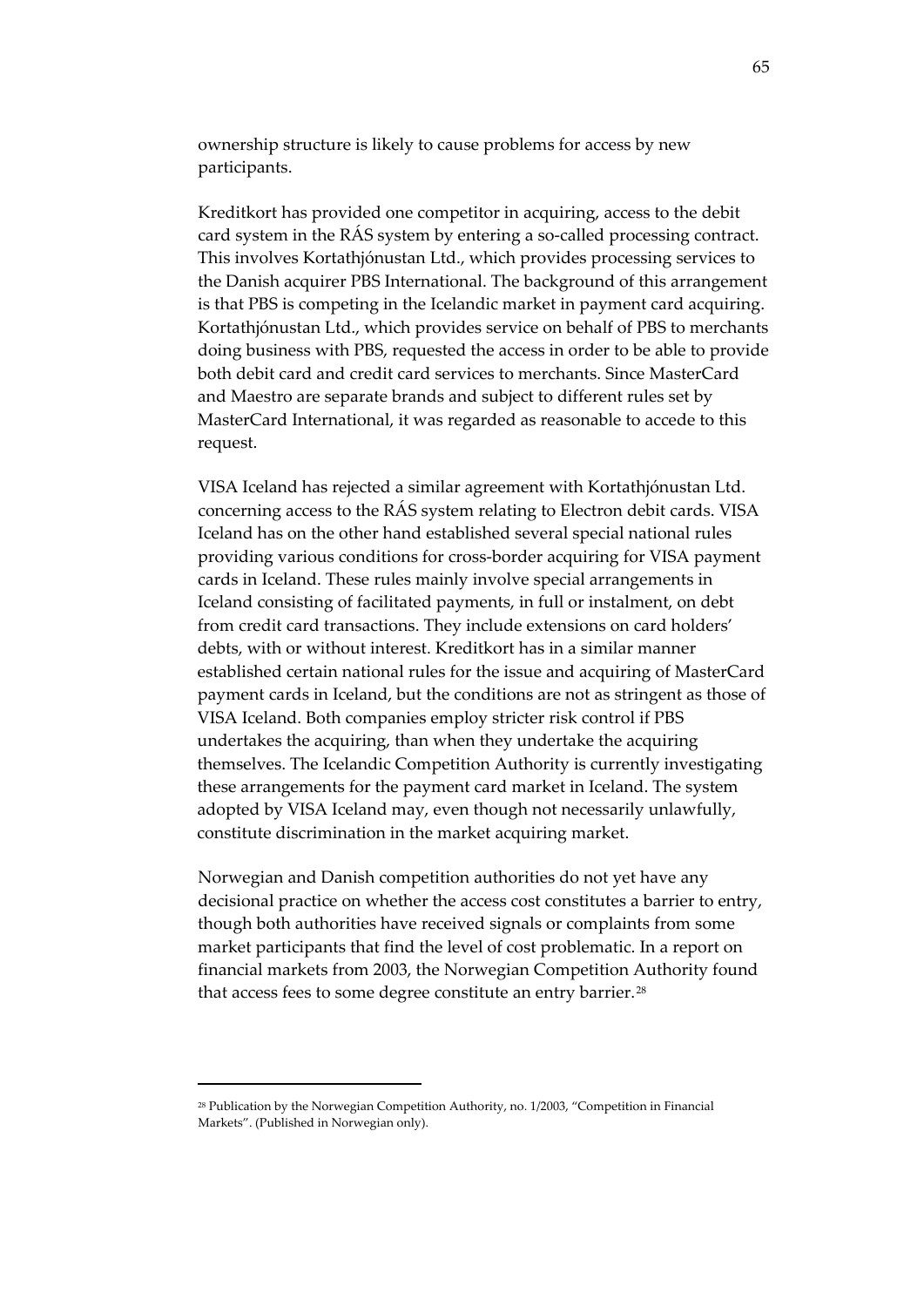ownership structure is likely to cause problems for access by new participants.

Kreditkort has provided one competitor in acquiring, access to the debit card system in the RÁS system by entering a so-called processing contract. This involves Kortathjónustan Ltd., which provides processing services to the Danish acquirer PBS International. The background of this arrangement is that PBS is competing in the Icelandic market in payment card acquiring. Kortathjónustan Ltd., which provides service on behalf of PBS to merchants doing business with PBS, requested the access in order to be able to provide both debit card and credit card services to merchants. Since MasterCard and Maestro are separate brands and subject to different rules set by MasterCard International, it was regarded as reasonable to accede to this request.

VISA Iceland has rejected a similar agreement with Kortathjónustan Ltd. concerning access to the RÁS system relating to Electron debit cards. VISA Iceland has on the other hand established several special national rules providing various conditions for cross-border acquiring for VISA payment cards in Iceland. These rules mainly involve special arrangements in Iceland consisting of facilitated payments, in full or instalment, on debt from credit card transactions. They include extensions on card holders' debts, with or without interest. Kreditkort has in a similar manner established certain national rules for the issue and acquiring of MasterCard payment cards in Iceland, but the conditions are not as stringent as those of VISA Iceland. Both companies employ stricter risk control if PBS undertakes the acquiring, than when they undertake the acquiring themselves. The Icelandic Competition Authority is currently investigating these arrangements for the payment card market in Iceland. The system adopted by VISA Iceland may, even though not necessarily unlawfully, constitute discrimination in the market acquiring market.

Norwegian and Danish competition authorities do not yet have any decisional practice on whether the access cost constitutes a barrier to entry, though both authorities have received signals or complaints from some market participants that find the level of cost problematic. In a report on financial markets from 2003, the Norwegian Competition Authority found that access fees to some degree constitute an entry barrier.[28]

---

[28] Publication by the Norwegian Competition Authority, no. 1/2003, "Competition in Financial Markets". (Published in Norwegian only).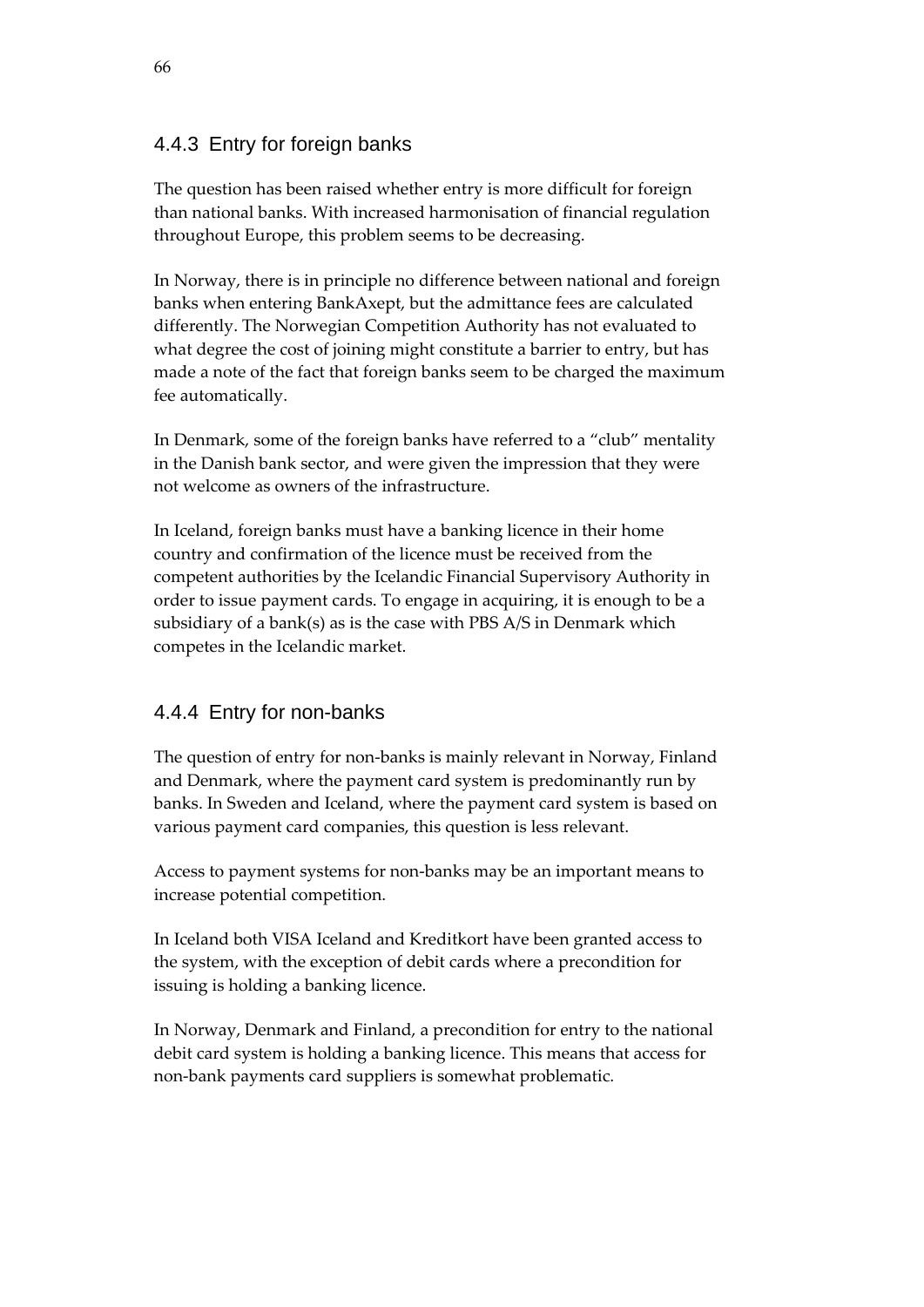### 4.4.3 Entry for foreign banks

The question has been raised whether entry is more difficult for foreign than national banks. With increased harmonisation of financial regulation throughout Europe, this problem seems to be decreasing.

In Norway, there is in principle no difference between national and foreign banks when entering BankAxept, but the admittance fees are calculated differently. The Norwegian Competition Authority has not evaluated to what degree the cost of joining might constitute a barrier to entry, but has made a note of the fact that foreign banks seem to be charged the maximum fee automatically.

In Denmark, some of the foreign banks have referred to a "club" mentality in the Danish bank sector, and were given the impression that they were not welcome as owners of the infrastructure.

In Iceland, foreign banks must have a banking licence in their home country and confirmation of the licence must be received from the competent authorities by the Icelandic Financial Supervisory Authority in order to issue payment cards. To engage in acquiring, it is enough to be a subsidiary of a bank(s) as is the case with PBS A/S in Denmark which competes in the Icelandic market.

### 4.4.4 Entry for non-banks

The question of entry for non-banks is mainly relevant in Norway, Finland and Denmark, where the payment card system is predominantly run by banks. In Sweden and Iceland, where the payment card system is based on various payment card companies, this question is less relevant.

Access to payment systems for non-banks may be an important means to increase potential competition.

In Iceland both VISA Iceland and Kreditkort have been granted access to the system, with the exception of debit cards where a precondition for issuing is holding a banking licence.

In Norway, Denmark and Finland, a precondition for entry to the national debit card system is holding a banking licence. This means that access for non-bank payments card suppliers is somewhat problematic.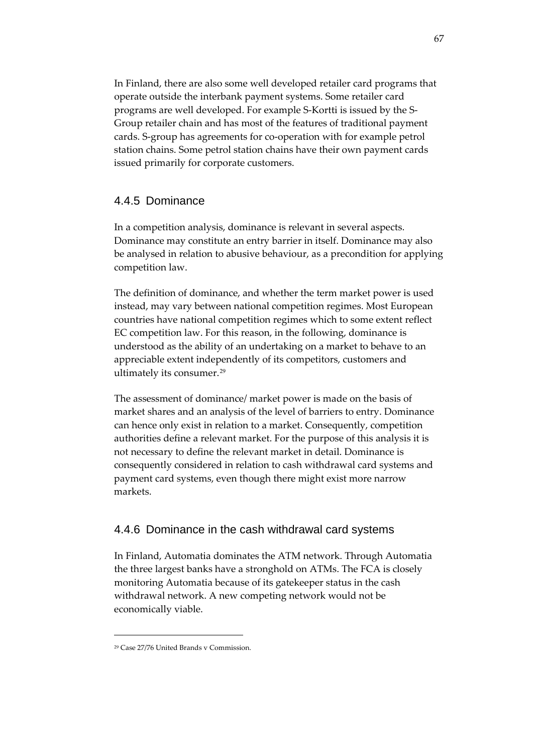In Finland, there are also some well developed retailer card programs that operate outside the interbank payment systems. Some retailer card programs are well developed. For example S-Kortti is issued by the S-Group retailer chain and has most of the features of traditional payment cards. S-group has agreements for co-operation with for example petrol station chains. Some petrol station chains have their own payment cards issued primarily for corporate customers.

### 4.4.5 Dominance

In a competition analysis, dominance is relevant in several aspects. Dominance may constitute an entry barrier in itself. Dominance may also be analysed in relation to abusive behaviour, as a precondition for applying competition law.

The definition of dominance, and whether the term market power is used instead, may vary between national competition regimes. Most European countries have national competition regimes which to some extent reflect EC competition law. For this reason, in the following, dominance is understood as the ability of an undertaking on a market to behave to an appreciable extent independently of its competitors, customers and ultimately its consumer.[29]

The assessment of dominance/ market power is made on the basis of market shares and an analysis of the level of barriers to entry. Dominance can hence only exist in relation to a market. Consequently, competition authorities define a relevant market. For the purpose of this analysis it is not necessary to define the relevant market in detail. Dominance is consequently considered in relation to cash withdrawal card systems and payment card systems, even though there might exist more narrow markets.

### 4.4.6 Dominance in the cash withdrawal card systems

In Finland, Automatia dominates the ATM network. Through Automatia the three largest banks have a stronghold on ATMs. The FCA is closely monitoring Automatia because of its gatekeeper status in the cash withdrawal network. A new competing network would not be economically viable.

---

[29] Case 27/76 United Brands v Commission.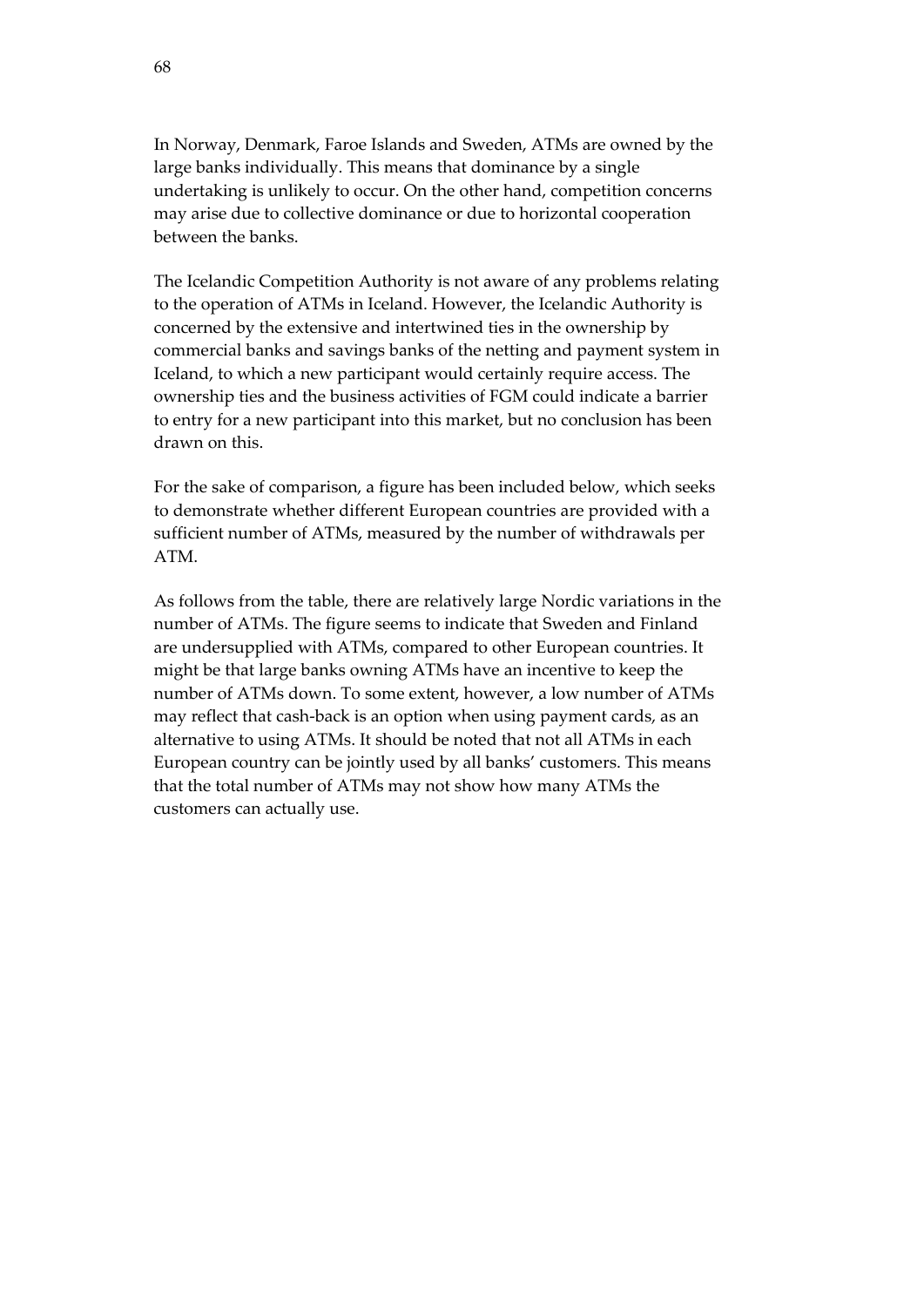In Norway, Denmark, Faroe Islands and Sweden, ATMs are owned by the large banks individually. This means that dominance by a single undertaking is unlikely to occur. On the other hand, competition concerns may arise due to collective dominance or due to horizontal cooperation between the banks.

The Icelandic Competition Authority is not aware of any problems relating to the operation of ATMs in Iceland. However, the Icelandic Authority is concerned by the extensive and intertwined ties in the ownership by commercial banks and savings banks of the netting and payment system in Iceland, to which a new participant would certainly require access. The ownership ties and the business activities of FGM could indicate a barrier to entry for a new participant into this market, but no conclusion has been drawn on this.

For the sake of comparison, a figure has been included below, which seeks to demonstrate whether different European countries are provided with a sufficient number of ATMs, measured by the number of withdrawals per ATM.

As follows from the table, there are relatively large Nordic variations in the number of ATMs. The figure seems to indicate that Sweden and Finland are undersupplied with ATMs, compared to other European countries. It might be that large banks owning ATMs have an incentive to keep the number of ATMs down. To some extent, however, a low number of ATMs may reflect that cash-back is an option when using payment cards, as an alternative to using ATMs. It should be noted that not all ATMs in each European country can be jointly used by all banks' customers. This means that the total number of ATMs may not show how many ATMs the customers can actually use.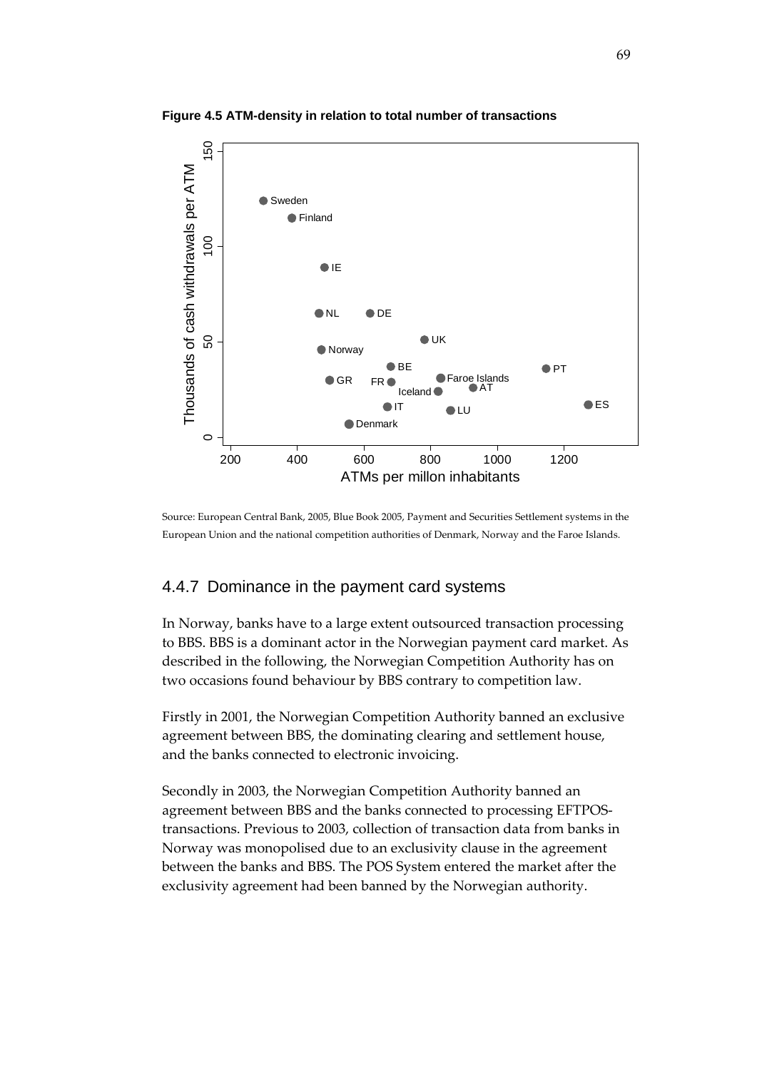**Figure 4.5 ATM-density in relation to total number of transactions**

Source: European Central Bank, 2005, Blue Book 2005, Payment and Securities Settlement systems in the European Union and the national competition authorities of Denmark, Norway and the Faroe Islands.

## 4.4.7 Dominance in the payment card systems

In Norway, banks have to a large extent outsourced transaction processing to BBS. BBS is a dominant actor in the Norwegian payment card market. As described in the following, the Norwegian Competition Authority has on two occasions found behaviour by BBS contrary to competition law.

Firstly in 2001, the Norwegian Competition Authority banned an exclusive agreement between BBS, the dominating clearing and settlement house, and the banks connected to electronic invoicing.

Secondly in 2003, the Norwegian Competition Authority banned an agreement between BBS and the banks connected to processing EFTPOS-transactions. Previous to 2003, collection of transaction data from banks in Norway was monopolised due to an exclusivity clause in the agreement between the banks and BBS. The POS System entered the market after the exclusivity agreement had been banned by the Norwegian authority.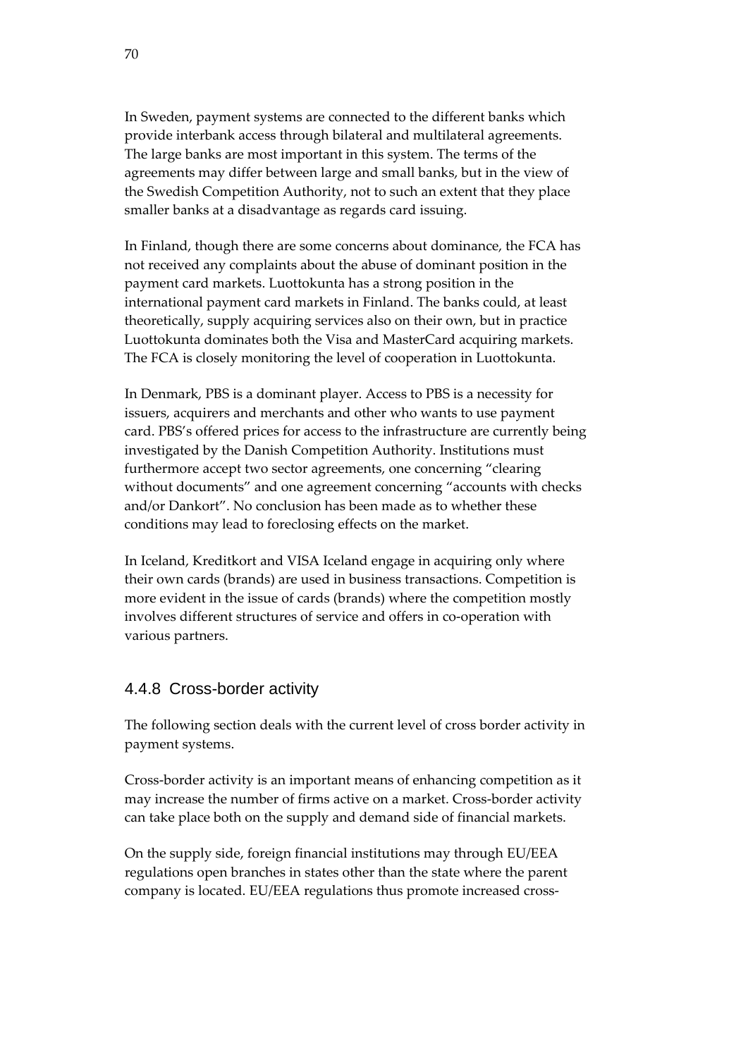In Sweden, payment systems are connected to the different banks which provide interbank access through bilateral and multilateral agreements. The large banks are most important in this system. The terms of the agreements may differ between large and small banks, but in the view of the Swedish Competition Authority, not to such an extent that they place smaller banks at a disadvantage as regards card issuing.

In Finland, though there are some concerns about dominance, the FCA has not received any complaints about the abuse of dominant position in the payment card markets. Luottokunta has a strong position in the international payment card markets in Finland. The banks could, at least theoretically, supply acquiring services also on their own, but in practice Luottokunta dominates both the Visa and MasterCard acquiring markets. The FCA is closely monitoring the level of cooperation in Luottokunta.

In Denmark, PBS is a dominant player. Access to PBS is a necessity for issuers, acquirers and merchants and other who wants to use payment card. PBS's offered prices for access to the infrastructure are currently being investigated by the Danish Competition Authority. Institutions must furthermore accept two sector agreements, one concerning "clearing without documents" and one agreement concerning "accounts with checks and/or Dankort". No conclusion has been made as to whether these conditions may lead to foreclosing effects on the market.

In Iceland, Kreditkort and VISA Iceland engage in acquiring only where their own cards (brands) are used in business transactions. Competition is more evident in the issue of cards (brands) where the competition mostly involves different structures of service and offers in co-operation with various partners.

### 4.4.8 Cross-border activity

The following section deals with the current level of cross border activity in payment systems.

Cross-border activity is an important means of enhancing competition as it may increase the number of firms active on a market. Cross-border activity can take place both on the supply and demand side of financial markets.

On the supply side, foreign financial institutions may through EU/EEA regulations open branches in states other than the state where the parent company is located. EU/EEA regulations thus promote increased cross-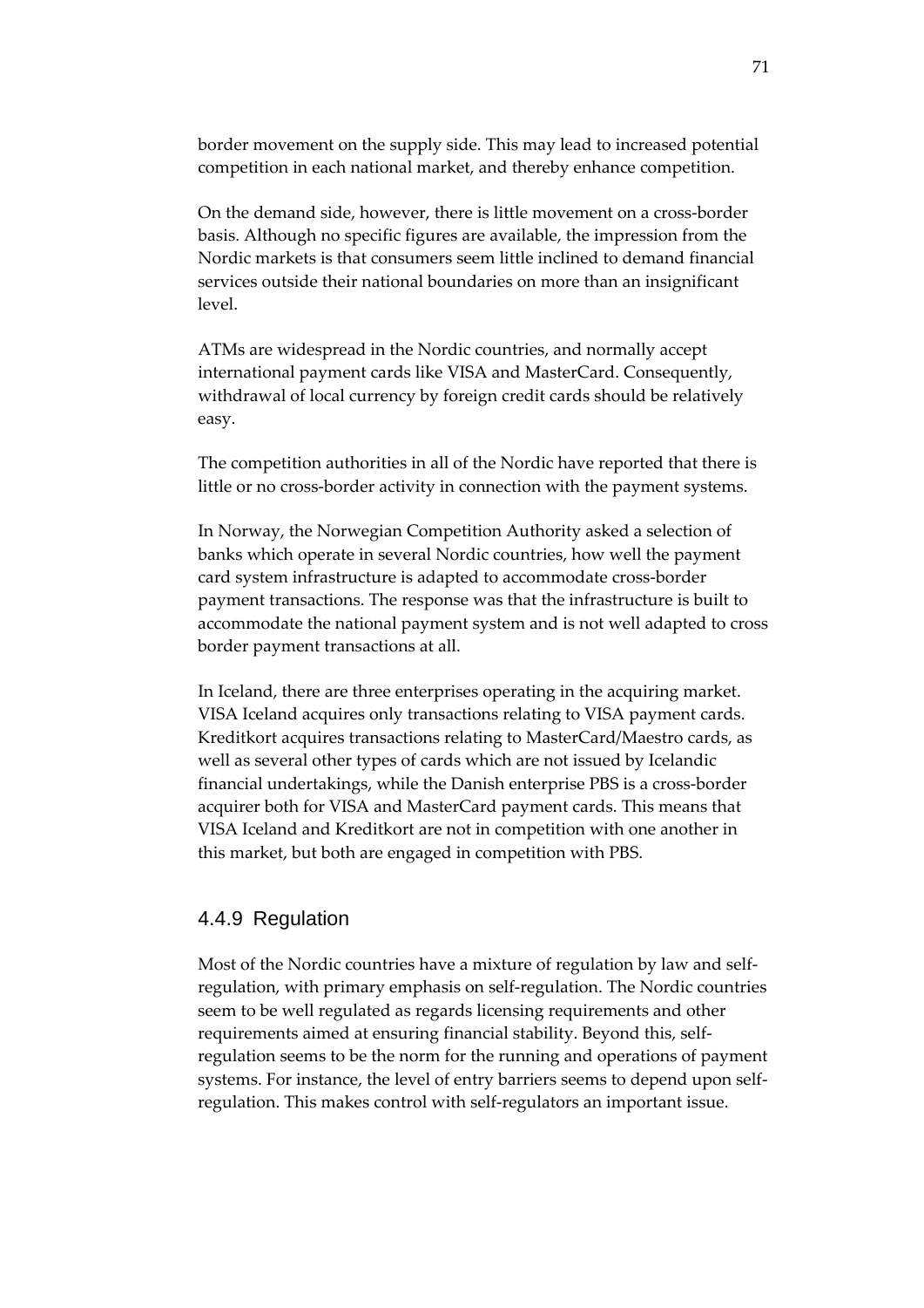border movement on the supply side. This may lead to increased potential competition in each national market, and thereby enhance competition.

On the demand side, however, there is little movement on a cross-border basis. Although no specific figures are available, the impression from the Nordic markets is that consumers seem little inclined to demand financial services outside their national boundaries on more than an insignificant level.

ATMs are widespread in the Nordic countries, and normally accept international payment cards like VISA and MasterCard. Consequently, withdrawal of local currency by foreign credit cards should be relatively easy.

The competition authorities in all of the Nordic have reported that there is little or no cross-border activity in connection with the payment systems.

In Norway, the Norwegian Competition Authority asked a selection of banks which operate in several Nordic countries, how well the payment card system infrastructure is adapted to accommodate cross-border payment transactions. The response was that the infrastructure is built to accommodate the national payment system and is not well adapted to cross border payment transactions at all.

In Iceland, there are three enterprises operating in the acquiring market. VISA Iceland acquires only transactions relating to VISA payment cards. Kreditkort acquires transactions relating to MasterCard/Maestro cards, as well as several other types of cards which are not issued by Icelandic financial undertakings, while the Danish enterprise PBS is a cross-border acquirer both for VISA and MasterCard payment cards. This means that VISA Iceland and Kreditkort are not in competition with one another in this market, but both are engaged in competition with PBS.

### 4.4.9 Regulation

Most of the Nordic countries have a mixture of regulation by law and self-regulation, with primary emphasis on self-regulation. The Nordic countries seem to be well regulated as regards licensing requirements and other requirements aimed at ensuring financial stability. Beyond this, self-regulation seems to be the norm for the running and operations of payment systems. For instance, the level of entry barriers seems to depend upon self-regulation. This makes control with self-regulators an important issue.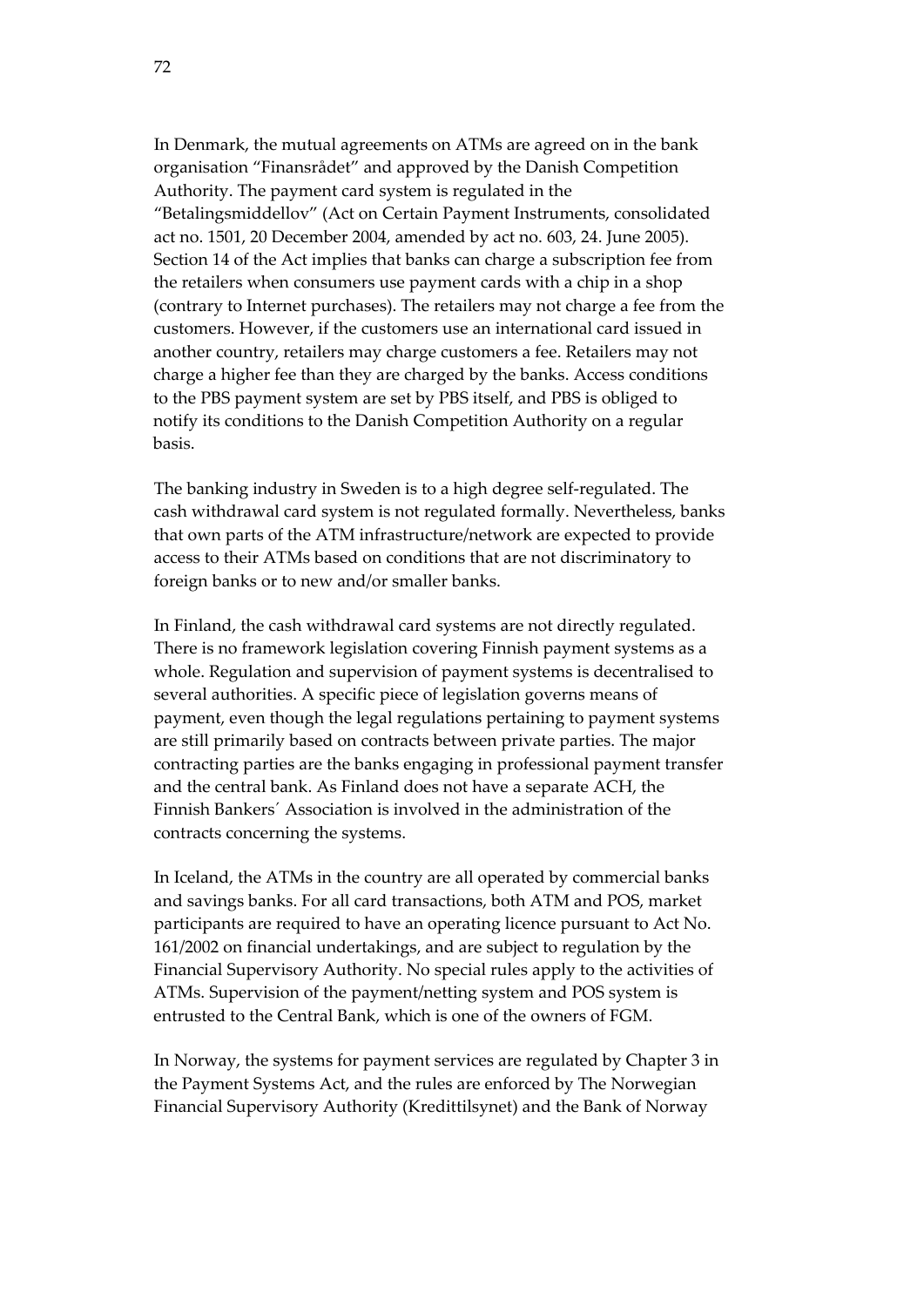In Denmark, the mutual agreements on ATMs are agreed on in the bank organisation "Finansrådet" and approved by the Danish Competition Authority. The payment card system is regulated in the "Betalingsmiddellov" (Act on Certain Payment Instruments, consolidated act no. 1501, 20 December 2004, amended by act no. 603, 24. June 2005). Section 14 of the Act implies that banks can charge a subscription fee from the retailers when consumers use payment cards with a chip in a shop (contrary to Internet purchases). The retailers may not charge a fee from the customers. However, if the customers use an international card issued in another country, retailers may charge customers a fee. Retailers may not charge a higher fee than they are charged by the banks. Access conditions to the PBS payment system are set by PBS itself, and PBS is obliged to notify its conditions to the Danish Competition Authority on a regular basis.

The banking industry in Sweden is to a high degree self-regulated. The cash withdrawal card system is not regulated formally. Nevertheless, banks that own parts of the ATM infrastructure/network are expected to provide access to their ATMs based on conditions that are not discriminatory to foreign banks or to new and/or smaller banks.

In Finland, the cash withdrawal card systems are not directly regulated. There is no framework legislation covering Finnish payment systems as a whole. Regulation and supervision of payment systems is decentralised to several authorities. A specific piece of legislation governs means of payment, even though the legal regulations pertaining to payment systems are still primarily based on contracts between private parties. The major contracting parties are the banks engaging in professional payment transfer and the central bank. As Finland does not have a separate ACH, the Finnish Bankers´ Association is involved in the administration of the contracts concerning the systems.

In Iceland, the ATMs in the country are all operated by commercial banks and savings banks. For all card transactions, both ATM and POS, market participants are required to have an operating licence pursuant to Act No. 161/2002 on financial undertakings, and are subject to regulation by the Financial Supervisory Authority. No special rules apply to the activities of ATMs. Supervision of the payment/netting system and POS system is entrusted to the Central Bank, which is one of the owners of FGM.

In Norway, the systems for payment services are regulated by Chapter 3 in the Payment Systems Act, and the rules are enforced by The Norwegian Financial Supervisory Authority (Kredittilsynet) and the Bank of Norway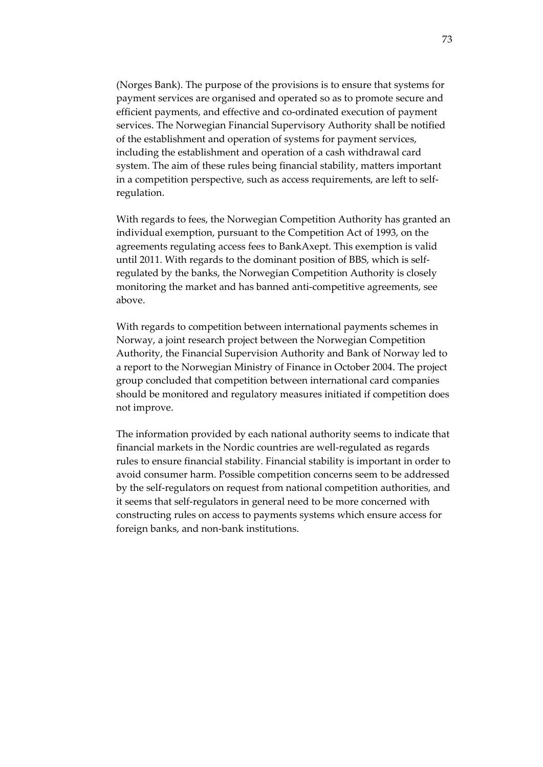(Norges Bank). The purpose of the provisions is to ensure that systems for payment services are organised and operated so as to promote secure and efficient payments, and effective and co-ordinated execution of payment services. The Norwegian Financial Supervisory Authority shall be notified of the establishment and operation of systems for payment services, including the establishment and operation of a cash withdrawal card system. The aim of these rules being financial stability, matters important in a competition perspective, such as access requirements, are left to self-regulation.

With regards to fees, the Norwegian Competition Authority has granted an individual exemption, pursuant to the Competition Act of 1993, on the agreements regulating access fees to BankAxept. This exemption is valid until 2011. With regards to the dominant position of BBS, which is self-regulated by the banks, the Norwegian Competition Authority is closely monitoring the market and has banned anti-competitive agreements, see above.

With regards to competition between international payments schemes in Norway, a joint research project between the Norwegian Competition Authority, the Financial Supervision Authority and Bank of Norway led to a report to the Norwegian Ministry of Finance in October 2004. The project group concluded that competition between international card companies should be monitored and regulatory measures initiated if competition does not improve.

The information provided by each national authority seems to indicate that financial markets in the Nordic countries are well-regulated as regards rules to ensure financial stability. Financial stability is important in order to avoid consumer harm. Possible competition concerns seem to be addressed by the self-regulators on request from national competition authorities, and it seems that self-regulators in general need to be more concerned with constructing rules on access to payments systems which ensure access for foreign banks, and non-bank institutions.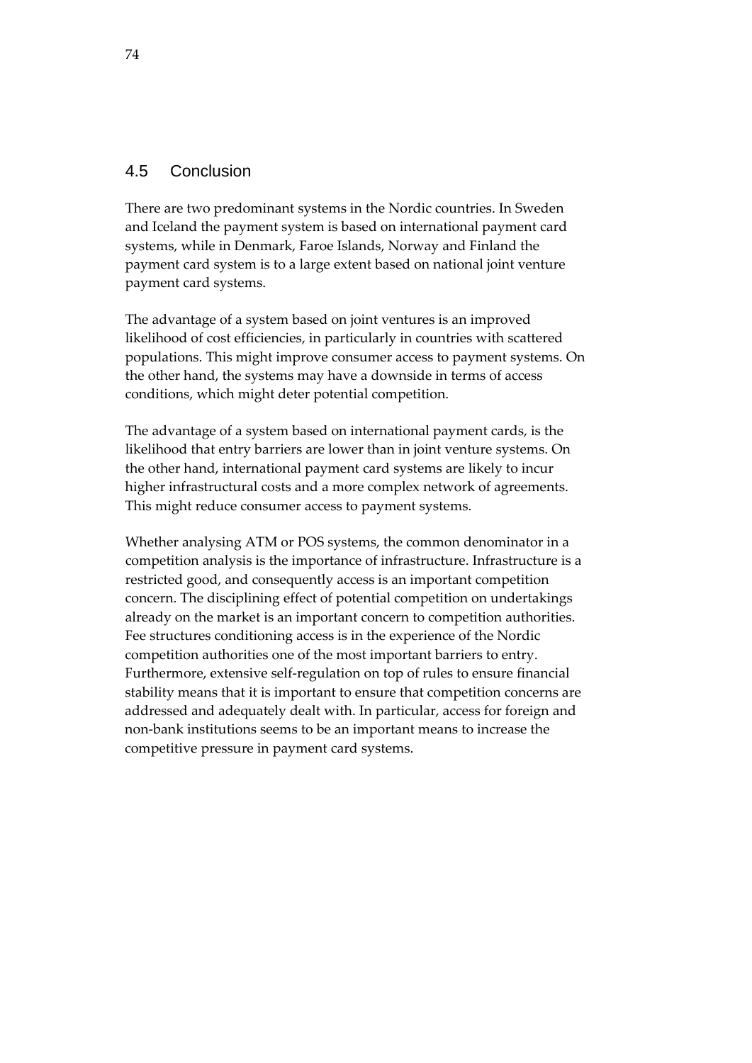## 4.5 Conclusion

There are two predominant systems in the Nordic countries. In Sweden and Iceland the payment system is based on international payment card systems, while in Denmark, Faroe Islands, Norway and Finland the payment card system is to a large extent based on national joint venture payment card systems.

The advantage of a system based on joint ventures is an improved likelihood of cost efficiencies, in particularly in countries with scattered populations. This might improve consumer access to payment systems. On the other hand, the systems may have a downside in terms of access conditions, which might deter potential competition.

The advantage of a system based on international payment cards, is the likelihood that entry barriers are lower than in joint venture systems. On the other hand, international payment card systems are likely to incur higher infrastructural costs and a more complex network of agreements. This might reduce consumer access to payment systems.

Whether analysing ATM or POS systems, the common denominator in a competition analysis is the importance of infrastructure. Infrastructure is a restricted good, and consequently access is an important competition concern. The disciplining effect of potential competition on undertakings already on the market is an important concern to competition authorities. Fee structures conditioning access is in the experience of the Nordic competition authorities one of the most important barriers to entry. Furthermore, extensive self-regulation on top of rules to ensure financial stability means that it is important to ensure that competition concerns are addressed and adequately dealt with. In particular, access for foreign and non-bank institutions seems to be an important means to increase the competitive pressure in payment card systems.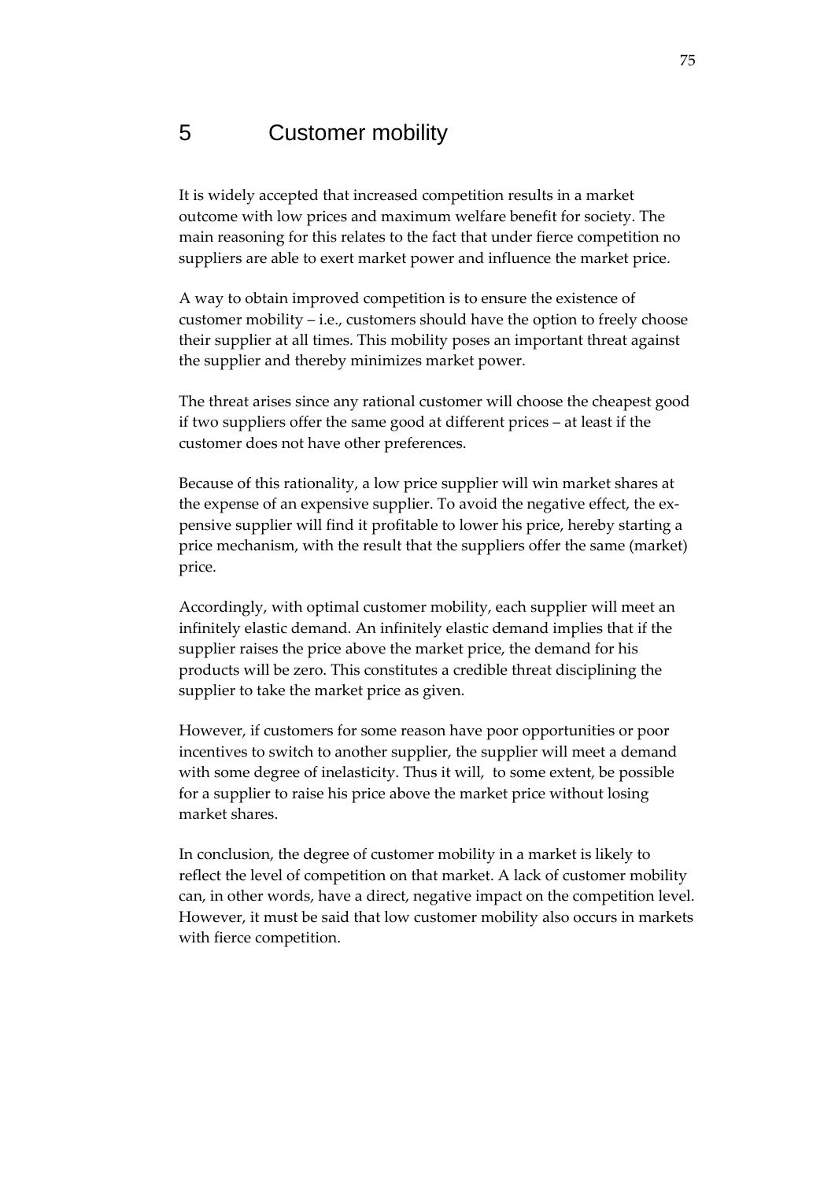# 5 Customer mobility

It is widely accepted that increased competition results in a market outcome with low prices and maximum welfare benefit for society. The main reasoning for this relates to the fact that under fierce competition no suppliers are able to exert market power and influence the market price.

A way to obtain improved competition is to ensure the existence of customer mobility – i.e., customers should have the option to freely choose their supplier at all times. This mobility poses an important threat against the supplier and thereby minimizes market power.

The threat arises since any rational customer will choose the cheapest good if two suppliers offer the same good at different prices – at least if the customer does not have other preferences.

Because of this rationality, a low price supplier will win market shares at the expense of an expensive supplier. To avoid the negative effect, the expensive supplier will find it profitable to lower his price, hereby starting a price mechanism, with the result that the suppliers offer the same (market) price.

Accordingly, with optimal customer mobility, each supplier will meet an infinitely elastic demand. An infinitely elastic demand implies that if the supplier raises the price above the market price, the demand for his products will be zero. This constitutes a credible threat disciplining the supplier to take the market price as given.

However, if customers for some reason have poor opportunities or poor incentives to switch to another supplier, the supplier will meet a demand with some degree of inelasticity. Thus it will, to some extent, be possible for a supplier to raise his price above the market price without losing market shares.

In conclusion, the degree of customer mobility in a market is likely to reflect the level of competition on that market. A lack of customer mobility can, in other words, have a direct, negative impact on the competition level. However, it must be said that low customer mobility also occurs in markets with fierce competition.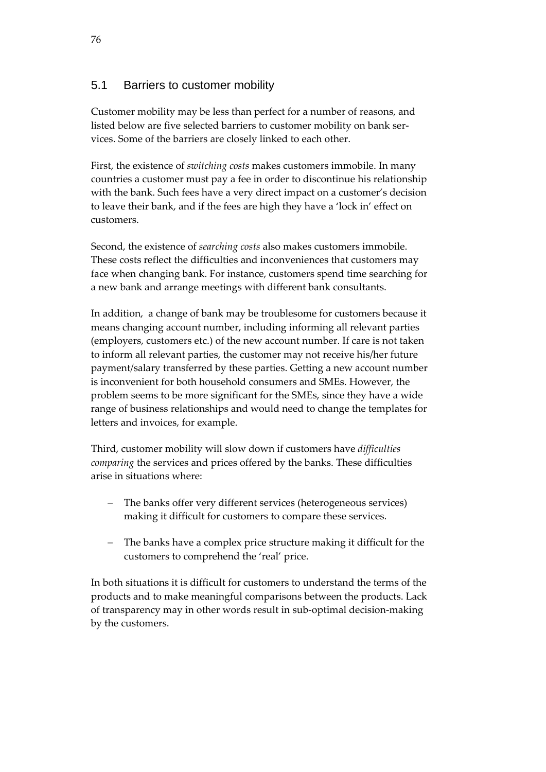## 5.1 Barriers to customer mobility

Customer mobility may be less than perfect for a number of reasons, and listed below are five selected barriers to customer mobility on bank services. Some of the barriers are closely linked to each other.

First, the existence of *switching costs* makes customers immobile. In many countries a customer must pay a fee in order to discontinue his relationship with the bank. Such fees have a very direct impact on a customer's decision to leave their bank, and if the fees are high they have a 'lock in' effect on customers.

Second, the existence of *searching costs* also makes customers immobile. These costs reflect the difficulties and inconveniences that customers may face when changing bank. For instance, customers spend time searching for a new bank and arrange meetings with different bank consultants.

In addition, a change of bank may be troublesome for customers because it means changing account number, including informing all relevant parties (employers, customers etc.) of the new account number. If care is not taken to inform all relevant parties, the customer may not receive his/her future payment/salary transferred by these parties. Getting a new account number is inconvenient for both household consumers and SMEs. However, the problem seems to be more significant for the SMEs, since they have a wide range of business relationships and would need to change the templates for letters and invoices, for example.

Third, customer mobility will slow down if customers have *difficulties comparing* the services and prices offered by the banks. These difficulties arise in situations where:

- The banks offer very different services (heterogeneous services) making it difficult for customers to compare these services.
- The banks have a complex price structure making it difficult for the customers to comprehend the 'real' price.

In both situations it is difficult for customers to understand the terms of the products and to make meaningful comparisons between the products. Lack of transparency may in other words result in sub-optimal decision-making by the customers.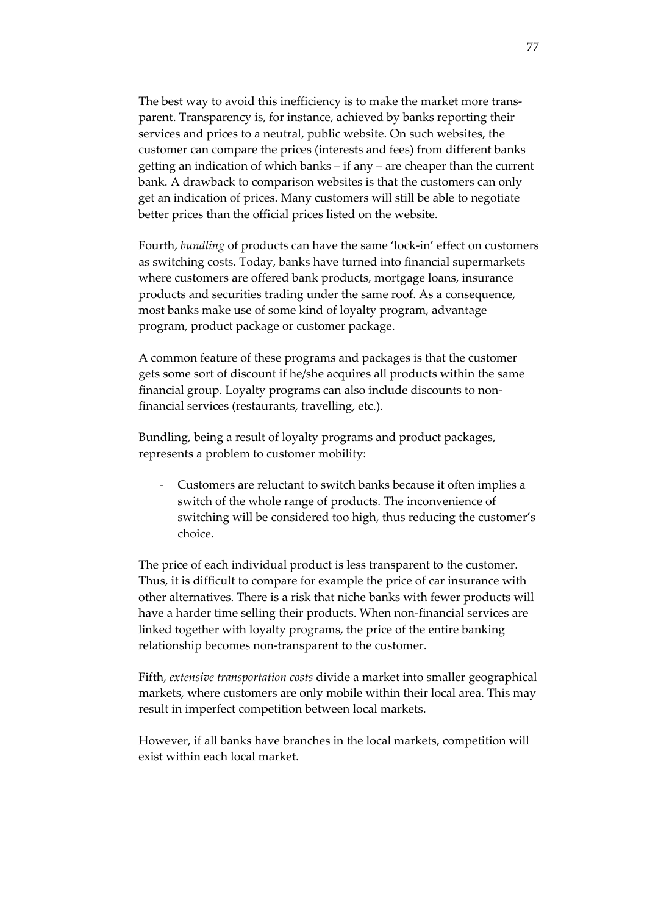The best way to avoid this inefficiency is to make the market more transparent. Transparency is, for instance, achieved by banks reporting their services and prices to a neutral, public website. On such websites, the customer can compare the prices (interests and fees) from different banks getting an indication of which banks – if any – are cheaper than the current bank. A drawback to comparison websites is that the customers can only get an indication of prices. Many customers will still be able to negotiate better prices than the official prices listed on the website.

Fourth, *bundling* of products can have the same 'lock-in' effect on customers as switching costs. Today, banks have turned into financial supermarkets where customers are offered bank products, mortgage loans, insurance products and securities trading under the same roof. As a consequence, most banks make use of some kind of loyalty program, advantage program, product package or customer package.

A common feature of these programs and packages is that the customer gets some sort of discount if he/she acquires all products within the same financial group. Loyalty programs can also include discounts to non-financial services (restaurants, travelling, etc.).

Bundling, being a result of loyalty programs and product packages, represents a problem to customer mobility:

- Customers are reluctant to switch banks because it often implies a switch of the whole range of products. The inconvenience of switching will be considered too high, thus reducing the customer's choice.

The price of each individual product is less transparent to the customer. Thus, it is difficult to compare for example the price of car insurance with other alternatives. There is a risk that niche banks with fewer products will have a harder time selling their products. When non-financial services are linked together with loyalty programs, the price of the entire banking relationship becomes non-transparent to the customer.

Fifth, *extensive transportation costs* divide a market into smaller geographical markets, where customers are only mobile within their local area. This may result in imperfect competition between local markets.

However, if all banks have branches in the local markets, competition will exist within each local market.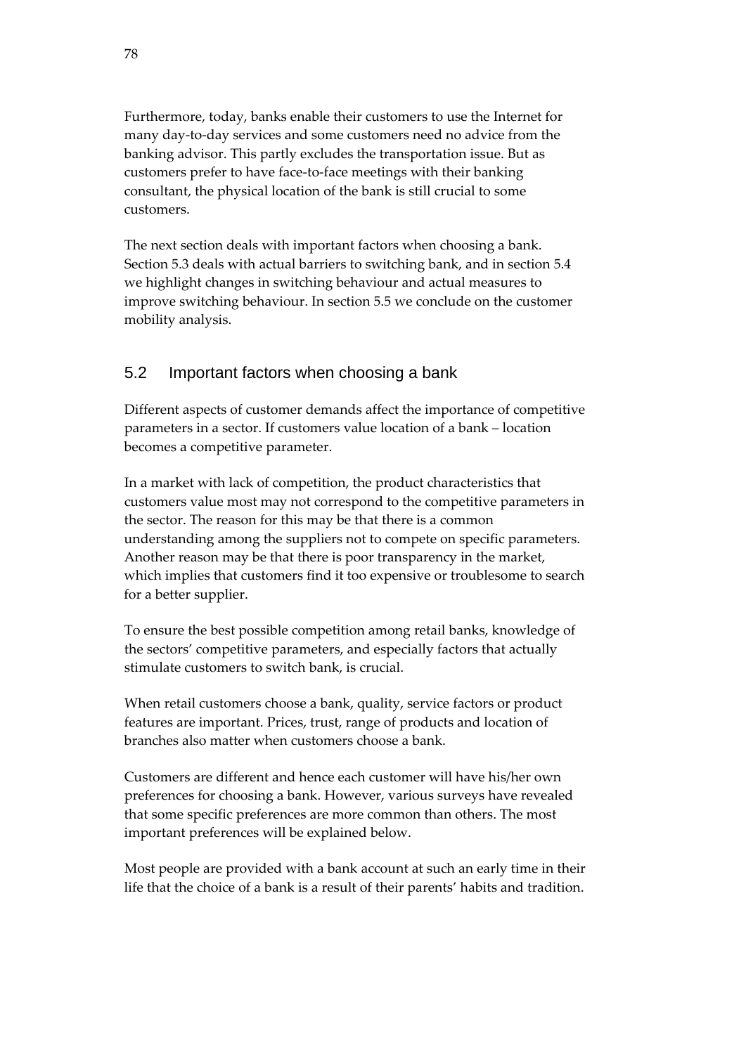Furthermore, today, banks enable their customers to use the Internet for many day-to-day services and some customers need no advice from the banking advisor. This partly excludes the transportation issue. But as customers prefer to have face-to-face meetings with their banking consultant, the physical location of the bank is still crucial to some customers.

The next section deals with important factors when choosing a bank. Section 5.3 deals with actual barriers to switching bank, and in section 5.4 we highlight changes in switching behaviour and actual measures to improve switching behaviour. In section 5.5 we conclude on the customer mobility analysis.

## 5.2 Important factors when choosing a bank

Different aspects of customer demands affect the importance of competitive parameters in a sector. If customers value location of a bank – location becomes a competitive parameter.

In a market with lack of competition, the product characteristics that customers value most may not correspond to the competitive parameters in the sector. The reason for this may be that there is a common understanding among the suppliers not to compete on specific parameters. Another reason may be that there is poor transparency in the market, which implies that customers find it too expensive or troublesome to search for a better supplier.

To ensure the best possible competition among retail banks, knowledge of the sectors' competitive parameters, and especially factors that actually stimulate customers to switch bank, is crucial.

When retail customers choose a bank, quality, service factors or product features are important. Prices, trust, range of products and location of branches also matter when customers choose a bank.

Customers are different and hence each customer will have his/her own preferences for choosing a bank. However, various surveys have revealed that some specific preferences are more common than others. The most important preferences will be explained below.

Most people are provided with a bank account at such an early time in their life that the choice of a bank is a result of their parents' habits and tradition.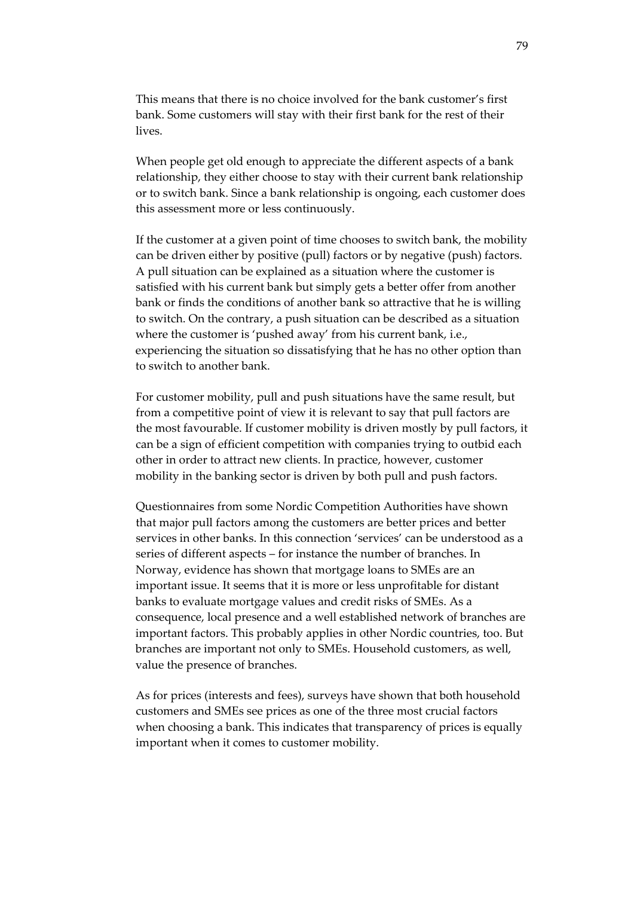This means that there is no choice involved for the bank customer's first bank. Some customers will stay with their first bank for the rest of their lives.

When people get old enough to appreciate the different aspects of a bank relationship, they either choose to stay with their current bank relationship or to switch bank. Since a bank relationship is ongoing, each customer does this assessment more or less continuously.

If the customer at a given point of time chooses to switch bank, the mobility can be driven either by positive (pull) factors or by negative (push) factors. A pull situation can be explained as a situation where the customer is satisfied with his current bank but simply gets a better offer from another bank or finds the conditions of another bank so attractive that he is willing to switch. On the contrary, a push situation can be described as a situation where the customer is 'pushed away' from his current bank, i.e., experiencing the situation so dissatisfying that he has no other option than to switch to another bank.

For customer mobility, pull and push situations have the same result, but from a competitive point of view it is relevant to say that pull factors are the most favourable. If customer mobility is driven mostly by pull factors, it can be a sign of efficient competition with companies trying to outbid each other in order to attract new clients. In practice, however, customer mobility in the banking sector is driven by both pull and push factors.

Questionnaires from some Nordic Competition Authorities have shown that major pull factors among the customers are better prices and better services in other banks. In this connection 'services' can be understood as a series of different aspects – for instance the number of branches. In Norway, evidence has shown that mortgage loans to SMEs are an important issue. It seems that it is more or less unprofitable for distant banks to evaluate mortgage values and credit risks of SMEs. As a consequence, local presence and a well established network of branches are important factors. This probably applies in other Nordic countries, too. But branches are important not only to SMEs. Household customers, as well, value the presence of branches.

As for prices (interests and fees), surveys have shown that both household customers and SMEs see prices as one of the three most crucial factors when choosing a bank. This indicates that transparency of prices is equally important when it comes to customer mobility.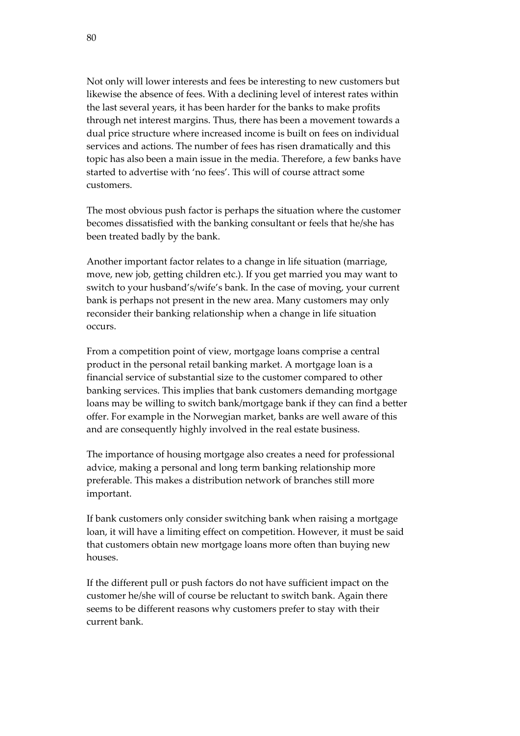Not only will lower interests and fees be interesting to new customers but likewise the absence of fees. With a declining level of interest rates within the last several years, it has been harder for the banks to make profits through net interest margins. Thus, there has been a movement towards a dual price structure where increased income is built on fees on individual services and actions. The number of fees has risen dramatically and this topic has also been a main issue in the media. Therefore, a few banks have started to advertise with 'no fees'. This will of course attract some customers.

The most obvious push factor is perhaps the situation where the customer becomes dissatisfied with the banking consultant or feels that he/she has been treated badly by the bank.

Another important factor relates to a change in life situation (marriage, move, new job, getting children etc.). If you get married you may want to switch to your husband's/wife's bank. In the case of moving, your current bank is perhaps not present in the new area. Many customers may only reconsider their banking relationship when a change in life situation occurs.

From a competition point of view, mortgage loans comprise a central product in the personal retail banking market. A mortgage loan is a financial service of substantial size to the customer compared to other banking services. This implies that bank customers demanding mortgage loans may be willing to switch bank/mortgage bank if they can find a better offer. For example in the Norwegian market, banks are well aware of this and are consequently highly involved in the real estate business.

The importance of housing mortgage also creates a need for professional advice, making a personal and long term banking relationship more preferable. This makes a distribution network of branches still more important.

If bank customers only consider switching bank when raising a mortgage loan, it will have a limiting effect on competition. However, it must be said that customers obtain new mortgage loans more often than buying new houses.

If the different pull or push factors do not have sufficient impact on the customer he/she will of course be reluctant to switch bank. Again there seems to be different reasons why customers prefer to stay with their current bank.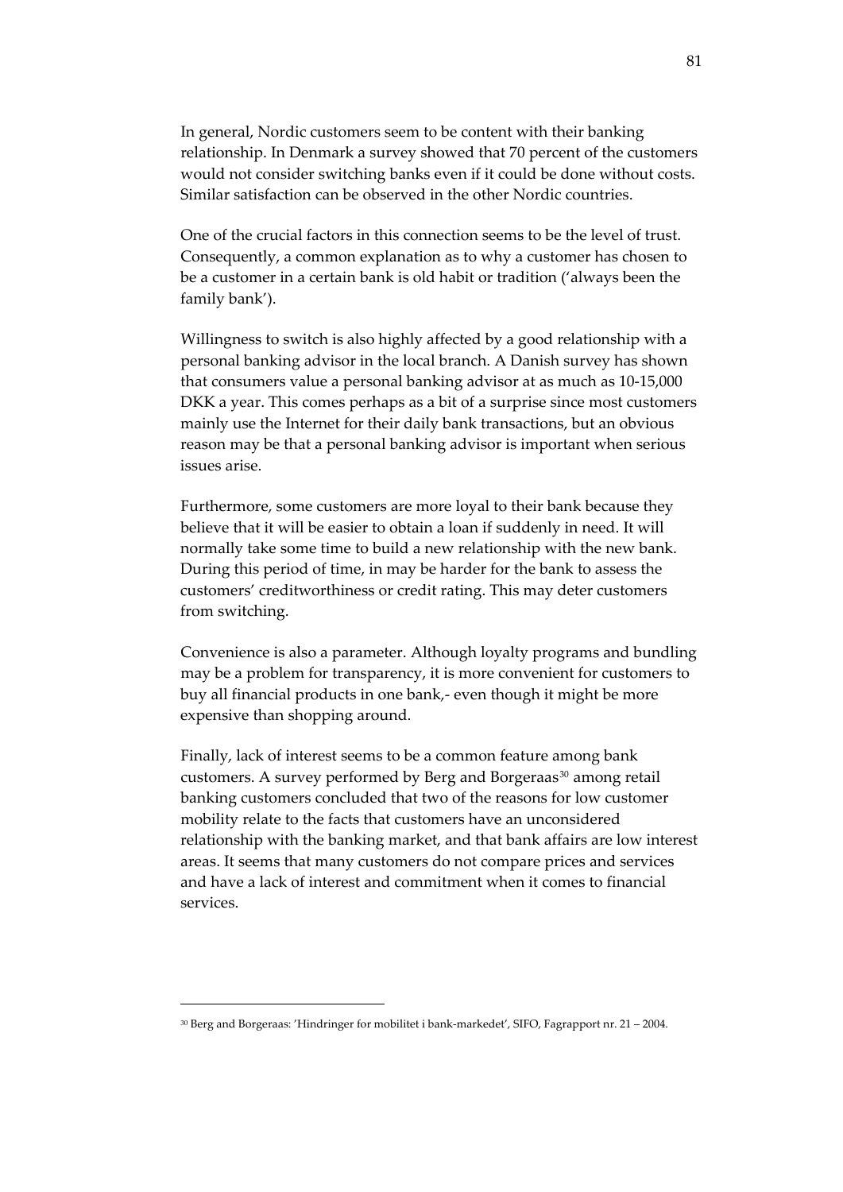In general, Nordic customers seem to be content with their banking relationship. In Denmark a survey showed that 70 percent of the customers would not consider switching banks even if it could be done without costs. Similar satisfaction can be observed in the other Nordic countries.

One of the crucial factors in this connection seems to be the level of trust. Consequently, a common explanation as to why a customer has chosen to be a customer in a certain bank is old habit or tradition ('always been the family bank').

Willingness to switch is also highly affected by a good relationship with a personal banking advisor in the local branch. A Danish survey has shown that consumers value a personal banking advisor at as much as 10-15,000 DKK a year. This comes perhaps as a bit of a surprise since most customers mainly use the Internet for their daily bank transactions, but an obvious reason may be that a personal banking advisor is important when serious issues arise.

Furthermore, some customers are more loyal to their bank because they believe that it will be easier to obtain a loan if suddenly in need. It will normally take some time to build a new relationship with the new bank. During this period of time, in may be harder for the bank to assess the customers' creditworthiness or credit rating. This may deter customers from switching.

Convenience is also a parameter. Although loyalty programs and bundling may be a problem for transparency, it is more convenient for customers to buy all financial products in one bank,- even though it might be more expensive than shopping around.

Finally, lack of interest seems to be a common feature among bank customers. A survey performed by Berg and Borgeraas[30] among retail banking customers concluded that two of the reasons for low customer mobility relate to the facts that customers have an unconsidered relationship with the banking market, and that bank affairs are low interest areas. It seems that many customers do not compare prices and services and have a lack of interest and commitment when it comes to financial services.

---

[30] Berg and Borgeraas: 'Hindringer for mobilitet i bank-markedet', SIFO, Fagrapport nr. 21 – 2004.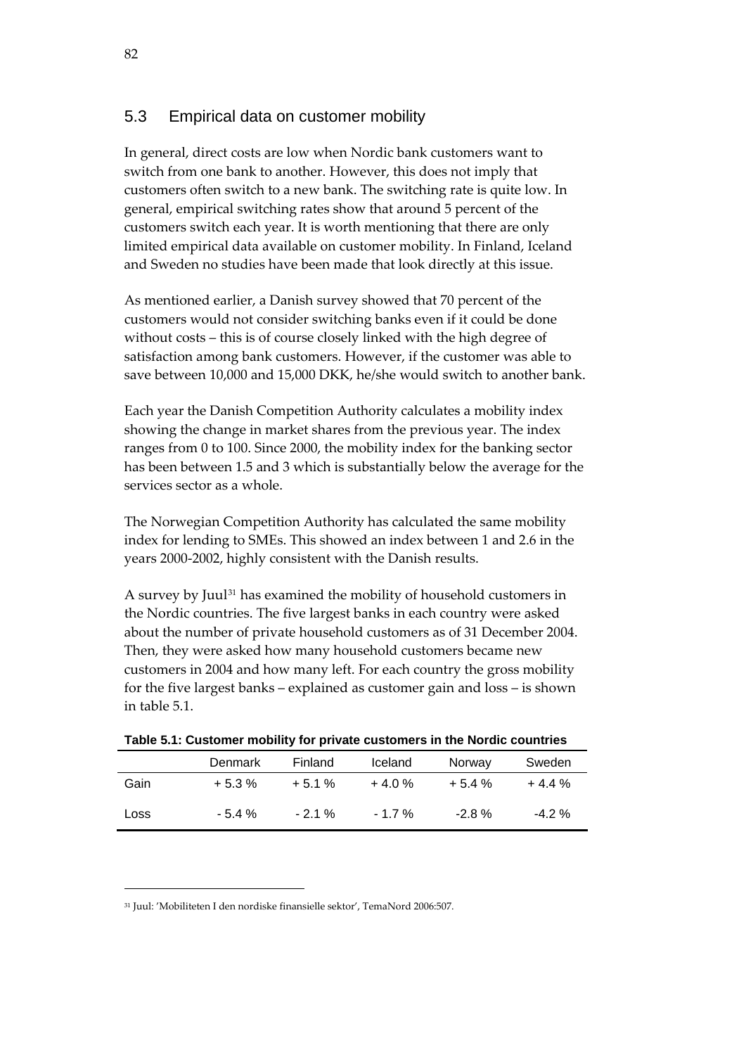## 5.3 Empirical data on customer mobility

In general, direct costs are low when Nordic bank customers want to switch from one bank to another. However, this does not imply that customers often switch to a new bank. The switching rate is quite low. In general, empirical switching rates show that around 5 percent of the customers switch each year. It is worth mentioning that there are only limited empirical data available on customer mobility. In Finland, Iceland and Sweden no studies have been made that look directly at this issue.

As mentioned earlier, a Danish survey showed that 70 percent of the customers would not consider switching banks even if it could be done without costs – this is of course closely linked with the high degree of satisfaction among bank customers. However, if the customer was able to save between 10,000 and 15,000 DKK, he/she would switch to another bank.

Each year the Danish Competition Authority calculates a mobility index showing the change in market shares from the previous year. The index ranges from 0 to 100. Since 2000, the mobility index for the banking sector has been between 1.5 and 3 which is substantially below the average for the services sector as a whole.

The Norwegian Competition Authority has calculated the same mobility index for lending to SMEs. This showed an index between 1 and 2.6 in the years 2000-2002, highly consistent with the Danish results.

A survey by Juul[31] has examined the mobility of household customers in the Nordic countries. The five largest banks in each country were asked about the number of private household customers as of 31 December 2004. Then, they were asked how many household customers became new customers in 2004 and how many left. For each country the gross mobility for the five largest banks – explained as customer gain and loss – is shown in table 5.1.

**Table 5.1: Customer mobility for private customers in the Nordic countries**

| | Denmark | Finland | Iceland | Norway | Sweden |
|---|---|---|---|---|---|
| Gain | + 5.3 % | + 5.1 % | + 4.0 % | + 5.4 % | + 4.4 % |
| Loss | - 5.4 % | - 2.1 % | - 1.7 % | -2.8 % | -4.2 % |

[31] Juul: 'Mobiliteten I den nordiske finansielle sektor', TemaNord 2006:507.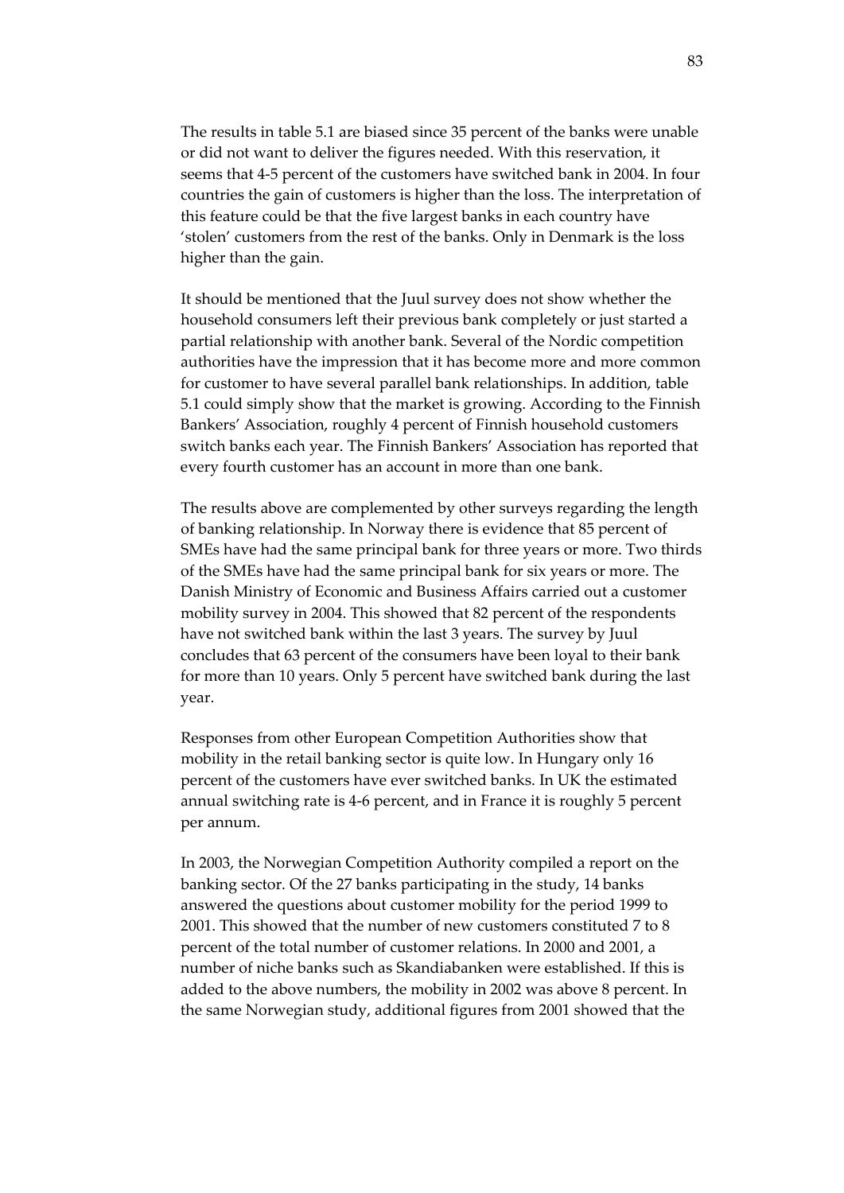The results in table 5.1 are biased since 35 percent of the banks were unable or did not want to deliver the figures needed. With this reservation, it seems that 4-5 percent of the customers have switched bank in 2004. In four countries the gain of customers is higher than the loss. The interpretation of this feature could be that the five largest banks in each country have 'stolen' customers from the rest of the banks. Only in Denmark is the loss higher than the gain.

It should be mentioned that the Juul survey does not show whether the household consumers left their previous bank completely or just started a partial relationship with another bank. Several of the Nordic competition authorities have the impression that it has become more and more common for customer to have several parallel bank relationships. In addition, table 5.1 could simply show that the market is growing. According to the Finnish Bankers' Association, roughly 4 percent of Finnish household customers switch banks each year. The Finnish Bankers' Association has reported that every fourth customer has an account in more than one bank.

The results above are complemented by other surveys regarding the length of banking relationship. In Norway there is evidence that 85 percent of SMEs have had the same principal bank for three years or more. Two thirds of the SMEs have had the same principal bank for six years or more. The Danish Ministry of Economic and Business Affairs carried out a customer mobility survey in 2004. This showed that 82 percent of the respondents have not switched bank within the last 3 years. The survey by Juul concludes that 63 percent of the consumers have been loyal to their bank for more than 10 years. Only 5 percent have switched bank during the last year.

Responses from other European Competition Authorities show that mobility in the retail banking sector is quite low. In Hungary only 16 percent of the customers have ever switched banks. In UK the estimated annual switching rate is 4-6 percent, and in France it is roughly 5 percent per annum.

In 2003, the Norwegian Competition Authority compiled a report on the banking sector. Of the 27 banks participating in the study, 14 banks answered the questions about customer mobility for the period 1999 to 2001. This showed that the number of new customers constituted 7 to 8 percent of the total number of customer relations. In 2000 and 2001, a number of niche banks such as Skandiabanken were established. If this is added to the above numbers, the mobility in 2002 was above 8 percent. In the same Norwegian study, additional figures from 2001 showed that the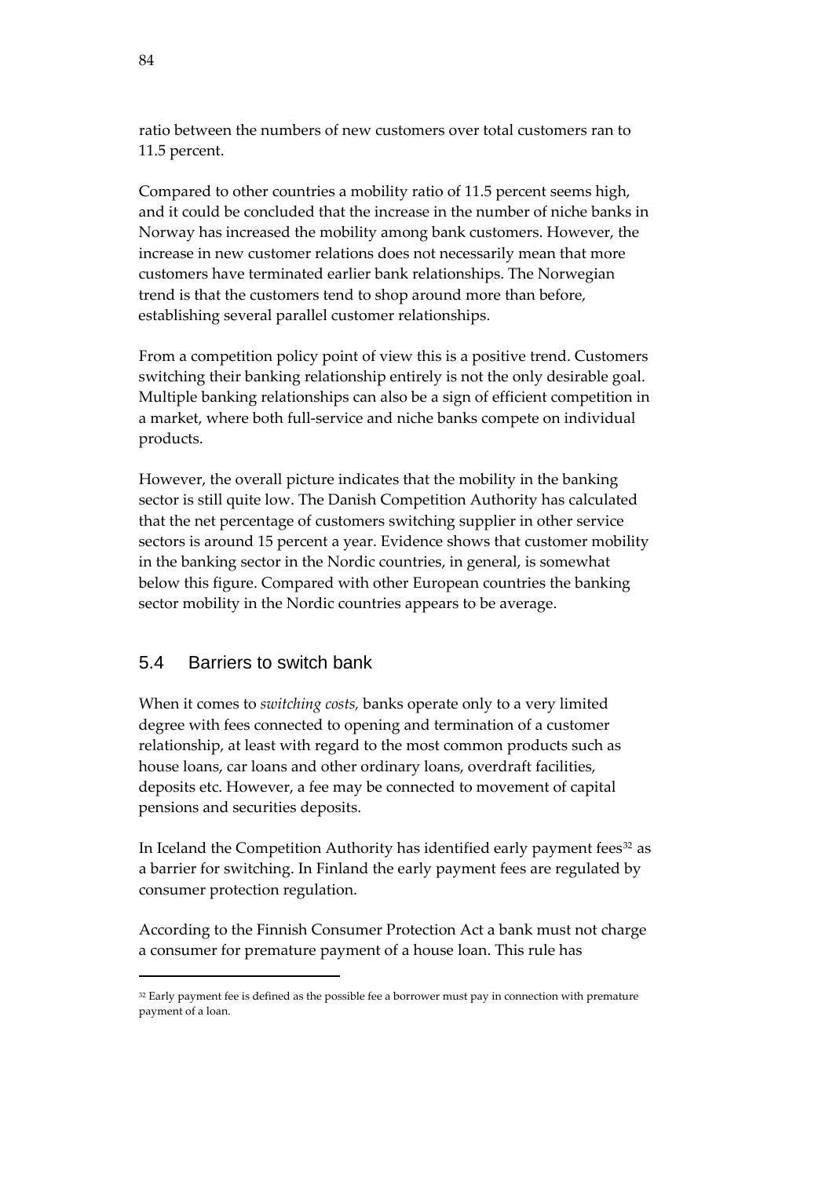ratio between the numbers of new customers over total customers ran to 11.5 percent.

Compared to other countries a mobility ratio of 11.5 percent seems high, and it could be concluded that the increase in the number of niche banks in Norway has increased the mobility among bank customers. However, the increase in new customer relations does not necessarily mean that more customers have terminated earlier bank relationships. The Norwegian trend is that the customers tend to shop around more than before, establishing several parallel customer relationships.

From a competition policy point of view this is a positive trend. Customers switching their banking relationship entirely is not the only desirable goal. Multiple banking relationships can also be a sign of efficient competition in a market, where both full-service and niche banks compete on individual products.

However, the overall picture indicates that the mobility in the banking sector is still quite low. The Danish Competition Authority has calculated that the net percentage of customers switching supplier in other service sectors is around 15 percent a year. Evidence shows that customer mobility in the banking sector in the Nordic countries, in general, is somewhat below this figure. Compared with other European countries the banking sector mobility in the Nordic countries appears to be average.

## 5.4 Barriers to switch bank

When it comes to *switching costs,* banks operate only to a very limited degree with fees connected to opening and termination of a customer relationship, at least with regard to the most common products such as house loans, car loans and other ordinary loans, overdraft facilities, deposits etc. However, a fee may be connected to movement of capital pensions and securities deposits.

In Iceland the Competition Authority has identified early payment fees[32] as a barrier for switching. In Finland the early payment fees are regulated by consumer protection regulation.

According to the Finnish Consumer Protection Act a bank must not charge a consumer for premature payment of a house loan. This rule has

[32] Early payment fee is defined as the possible fee a borrower must pay in connection with premature payment of a loan.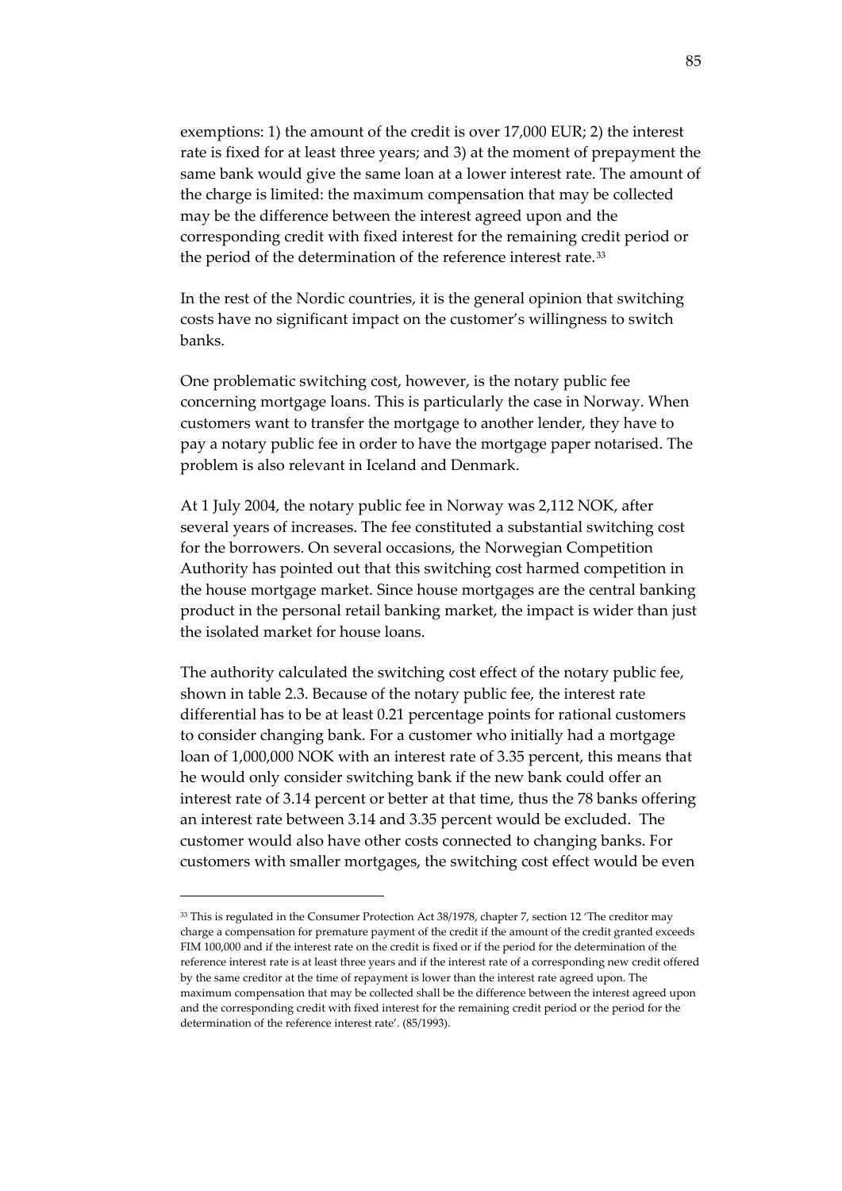exemptions: 1) the amount of the credit is over 17,000 EUR; 2) the interest rate is fixed for at least three years; and 3) at the moment of prepayment the same bank would give the same loan at a lower interest rate. The amount of the charge is limited: the maximum compensation that may be collected may be the difference between the interest agreed upon and the corresponding credit with fixed interest for the remaining credit period or the period of the determination of the reference interest rate.[33]

In the rest of the Nordic countries, it is the general opinion that switching costs have no significant impact on the customer's willingness to switch banks.

One problematic switching cost, however, is the notary public fee concerning mortgage loans. This is particularly the case in Norway. When customers want to transfer the mortgage to another lender, they have to pay a notary public fee in order to have the mortgage paper notarised. The problem is also relevant in Iceland and Denmark.

At 1 July 2004, the notary public fee in Norway was 2,112 NOK, after several years of increases. The fee constituted a substantial switching cost for the borrowers. On several occasions, the Norwegian Competition Authority has pointed out that this switching cost harmed competition in the house mortgage market. Since house mortgages are the central banking product in the personal retail banking market, the impact is wider than just the isolated market for house loans.

The authority calculated the switching cost effect of the notary public fee, shown in table 2.3. Because of the notary public fee, the interest rate differential has to be at least 0.21 percentage points for rational customers to consider changing bank. For a customer who initially had a mortgage loan of 1,000,000 NOK with an interest rate of 3.35 percent, this means that he would only consider switching bank if the new bank could offer an interest rate of 3.14 percent or better at that time, thus the 78 banks offering an interest rate between 3.14 and 3.35 percent would be excluded. The customer would also have other costs connected to changing banks. For customers with smaller mortgages, the switching cost effect would be even

[33] This is regulated in the Consumer Protection Act 38/1978, chapter 7, section 12 'The creditor may charge a compensation for premature payment of the credit if the amount of the credit granted exceeds FIM 100,000 and if the interest rate on the credit is fixed or if the period for the determination of the reference interest rate is at least three years and if the interest rate of a corresponding new credit offered by the same creditor at the time of repayment is lower than the interest rate agreed upon. The maximum compensation that may be collected shall be the difference between the interest agreed upon and the corresponding credit with fixed interest for the remaining credit period or the period for the determination of the reference interest rate'. (85/1993).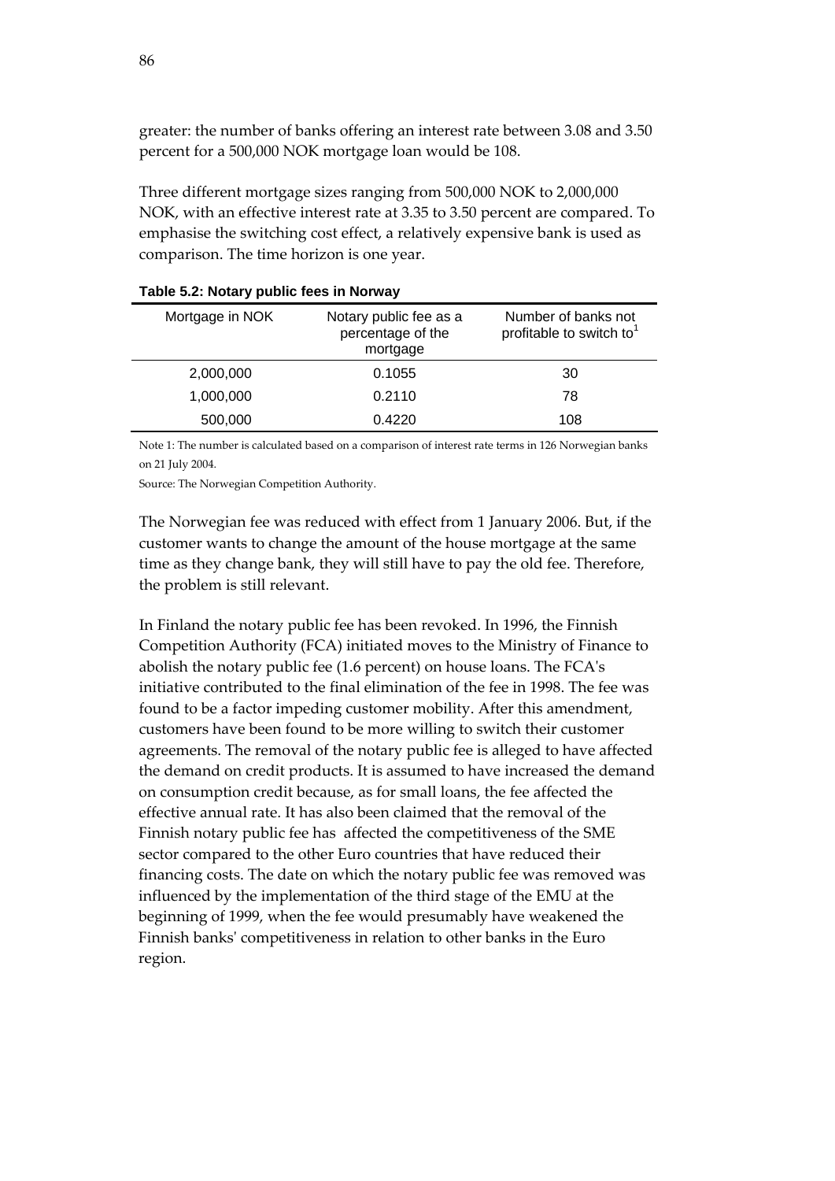greater: the number of banks offering an interest rate between 3.08 and 3.50 percent for a 500,000 NOK mortgage loan would be 108.

Three different mortgage sizes ranging from 500,000 NOK to 2,000,000 NOK, with an effective interest rate at 3.35 to 3.50 percent are compared. To emphasise the switching cost effect, a relatively expensive bank is used as comparison. The time horizon is one year.

**Table 5.2: Notary public fees in Norway**

| Mortgage in NOK | Notary public fee as a percentage of the mortgage | Number of banks not profitable to switch to[1] |
|---|---|---|
| 2,000,000 | 0.1055 | 30 |
| 1,000,000 | 0.2110 | 78 |
| 500,000 | 0.4220 | 108 |

Note 1: The number is calculated based on a comparison of interest rate terms in 126 Norwegian banks on 21 July 2004.

Source: The Norwegian Competition Authority.

The Norwegian fee was reduced with effect from 1 January 2006. But, if the customer wants to change the amount of the house mortgage at the same time as they change bank, they will still have to pay the old fee. Therefore, the problem is still relevant.

In Finland the notary public fee has been revoked. In 1996, the Finnish Competition Authority (FCA) initiated moves to the Ministry of Finance to abolish the notary public fee (1.6 percent) on house loans. The FCA's initiative contributed to the final elimination of the fee in 1998. The fee was found to be a factor impeding customer mobility. After this amendment, customers have been found to be more willing to switch their customer agreements. The removal of the notary public fee is alleged to have affected the demand on credit products. It is assumed to have increased the demand on consumption credit because, as for small loans, the fee affected the effective annual rate. It has also been claimed that the removal of the Finnish notary public fee has affected the competitiveness of the SME sector compared to the other Euro countries that have reduced their financing costs. The date on which the notary public fee was removed was influenced by the implementation of the third stage of the EMU at the beginning of 1999, when the fee would presumably have weakened the Finnish banks' competitiveness in relation to other banks in the Euro region.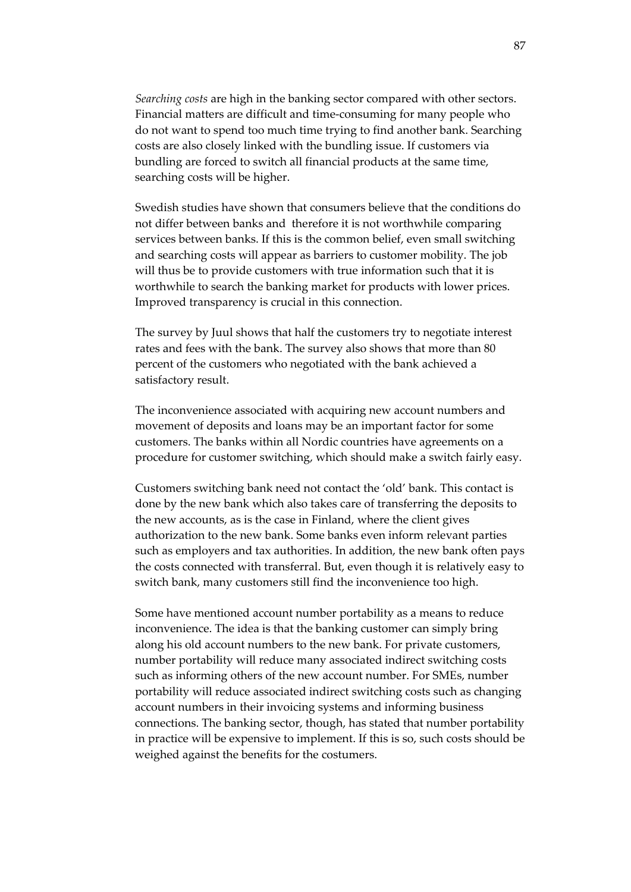*Searching costs* are high in the banking sector compared with other sectors. Financial matters are difficult and time-consuming for many people who do not want to spend too much time trying to find another bank. Searching costs are also closely linked with the bundling issue. If customers via bundling are forced to switch all financial products at the same time, searching costs will be higher.

Swedish studies have shown that consumers believe that the conditions do not differ between banks and therefore it is not worthwhile comparing services between banks. If this is the common belief, even small switching and searching costs will appear as barriers to customer mobility. The job will thus be to provide customers with true information such that it is worthwhile to search the banking market for products with lower prices. Improved transparency is crucial in this connection.

The survey by Juul shows that half the customers try to negotiate interest rates and fees with the bank. The survey also shows that more than 80 percent of the customers who negotiated with the bank achieved a satisfactory result.

The inconvenience associated with acquiring new account numbers and movement of deposits and loans may be an important factor for some customers. The banks within all Nordic countries have agreements on a procedure for customer switching, which should make a switch fairly easy.

Customers switching bank need not contact the 'old' bank. This contact is done by the new bank which also takes care of transferring the deposits to the new accounts, as is the case in Finland, where the client gives authorization to the new bank. Some banks even inform relevant parties such as employers and tax authorities. In addition, the new bank often pays the costs connected with transferral. But, even though it is relatively easy to switch bank, many customers still find the inconvenience too high.

Some have mentioned account number portability as a means to reduce inconvenience. The idea is that the banking customer can simply bring along his old account numbers to the new bank. For private customers, number portability will reduce many associated indirect switching costs such as informing others of the new account number. For SMEs, number portability will reduce associated indirect switching costs such as changing account numbers in their invoicing systems and informing business connections. The banking sector, though, has stated that number portability in practice will be expensive to implement. If this is so, such costs should be weighed against the benefits for the costumers.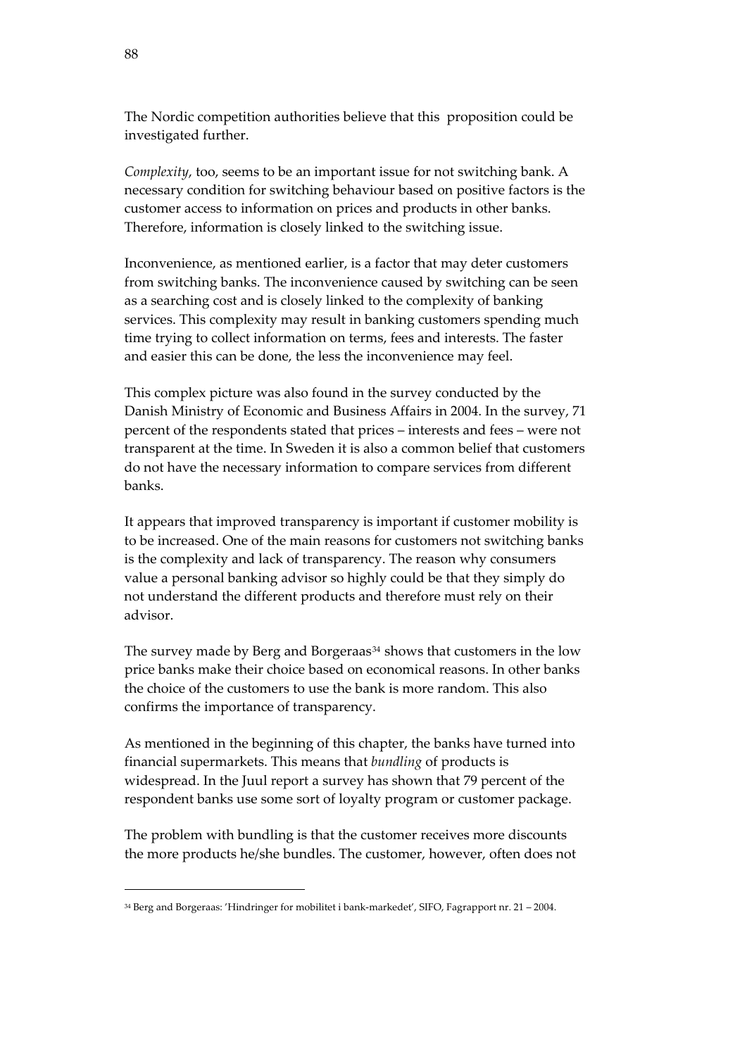The Nordic competition authorities believe that this proposition could be investigated further.

*Complexity*, too, seems to be an important issue for not switching bank. A necessary condition for switching behaviour based on positive factors is the customer access to information on prices and products in other banks. Therefore, information is closely linked to the switching issue.

Inconvenience, as mentioned earlier, is a factor that may deter customers from switching banks. The inconvenience caused by switching can be seen as a searching cost and is closely linked to the complexity of banking services. This complexity may result in banking customers spending much time trying to collect information on terms, fees and interests. The faster and easier this can be done, the less the inconvenience may feel.

This complex picture was also found in the survey conducted by the Danish Ministry of Economic and Business Affairs in 2004. In the survey, 71 percent of the respondents stated that prices – interests and fees – were not transparent at the time. In Sweden it is also a common belief that customers do not have the necessary information to compare services from different banks.

It appears that improved transparency is important if customer mobility is to be increased. One of the main reasons for customers not switching banks is the complexity and lack of transparency. The reason why consumers value a personal banking advisor so highly could be that they simply do not understand the different products and therefore must rely on their advisor.

The survey made by Berg and Borgeraas[34] shows that customers in the low price banks make their choice based on economical reasons. In other banks the choice of the customers to use the bank is more random. This also confirms the importance of transparency.

As mentioned in the beginning of this chapter, the banks have turned into financial supermarkets. This means that *bundling* of products is widespread. In the Juul report a survey has shown that 79 percent of the respondent banks use some sort of loyalty program or customer package.

The problem with bundling is that the customer receives more discounts the more products he/she bundles. The customer, however, often does not

---

[34] Berg and Borgeraas: 'Hindringer for mobilitet i bank-markedet', SIFO, Fagrapport nr. 21 – 2004.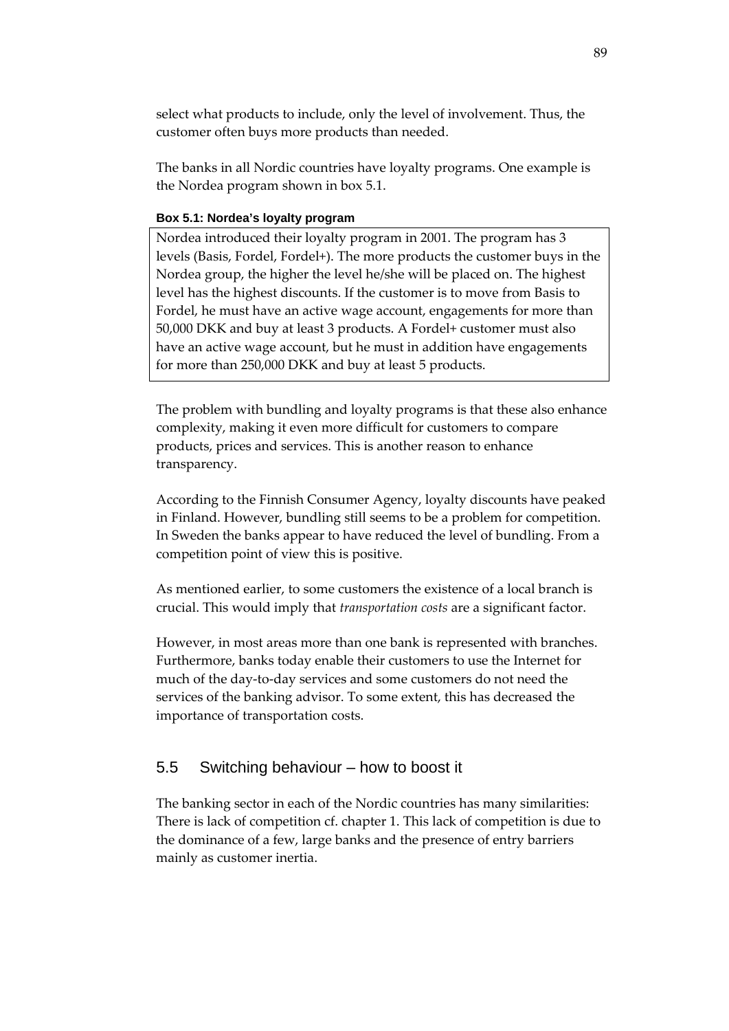select what products to include, only the level of involvement. Thus, the customer often buys more products than needed.

The banks in all Nordic countries have loyalty programs. One example is the Nordea program shown in box 5.1.

**Box 5.1: Nordea's loyalty program**

> Nordea introduced their loyalty program in 2001. The program has 3 levels (Basis, Fordel, Fordel+). The more products the customer buys in the Nordea group, the higher the level he/she will be placed on. The highest level has the highest discounts. If the customer is to move from Basis to Fordel, he must have an active wage account, engagements for more than 50,000 DKK and buy at least 3 products. A Fordel+ customer must also have an active wage account, but he must in addition have engagements for more than 250,000 DKK and buy at least 5 products.

The problem with bundling and loyalty programs is that these also enhance complexity, making it even more difficult for customers to compare products, prices and services. This is another reason to enhance transparency.

According to the Finnish Consumer Agency, loyalty discounts have peaked in Finland. However, bundling still seems to be a problem for competition. In Sweden the banks appear to have reduced the level of bundling. From a competition point of view this is positive.

As mentioned earlier, to some customers the existence of a local branch is crucial. This would imply that *transportation costs* are a significant factor.

However, in most areas more than one bank is represented with branches. Furthermore, banks today enable their customers to use the Internet for much of the day-to-day services and some customers do not need the services of the banking advisor. To some extent, this has decreased the importance of transportation costs.

## 5.5 Switching behaviour – how to boost it

The banking sector in each of the Nordic countries has many similarities: There is lack of competition cf. chapter 1. This lack of competition is due to the dominance of a few, large banks and the presence of entry barriers mainly as customer inertia.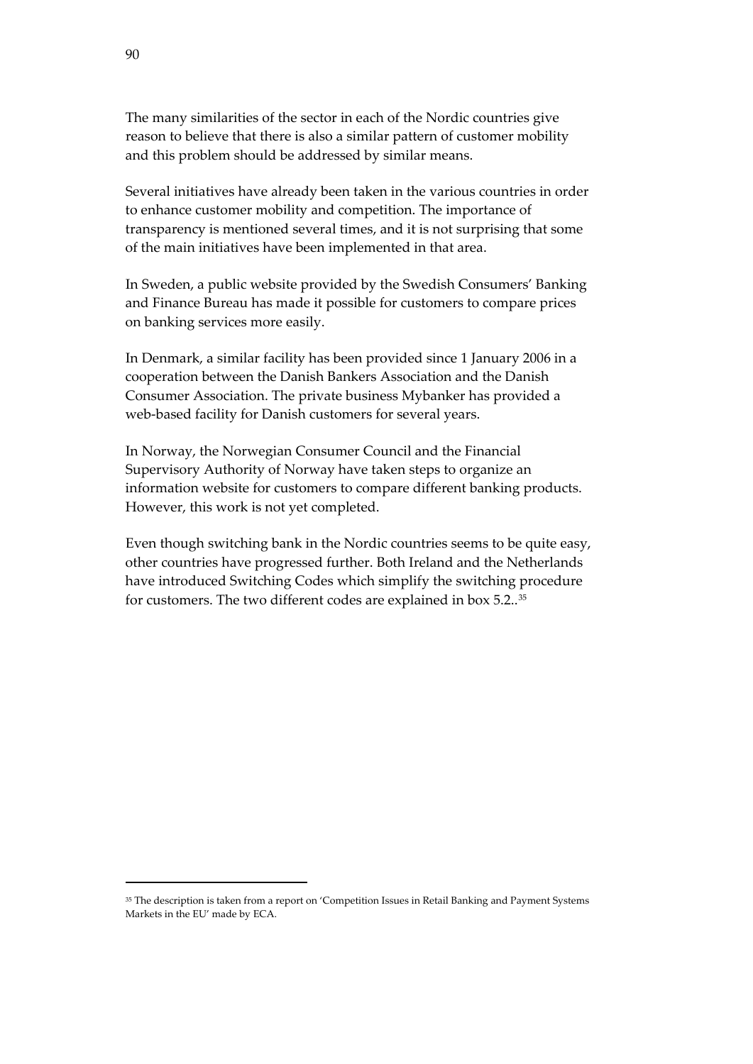The many similarities of the sector in each of the Nordic countries give reason to believe that there is also a similar pattern of customer mobility and this problem should be addressed by similar means.

Several initiatives have already been taken in the various countries in order to enhance customer mobility and competition. The importance of transparency is mentioned several times, and it is not surprising that some of the main initiatives have been implemented in that area.

In Sweden, a public website provided by the Swedish Consumers' Banking and Finance Bureau has made it possible for customers to compare prices on banking services more easily.

In Denmark, a similar facility has been provided since 1 January 2006 in a cooperation between the Danish Bankers Association and the Danish Consumer Association. The private business Mybanker has provided a web-based facility for Danish customers for several years.

In Norway, the Norwegian Consumer Council and the Financial Supervisory Authority of Norway have taken steps to organize an information website for customers to compare different banking products. However, this work is not yet completed.

Even though switching bank in the Nordic countries seems to be quite easy, other countries have progressed further. Both Ireland and the Netherlands have introduced Switching Codes which simplify the switching procedure for customers. The two different codes are explained in box 5.2..[35]

---

[35] The description is taken from a report on 'Competition Issues in Retail Banking and Payment Systems Markets in the EU' made by ECA.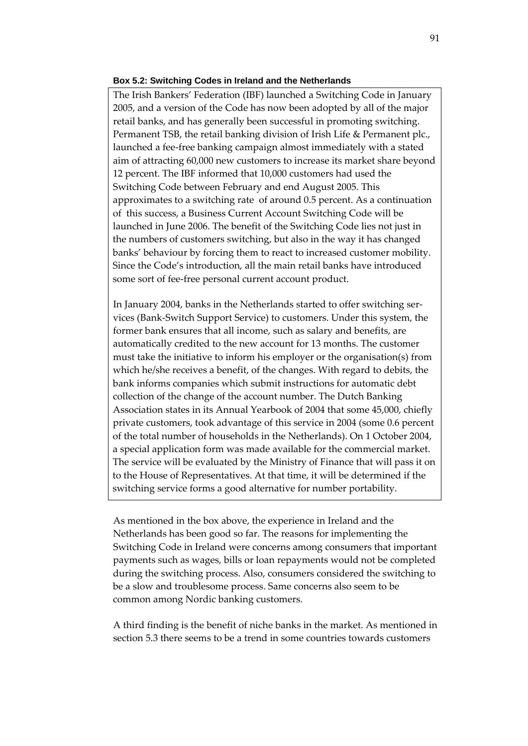**Box 5.2: Switching Codes in Ireland and the Netherlands**

The Irish Bankers' Federation (IBF) launched a Switching Code in January 2005, and a version of the Code has now been adopted by all of the major retail banks, and has generally been successful in promoting switching. Permanent TSB, the retail banking division of Irish Life & Permanent plc., launched a fee-free banking campaign almost immediately with a stated aim of attracting 60,000 new customers to increase its market share beyond 12 percent. The IBF informed that 10,000 customers had used the Switching Code between February and end August 2005. This approximates to a switching rate of around 0.5 percent. As a continuation of this success, a Business Current Account Switching Code will be launched in June 2006. The benefit of the Switching Code lies not just in the numbers of customers switching, but also in the way it has changed banks' behaviour by forcing them to react to increased customer mobility. Since the Code's introduction, all the main retail banks have introduced some sort of fee-free personal current account product.

In January 2004, banks in the Netherlands started to offer switching services (Bank-Switch Support Service) to customers. Under this system, the former bank ensures that all income, such as salary and benefits, are automatically credited to the new account for 13 months. The customer must take the initiative to inform his employer or the organisation(s) from which he/she receives a benefit, of the changes. With regard to debits, the bank informs companies which submit instructions for automatic debt collection of the change of the account number. The Dutch Banking Association states in its Annual Yearbook of 2004 that some 45,000, chiefly private customers, took advantage of this service in 2004 (some 0.6 percent of the total number of households in the Netherlands). On 1 October 2004, a special application form was made available for the commercial market. The service will be evaluated by the Ministry of Finance that will pass it on to the House of Representatives. At that time, it will be determined if the switching service forms a good alternative for number portability.

As mentioned in the box above, the experience in Ireland and the Netherlands has been good so far. The reasons for implementing the Switching Code in Ireland were concerns among consumers that important payments such as wages, bills or loan repayments would not be completed during the switching process. Also, consumers considered the switching to be a slow and troublesome process. Same concerns also seem to be common among Nordic banking customers.

A third finding is the benefit of niche banks in the market. As mentioned in section 5.3 there seems to be a trend in some countries towards customers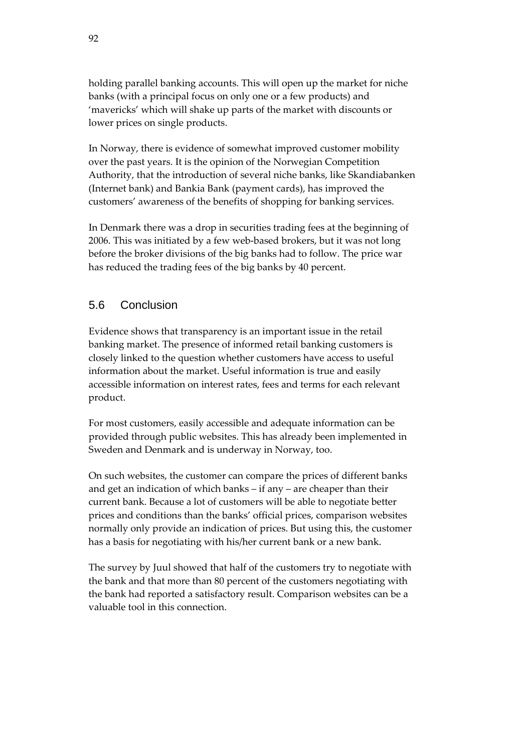holding parallel banking accounts. This will open up the market for niche banks (with a principal focus on only one or a few products) and 'mavericks' which will shake up parts of the market with discounts or lower prices on single products.

In Norway, there is evidence of somewhat improved customer mobility over the past years. It is the opinion of the Norwegian Competition Authority, that the introduction of several niche banks, like Skandiabanken (Internet bank) and Bankia Bank (payment cards), has improved the customers' awareness of the benefits of shopping for banking services.

In Denmark there was a drop in securities trading fees at the beginning of 2006. This was initiated by a few web-based brokers, but it was not long before the broker divisions of the big banks had to follow. The price war has reduced the trading fees of the big banks by 40 percent.

## 5.6 Conclusion

Evidence shows that transparency is an important issue in the retail banking market. The presence of informed retail banking customers is closely linked to the question whether customers have access to useful information about the market. Useful information is true and easily accessible information on interest rates, fees and terms for each relevant product.

For most customers, easily accessible and adequate information can be provided through public websites. This has already been implemented in Sweden and Denmark and is underway in Norway, too.

On such websites, the customer can compare the prices of different banks and get an indication of which banks – if any – are cheaper than their current bank. Because a lot of customers will be able to negotiate better prices and conditions than the banks' official prices, comparison websites normally only provide an indication of prices. But using this, the customer has a basis for negotiating with his/her current bank or a new bank.

The survey by Juul showed that half of the customers try to negotiate with the bank and that more than 80 percent of the customers negotiating with the bank had reported a satisfactory result. Comparison websites can be a valuable tool in this connection.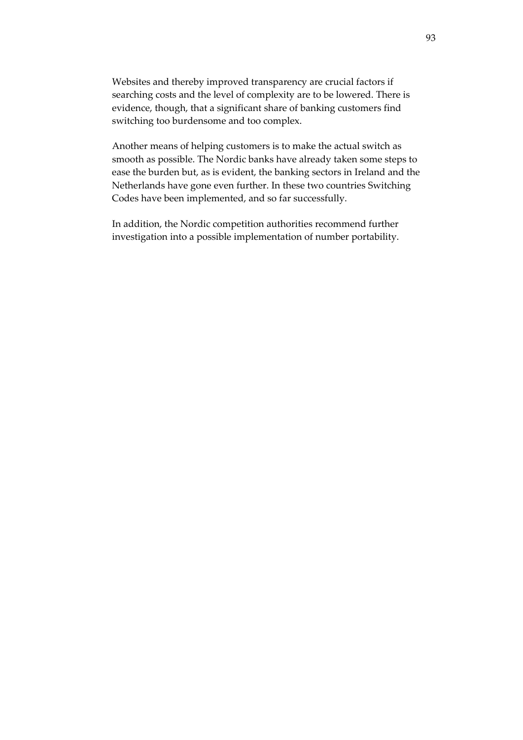Websites and thereby improved transparency are crucial factors if searching costs and the level of complexity are to be lowered. There is evidence, though, that a significant share of banking customers find switching too burdensome and too complex.

Another means of helping customers is to make the actual switch as smooth as possible. The Nordic banks have already taken some steps to ease the burden but, as is evident, the banking sectors in Ireland and the Netherlands have gone even further. In these two countries Switching Codes have been implemented, and so far successfully.

In addition, the Nordic competition authorities recommend further investigation into a possible implementation of number portability.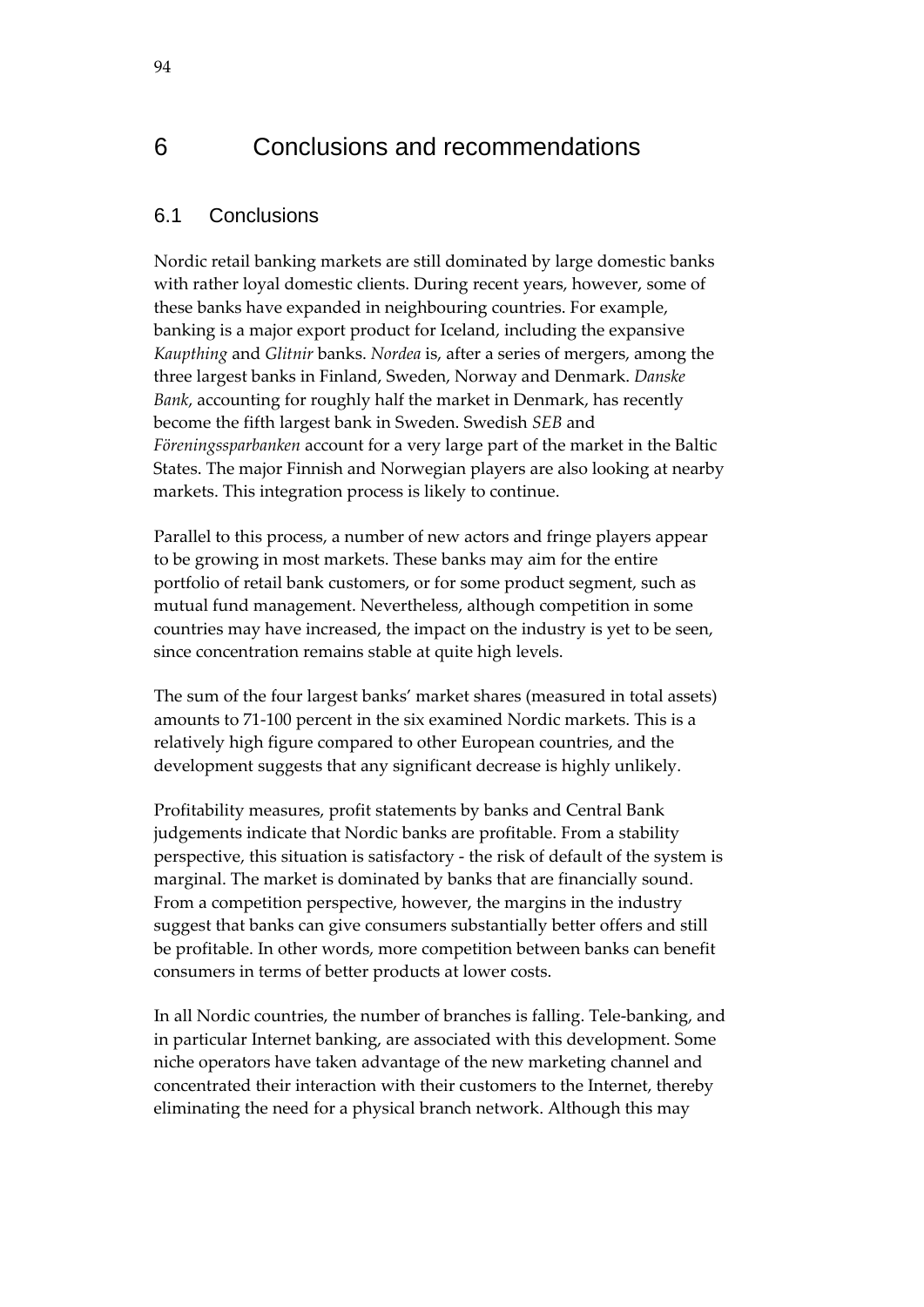# 6 Conclusions and recommendations

## 6.1 Conclusions

Nordic retail banking markets are still dominated by large domestic banks with rather loyal domestic clients. During recent years, however, some of these banks have expanded in neighbouring countries. For example, banking is a major export product for Iceland, including the expansive *Kaupthing* and *Glitnir* banks. *Nordea* is, after a series of mergers, among the three largest banks in Finland, Sweden, Norway and Denmark. *Danske Bank*, accounting for roughly half the market in Denmark, has recently become the fifth largest bank in Sweden. Swedish *SEB* and *Föreningssparbanken* account for a very large part of the market in the Baltic States. The major Finnish and Norwegian players are also looking at nearby markets. This integration process is likely to continue.

Parallel to this process, a number of new actors and fringe players appear to be growing in most markets. These banks may aim for the entire portfolio of retail bank customers, or for some product segment, such as mutual fund management. Nevertheless, although competition in some countries may have increased, the impact on the industry is yet to be seen, since concentration remains stable at quite high levels.

The sum of the four largest banks' market shares (measured in total assets) amounts to 71-100 percent in the six examined Nordic markets. This is a relatively high figure compared to other European countries, and the development suggests that any significant decrease is highly unlikely.

Profitability measures, profit statements by banks and Central Bank judgements indicate that Nordic banks are profitable. From a stability perspective, this situation is satisfactory - the risk of default of the system is marginal. The market is dominated by banks that are financially sound. From a competition perspective, however, the margins in the industry suggest that banks can give consumers substantially better offers and still be profitable. In other words, more competition between banks can benefit consumers in terms of better products at lower costs.

In all Nordic countries, the number of branches is falling. Tele-banking, and in particular Internet banking, are associated with this development. Some niche operators have taken advantage of the new marketing channel and concentrated their interaction with their customers to the Internet, thereby eliminating the need for a physical branch network. Although this may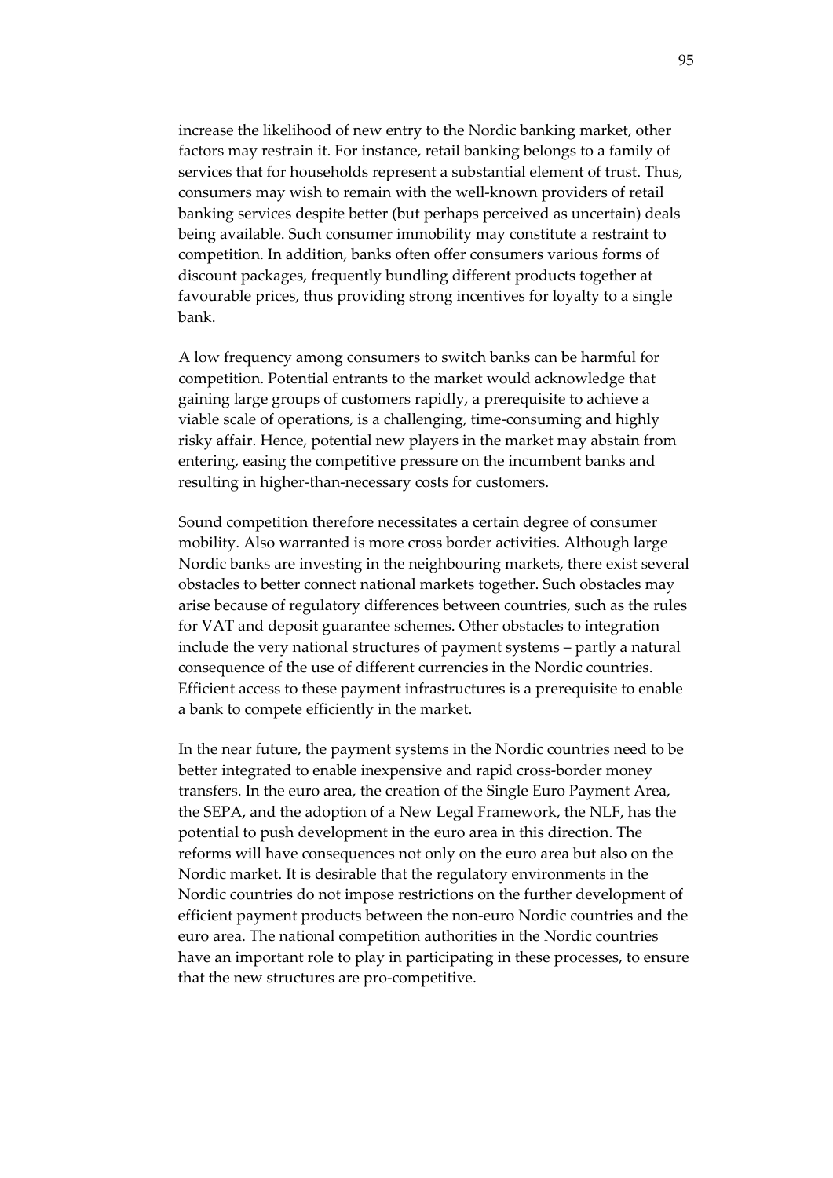increase the likelihood of new entry to the Nordic banking market, other factors may restrain it. For instance, retail banking belongs to a family of services that for households represent a substantial element of trust. Thus, consumers may wish to remain with the well-known providers of retail banking services despite better (but perhaps perceived as uncertain) deals being available. Such consumer immobility may constitute a restraint to competition. In addition, banks often offer consumers various forms of discount packages, frequently bundling different products together at favourable prices, thus providing strong incentives for loyalty to a single bank.

A low frequency among consumers to switch banks can be harmful for competition. Potential entrants to the market would acknowledge that gaining large groups of customers rapidly, a prerequisite to achieve a viable scale of operations, is a challenging, time-consuming and highly risky affair. Hence, potential new players in the market may abstain from entering, easing the competitive pressure on the incumbent banks and resulting in higher-than-necessary costs for customers.

Sound competition therefore necessitates a certain degree of consumer mobility. Also warranted is more cross border activities. Although large Nordic banks are investing in the neighbouring markets, there exist several obstacles to better connect national markets together. Such obstacles may arise because of regulatory differences between countries, such as the rules for VAT and deposit guarantee schemes. Other obstacles to integration include the very national structures of payment systems – partly a natural consequence of the use of different currencies in the Nordic countries. Efficient access to these payment infrastructures is a prerequisite to enable a bank to compete efficiently in the market.

In the near future, the payment systems in the Nordic countries need to be better integrated to enable inexpensive and rapid cross-border money transfers. In the euro area, the creation of the Single Euro Payment Area, the SEPA, and the adoption of a New Legal Framework, the NLF, has the potential to push development in the euro area in this direction. The reforms will have consequences not only on the euro area but also on the Nordic market. It is desirable that the regulatory environments in the Nordic countries do not impose restrictions on the further development of efficient payment products between the non-euro Nordic countries and the euro area. The national competition authorities in the Nordic countries have an important role to play in participating in these processes, to ensure that the new structures are pro-competitive.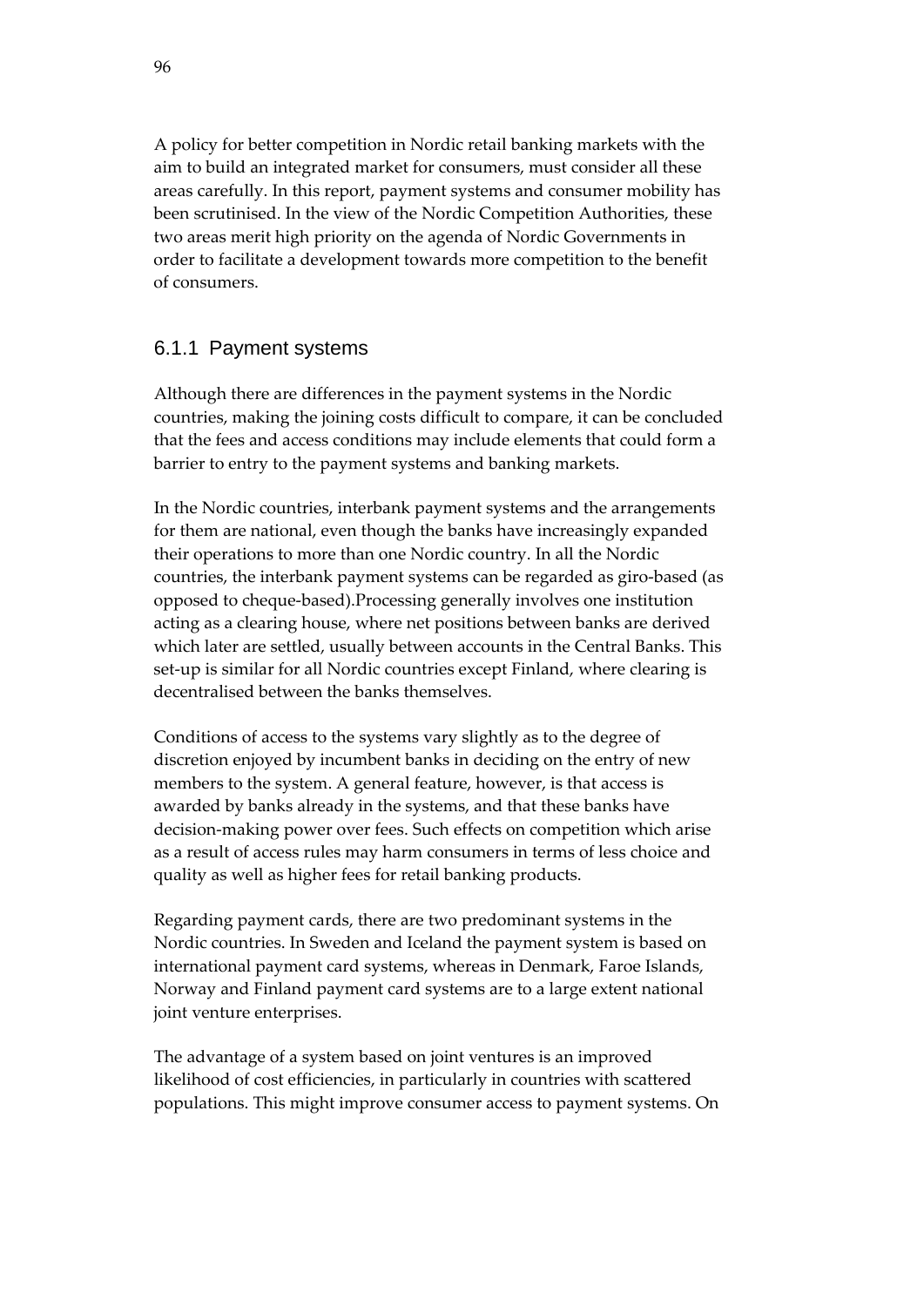A policy for better competition in Nordic retail banking markets with the aim to build an integrated market for consumers, must consider all these areas carefully. In this report, payment systems and consumer mobility has been scrutinised. In the view of the Nordic Competition Authorities, these two areas merit high priority on the agenda of Nordic Governments in order to facilitate a development towards more competition to the benefit of consumers.

### 6.1.1 Payment systems

Although there are differences in the payment systems in the Nordic countries, making the joining costs difficult to compare, it can be concluded that the fees and access conditions may include elements that could form a barrier to entry to the payment systems and banking markets.

In the Nordic countries, interbank payment systems and the arrangements for them are national, even though the banks have increasingly expanded their operations to more than one Nordic country. In all the Nordic countries, the interbank payment systems can be regarded as giro-based (as opposed to cheque-based).Processing generally involves one institution acting as a clearing house, where net positions between banks are derived which later are settled, usually between accounts in the Central Banks. This set-up is similar for all Nordic countries except Finland, where clearing is decentralised between the banks themselves.

Conditions of access to the systems vary slightly as to the degree of discretion enjoyed by incumbent banks in deciding on the entry of new members to the system. A general feature, however, is that access is awarded by banks already in the systems, and that these banks have decision-making power over fees. Such effects on competition which arise as a result of access rules may harm consumers in terms of less choice and quality as well as higher fees for retail banking products.

Regarding payment cards, there are two predominant systems in the Nordic countries. In Sweden and Iceland the payment system is based on international payment card systems, whereas in Denmark, Faroe Islands, Norway and Finland payment card systems are to a large extent national joint venture enterprises.

The advantage of a system based on joint ventures is an improved likelihood of cost efficiencies, in particularly in countries with scattered populations. This might improve consumer access to payment systems. On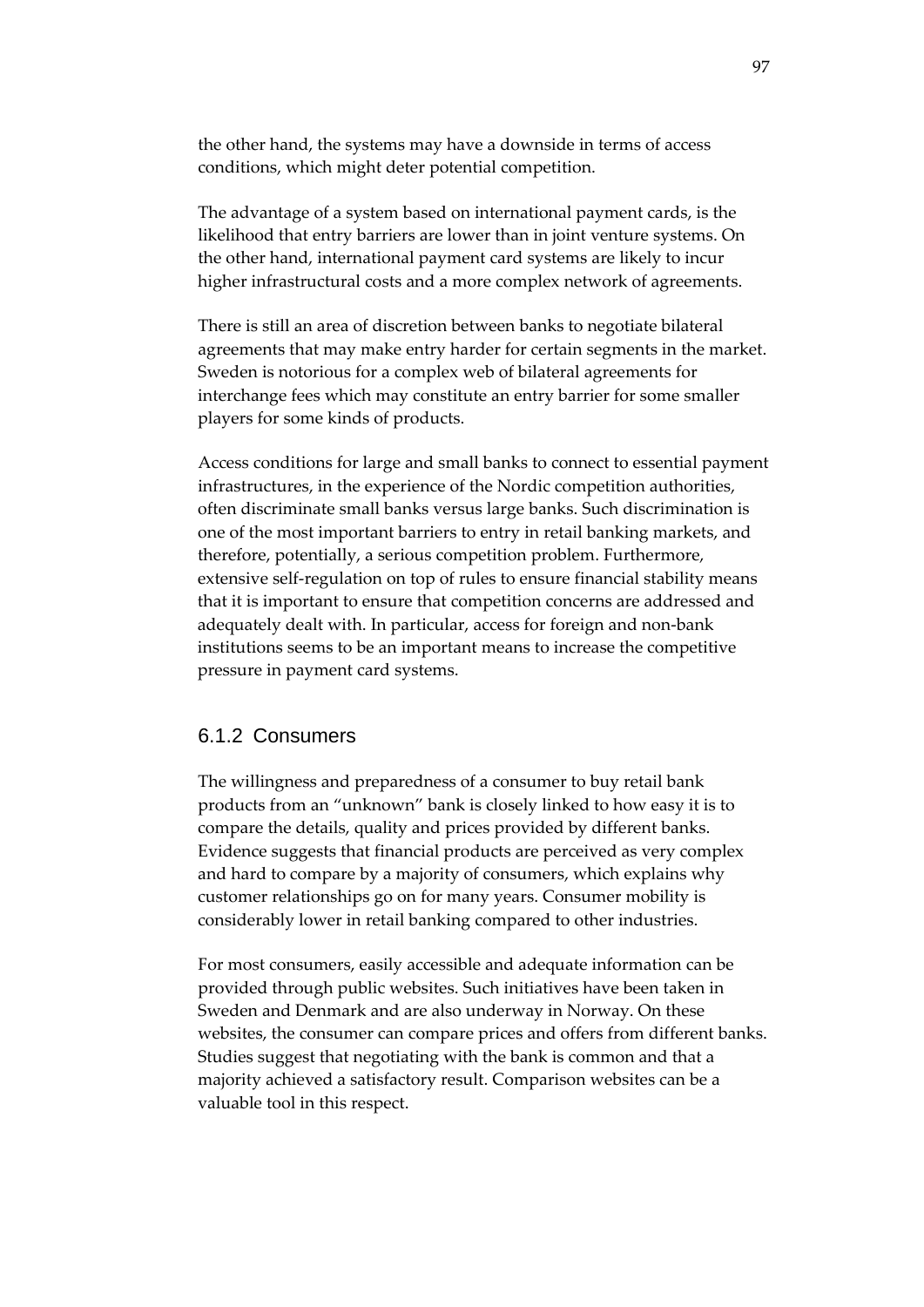the other hand, the systems may have a downside in terms of access conditions, which might deter potential competition.

The advantage of a system based on international payment cards, is the likelihood that entry barriers are lower than in joint venture systems. On the other hand, international payment card systems are likely to incur higher infrastructural costs and a more complex network of agreements.

There is still an area of discretion between banks to negotiate bilateral agreements that may make entry harder for certain segments in the market. Sweden is notorious for a complex web of bilateral agreements for interchange fees which may constitute an entry barrier for some smaller players for some kinds of products.

Access conditions for large and small banks to connect to essential payment infrastructures, in the experience of the Nordic competition authorities, often discriminate small banks versus large banks. Such discrimination is one of the most important barriers to entry in retail banking markets, and therefore, potentially, a serious competition problem. Furthermore, extensive self-regulation on top of rules to ensure financial stability means that it is important to ensure that competition concerns are addressed and adequately dealt with. In particular, access for foreign and non-bank institutions seems to be an important means to increase the competitive pressure in payment card systems.

### 6.1.2 Consumers

The willingness and preparedness of a consumer to buy retail bank products from an "unknown" bank is closely linked to how easy it is to compare the details, quality and prices provided by different banks. Evidence suggests that financial products are perceived as very complex and hard to compare by a majority of consumers, which explains why customer relationships go on for many years. Consumer mobility is considerably lower in retail banking compared to other industries.

For most consumers, easily accessible and adequate information can be provided through public websites. Such initiatives have been taken in Sweden and Denmark and are also underway in Norway. On these websites, the consumer can compare prices and offers from different banks. Studies suggest that negotiating with the bank is common and that a majority achieved a satisfactory result. Comparison websites can be a valuable tool in this respect.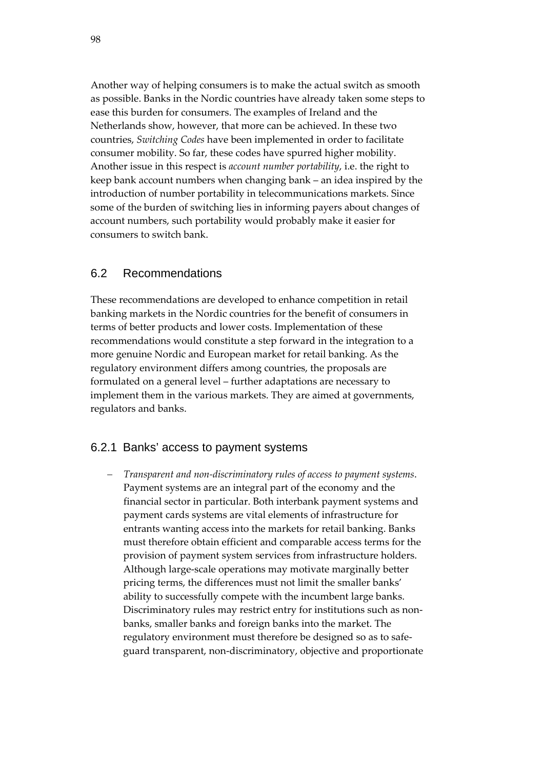Another way of helping consumers is to make the actual switch as smooth as possible. Banks in the Nordic countries have already taken some steps to ease this burden for consumers. The examples of Ireland and the Netherlands show, however, that more can be achieved. In these two countries, *Switching Codes* have been implemented in order to facilitate consumer mobility. So far, these codes have spurred higher mobility. Another issue in this respect is *account number portability*, i.e. the right to keep bank account numbers when changing bank – an idea inspired by the introduction of number portability in telecommunications markets. Since some of the burden of switching lies in informing payers about changes of account numbers, such portability would probably make it easier for consumers to switch bank.

## 6.2 Recommendations

These recommendations are developed to enhance competition in retail banking markets in the Nordic countries for the benefit of consumers in terms of better products and lower costs. Implementation of these recommendations would constitute a step forward in the integration to a more genuine Nordic and European market for retail banking. As the regulatory environment differs among countries, the proposals are formulated on a general level – further adaptations are necessary to implement them in the various markets. They are aimed at governments, regulators and banks.

### 6.2.1 Banks' access to payment systems

- *Transparent and non-discriminatory rules of access to payment systems*. Payment systems are an integral part of the economy and the financial sector in particular. Both interbank payment systems and payment cards systems are vital elements of infrastructure for entrants wanting access into the markets for retail banking. Banks must therefore obtain efficient and comparable access terms for the provision of payment system services from infrastructure holders. Although large-scale operations may motivate marginally better pricing terms, the differences must not limit the smaller banks' ability to successfully compete with the incumbent large banks. Discriminatory rules may restrict entry for institutions such as non-banks, smaller banks and foreign banks into the market. The regulatory environment must therefore be designed so as to safe-guard transparent, non-discriminatory, objective and proportionate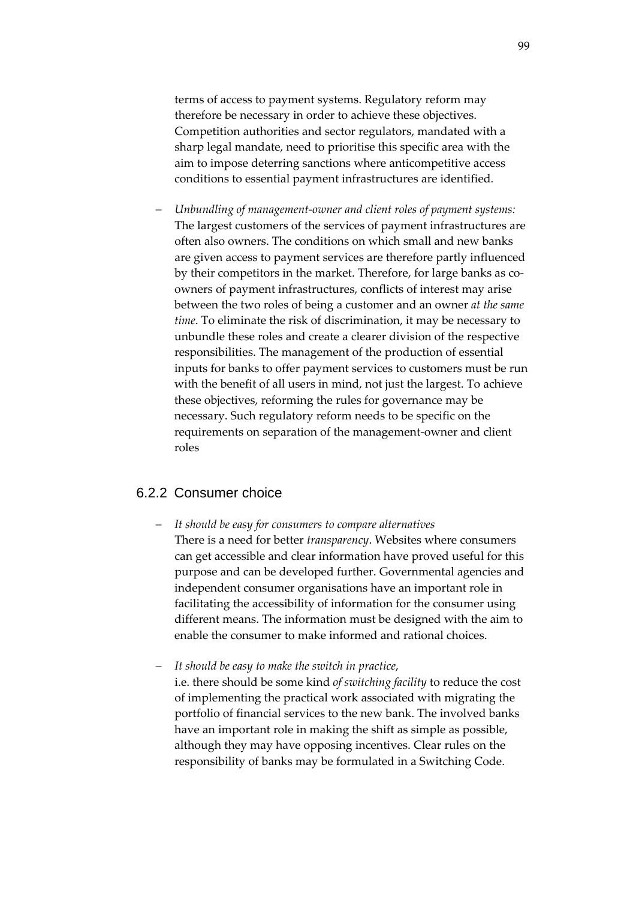terms of access to payment systems. Regulatory reform may therefore be necessary in order to achieve these objectives. Competition authorities and sector regulators, mandated with a sharp legal mandate, need to prioritise this specific area with the aim to impose deterring sanctions where anticompetitive access conditions to essential payment infrastructures are identified.

– *Unbundling of management-owner and client roles of payment systems:* The largest customers of the services of payment infrastructures are often also owners. The conditions on which small and new banks are given access to payment services are therefore partly influenced by their competitors in the market. Therefore, for large banks as co-owners of payment infrastructures, conflicts of interest may arise between the two roles of being a customer and an owner *at the same time*. To eliminate the risk of discrimination, it may be necessary to unbundle these roles and create a clearer division of the respective responsibilities. The management of the production of essential inputs for banks to offer payment services to customers must be run with the benefit of all users in mind, not just the largest. To achieve these objectives, reforming the rules for governance may be necessary. Such regulatory reform needs to be specific on the requirements on separation of the management-owner and client roles

### 6.2.2 Consumer choice

– *It should be easy for consumers to compare alternatives*
There is a need for better *transparency*. Websites where consumers can get accessible and clear information have proved useful for this purpose and can be developed further. Governmental agencies and independent consumer organisations have an important role in facilitating the accessibility of information for the consumer using different means. The information must be designed with the aim to enable the consumer to make informed and rational choices.

– *It should be easy to make the switch in practice*,
i.e. there should be some kind *of switching facility* to reduce the cost of implementing the practical work associated with migrating the portfolio of financial services to the new bank. The involved banks have an important role in making the shift as simple as possible, although they may have opposing incentives. Clear rules on the responsibility of banks may be formulated in a Switching Code.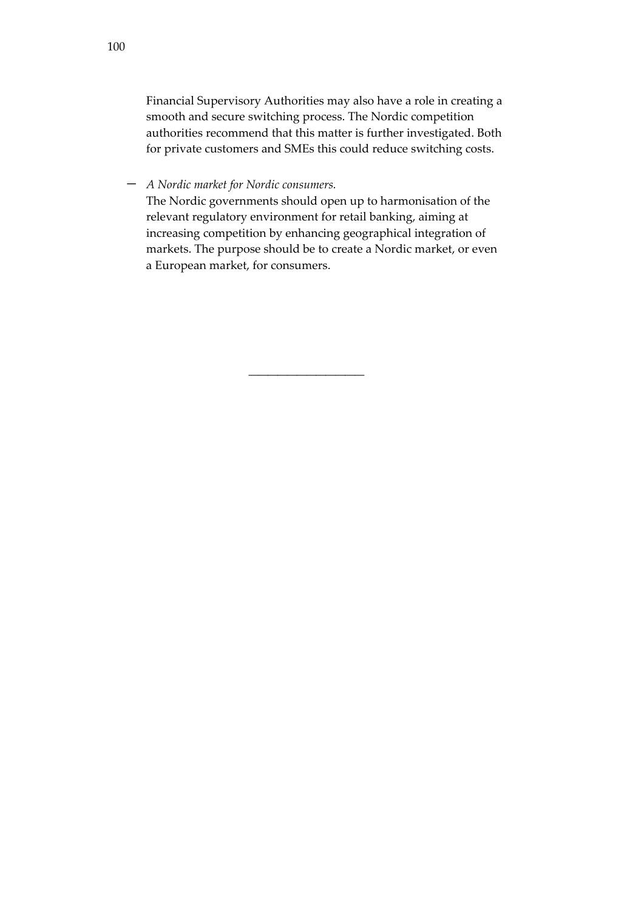Financial Supervisory Authorities may also have a role in creating a smooth and secure switching process. The Nordic competition authorities recommend that this matter is further investigated. Both for private customers and SMEs this could reduce switching costs.

- *A Nordic market for Nordic consumers.*
  The Nordic governments should open up to harmonisation of the relevant regulatory environment for retail banking, aiming at increasing competition by enhancing geographical integration of markets. The purpose should be to create a Nordic market, or even a European market, for consumers.

---